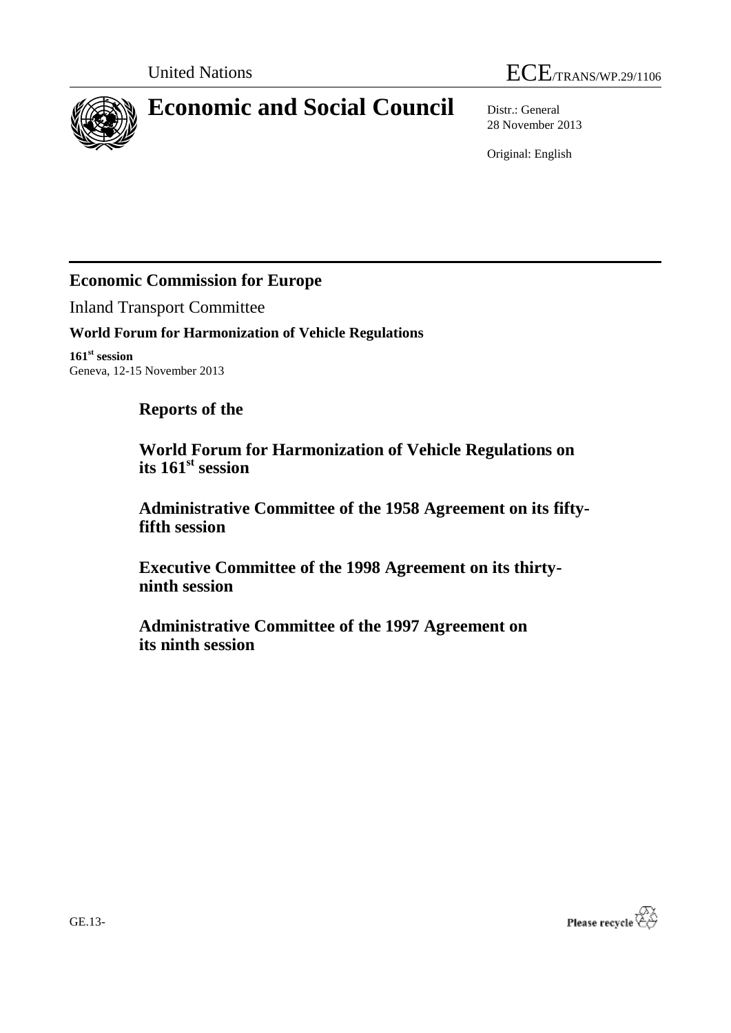United Nations

# ECE/TRANS/WP.29/1106

## Economic and Social Council

Distr.: General
28 November 2013

Original: English

---

## Economic Commission for Europe

Inland Transport Committee

**World Forum for Harmonization of Vehicle Regulations**

**161st session**
Geneva, 12-15 November 2013

# Reports of the

## World Forum for Harmonization of Vehicle Regulations on its 161st session

## Administrative Committee of the 1958 Agreement on its fifty-fifth session

## Executive Committee of the 1998 Agreement on its thirty-ninth session

## Administrative Committee of the 1997 Agreement on its ninth session

GE.13-

Please recycle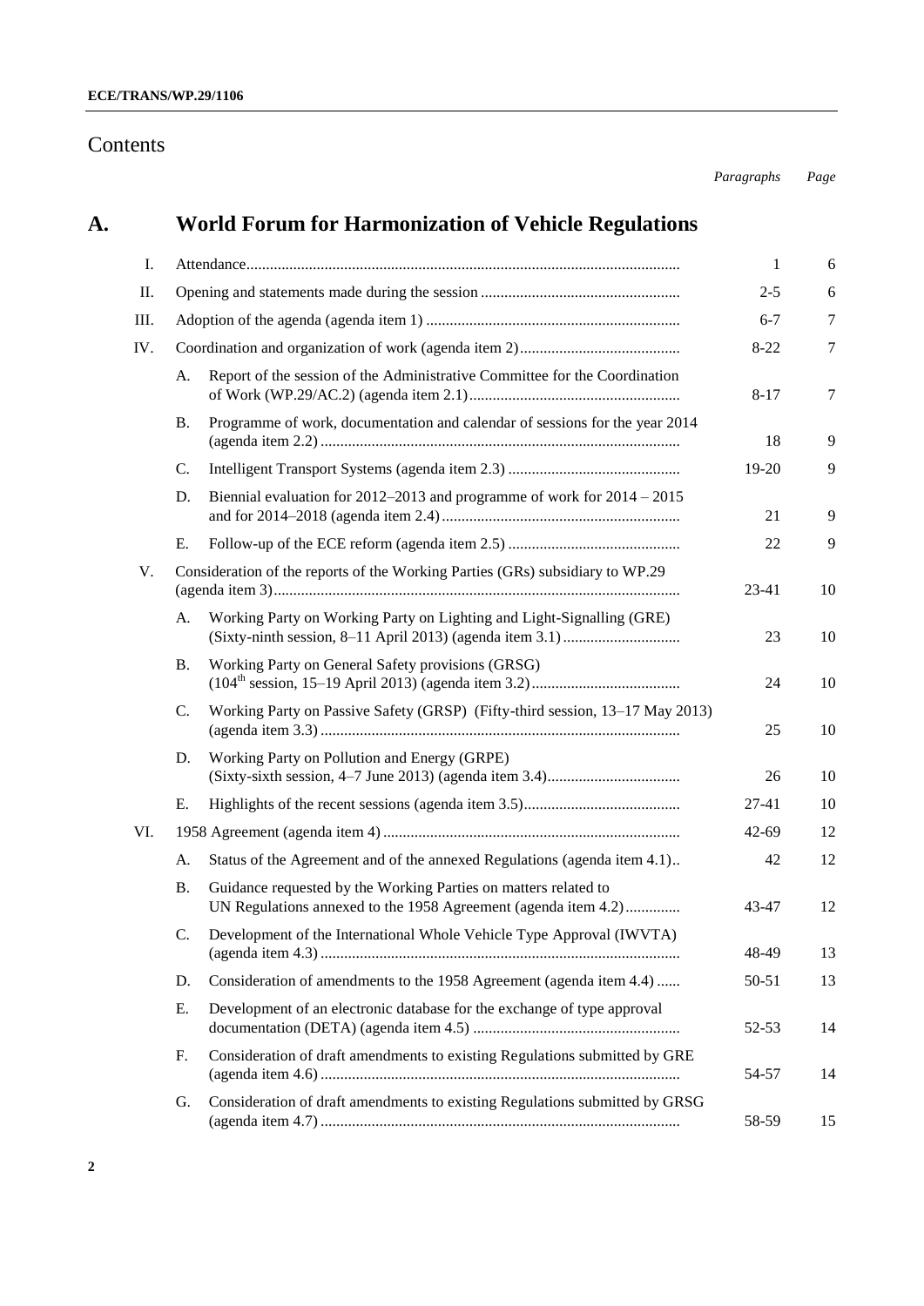# Contents

| | | | *Paragraphs* | *Page* |
|---|---|---|---|---|

## A. World Forum for Harmonization of Vehicle Regulations

| | | | Paragraphs | Page |
|---|---|---|---|---|
| I. | | Attendance | 1 | 6 |
| II. | | Opening and statements made during the session | 2-5 | 6 |
| III. | | Adoption of the agenda (agenda item 1) | 6-7 | 7 |
| IV. | | Coordination and organization of work (agenda item 2) | 8-22 | 7 |
| | A. | Report of the session of the Administrative Committee for the Coordination of Work (WP.29/AC.2) (agenda item 2.1) | 8-17 | 7 |
| | B. | Programme of work, documentation and calendar of sessions for the year 2014 (agenda item 2.2) | 18 | 9 |
| | C. | Intelligent Transport Systems (agenda item 2.3) | 19-20 | 9 |
| | D. | Biennial evaluation for 2012–2013 and programme of work for 2014 – 2015 and for 2014–2018 (agenda item 2.4) | 21 | 9 |
| | E. | Follow-up of the ECE reform (agenda item 2.5) | 22 | 9 |
| V. | | Consideration of the reports of the Working Parties (GRs) subsidiary to WP.29 (agenda item 3) | 23-41 | 10 |
| | A. | Working Party on Working Party on Lighting and Light-Signalling (GRE) (Sixty-ninth session, 8–11 April 2013) (agenda item 3.1) | 23 | 10 |
| | B. | Working Party on General Safety provisions (GRSG) (104th session, 15–19 April 2013) (agenda item 3.2) | 24 | 10 |
| | C. | Working Party on Passive Safety (GRSP) (Fifty-third session, 13–17 May 2013) (agenda item 3.3) | 25 | 10 |
| | D. | Working Party on Pollution and Energy (GRPE) (Sixty-sixth session, 4–7 June 2013) (agenda item 3.4) | 26 | 10 |
| | E. | Highlights of the recent sessions (agenda item 3.5) | 27-41 | 10 |
| VI. | | 1958 Agreement (agenda item 4) | 42-69 | 12 |
| | A. | Status of the Agreement and of the annexed Regulations (agenda item 4.1) | 42 | 12 |
| | B. | Guidance requested by the Working Parties on matters related to UN Regulations annexed to the 1958 Agreement (agenda item 4.2) | 43-47 | 12 |
| | C. | Development of the International Whole Vehicle Type Approval (IWVTA) (agenda item 4.3) | 48-49 | 13 |
| | D. | Consideration of amendments to the 1958 Agreement (agenda item 4.4) | 50-51 | 13 |
| | E. | Development of an electronic database for the exchange of type approval documentation (DETA) (agenda item 4.5) | 52-53 | 14 |
| | F. | Consideration of draft amendments to existing Regulations submitted by GRE (agenda item 4.6) | 54-57 | 14 |
| | G. | Consideration of draft amendments to existing Regulations submitted by GRSG (agenda item 4.7) | 58-59 | 15 |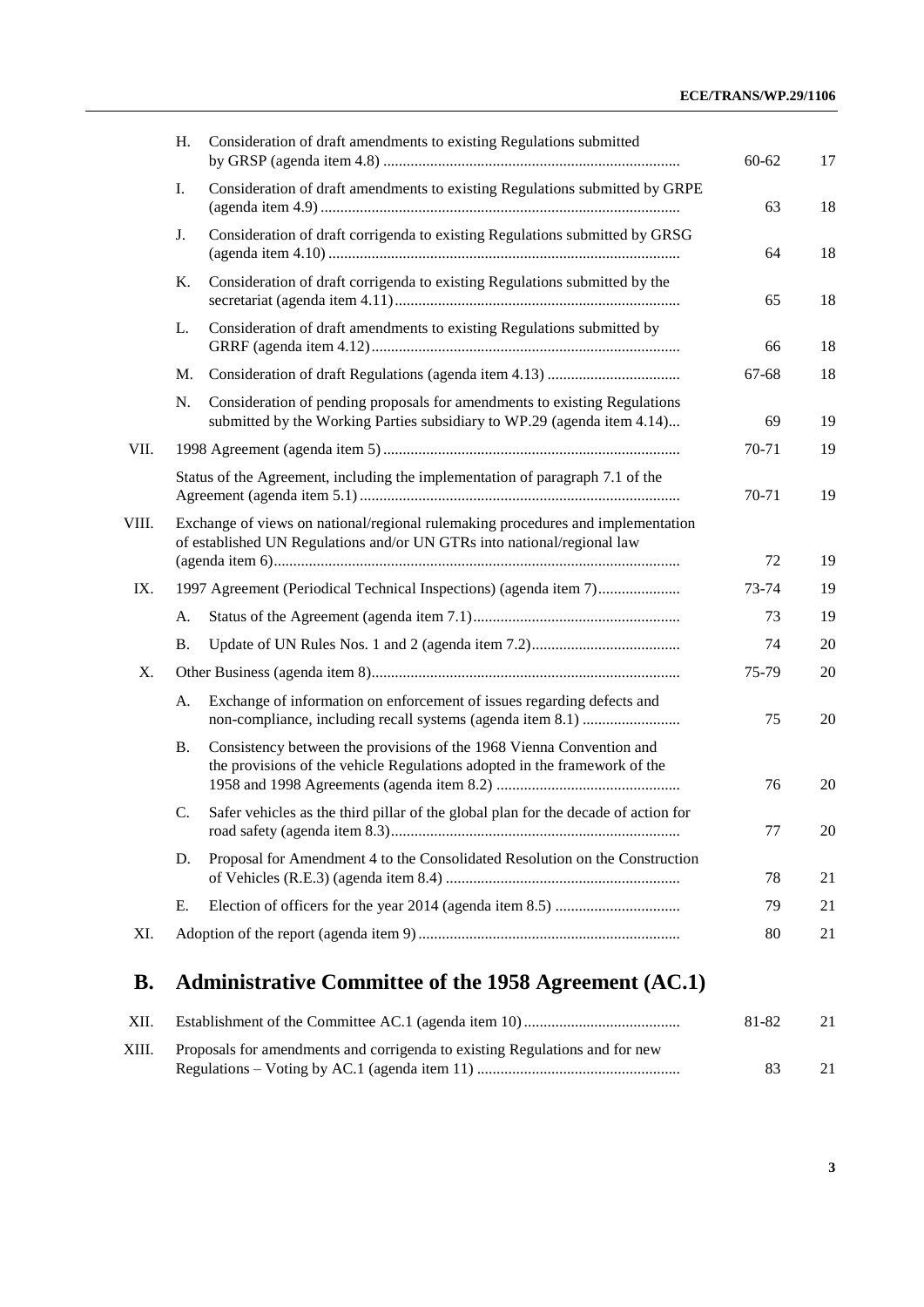| | | | Paragraphs | Page |
|---|---|---|---|---|
| | H. | Consideration of draft amendments to existing Regulations submitted by GRSP (agenda item 4.8) | 60-62 | 17 |
| | I. | Consideration of draft amendments to existing Regulations submitted by GRPE (agenda item 4.9) | 63 | 18 |
| | J. | Consideration of draft corrigenda to existing Regulations submitted by GRSG (agenda item 4.10) | 64 | 18 |
| | K. | Consideration of draft corrigenda to existing Regulations submitted by the secretariat (agenda item 4.11) | 65 | 18 |
| | L. | Consideration of draft amendments to existing Regulations submitted by GRRF (agenda item 4.12) | 66 | 18 |
| | M. | Consideration of draft Regulations (agenda item 4.13) | 67-68 | 18 |
| | N. | Consideration of pending proposals for amendments to existing Regulations submitted by the Working Parties subsidiary to WP.29 (agenda item 4.14) | 69 | 19 |
| VII. | | 1998 Agreement (agenda item 5) | 70-71 | 19 |
| | | Status of the Agreement, including the implementation of paragraph 7.1 of the Agreement (agenda item 5.1) | 70-71 | 19 |
| VIII. | | Exchange of views on national/regional rulemaking procedures and implementation of established UN Regulations and/or UN GTRs into national/regional law (agenda item 6) | 72 | 19 |
| IX. | | 1997 Agreement (Periodical Technical Inspections) (agenda item 7) | 73-74 | 19 |
| | A. | Status of the Agreement (agenda item 7.1) | 73 | 19 |
| | B. | Update of UN Rules Nos. 1 and 2 (agenda item 7.2) | 74 | 20 |
| X. | | Other Business (agenda item 8) | 75-79 | 20 |
| | A. | Exchange of information on enforcement of issues regarding defects and non-compliance, including recall systems (agenda item 8.1) | 75 | 20 |
| | B. | Consistency between the provisions of the 1968 Vienna Convention and the provisions of the vehicle Regulations adopted in the framework of the 1958 and 1998 Agreements (agenda item 8.2) | 76 | 20 |
| | C. | Safer vehicles as the third pillar of the global plan for the decade of action for road safety (agenda item 8.3) | 77 | 20 |
| | D. | Proposal for Amendment 4 to the Consolidated Resolution on the Construction of Vehicles (R.E.3) (agenda item 8.4) | 78 | 21 |
| | E. | Election of officers for the year 2014 (agenda item 8.5) | 79 | 21 |
| XI. | | Adoption of the report (agenda item 9) | 80 | 21 |

## B. Administrative Committee of the 1958 Agreement (AC.1)

| | | | |
|---|---|---|---|
| XII. | Establishment of the Committee AC.1 (agenda item 10) | 81-82 | 21 |
| XIII. | Proposals for amendments and corrigenda to existing Regulations and for new Regulations – Voting by AC.1 (agenda item 11) | 83 | 21 |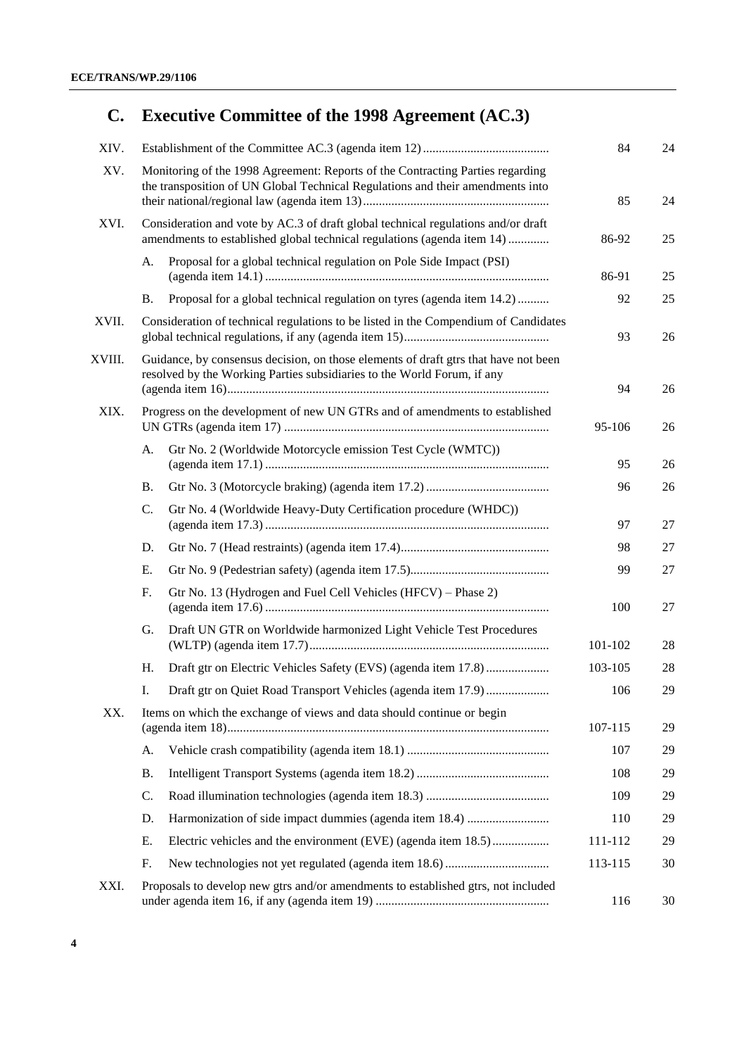## C. Executive Committee of the 1998 Agreement (AC.3)

| | | | |
|---|---|---|---|
| XIV. | Establishment of the Committee AC.3 (agenda item 12) | 84 | 24 |
| XV. | Monitoring of the 1998 Agreement: Reports of the Contracting Parties regarding the transposition of UN Global Technical Regulations and their amendments into their national/regional law (agenda item 13) | 85 | 24 |
| XVI. | Consideration and vote by AC.3 of draft global technical regulations and/or draft amendments to established global technical regulations (agenda item 14) | 86-92 | 25 |
| | A. Proposal for a global technical regulation on Pole Side Impact (PSI) (agenda item 14.1) | 86-91 | 25 |
| | B. Proposal for a global technical regulation on tyres (agenda item 14.2) | 92 | 25 |
| XVII. | Consideration of technical regulations to be listed in the Compendium of Candidates global technical regulations, if any (agenda item 15) | 93 | 26 |
| XVIII. | Guidance, by consensus decision, on those elements of draft gtrs that have not been resolved by the Working Parties subsidiaries to the World Forum, if any (agenda item 16) | 94 | 26 |
| XIX. | Progress on the development of new UN GTRs and of amendments to established UN GTRs (agenda item 17) | 95-106 | 26 |
| | A. Gtr No. 2 (Worldwide Motorcycle emission Test Cycle (WMTC)) (agenda item 17.1) | 95 | 26 |
| | B. Gtr No. 3 (Motorcycle braking) (agenda item 17.2) | 96 | 26 |
| | C. Gtr No. 4 (Worldwide Heavy-Duty Certification procedure (WHDC)) (agenda item 17.3) | 97 | 27 |
| | D. Gtr No. 7 (Head restraints) (agenda item 17.4) | 98 | 27 |
| | E. Gtr No. 9 (Pedestrian safety) (agenda item 17.5) | 99 | 27 |
| | F. Gtr No. 13 (Hydrogen and Fuel Cell Vehicles (HFCV) – Phase 2) (agenda item 17.6) | 100 | 27 |
| | G. Draft UN GTR on Worldwide harmonized Light Vehicle Test Procedures (WLTP) (agenda item 17.7) | 101-102 | 28 |
| | H. Draft gtr on Electric Vehicles Safety (EVS) (agenda item 17.8) | 103-105 | 28 |
| | I. Draft gtr on Quiet Road Transport Vehicles (agenda item 17.9) | 106 | 29 |
| XX. | Items on which the exchange of views and data should continue or begin (agenda item 18) | 107-115 | 29 |
| | A. Vehicle crash compatibility (agenda item 18.1) | 107 | 29 |
| | B. Intelligent Transport Systems (agenda item 18.2) | 108 | 29 |
| | C. Road illumination technologies (agenda item 18.3) | 109 | 29 |
| | D. Harmonization of side impact dummies (agenda item 18.4) | 110 | 29 |
| | E. Electric vehicles and the environment (EVE) (agenda item 18.5) | 111-112 | 29 |
| | F. New technologies not yet regulated (agenda item 18.6) | 113-115 | 30 |
| XXI. | Proposals to develop new gtrs and/or amendments to established gtrs, not included under agenda item 16, if any (agenda item 19) | 116 | 30 |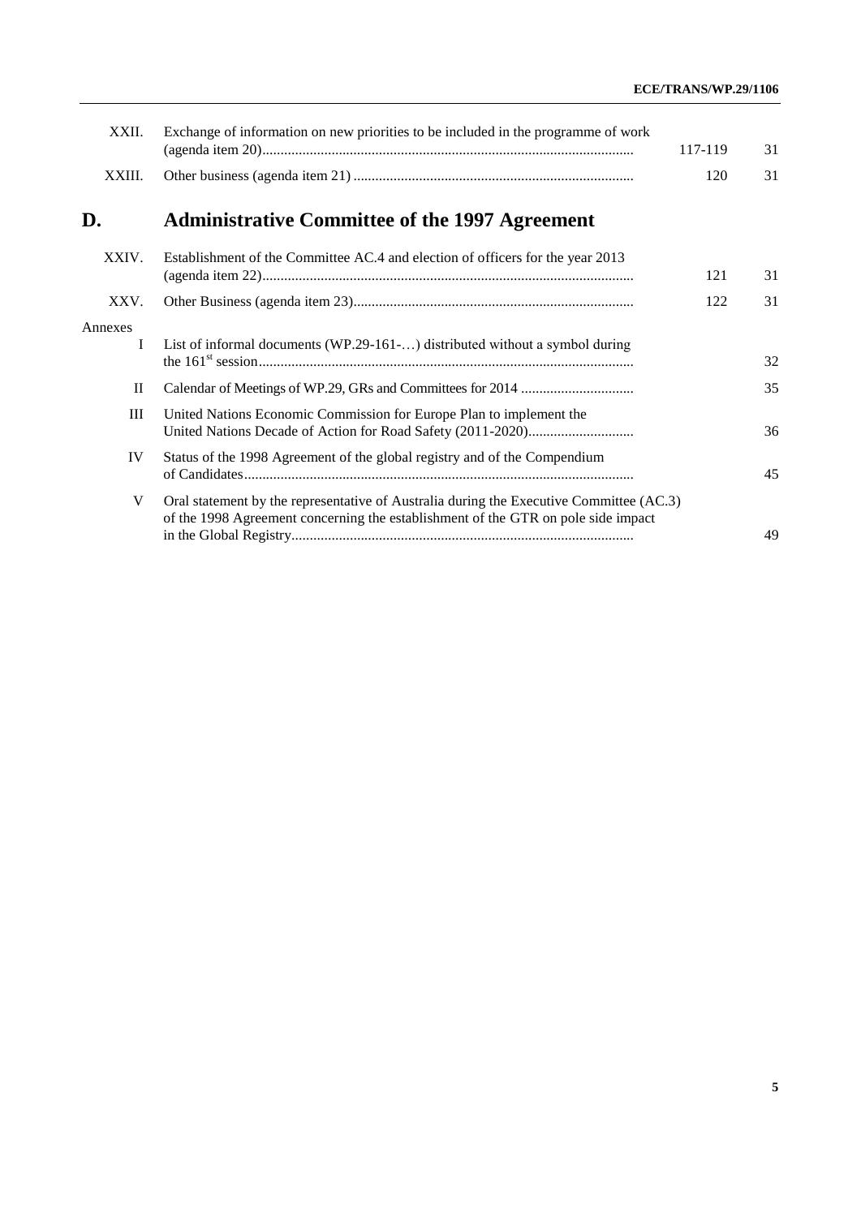| | | | |
|---|---|---|---|
| XXII. | Exchange of information on new priorities to be included in the programme of work (agenda item 20) | 117-119 | 31 |
| XXIII. | Other business (agenda item 21) | 120 | 31 |

## D. Administrative Committee of the 1997 Agreement

| | | | |
|---|---|---|---|
| XXIV. | Establishment of the Committee AC.4 and election of officers for the year 2013 (agenda item 22) | 121 | 31 |
| XXV. | Other Business (agenda item 23) | 122 | 31 |
| Annexes | | | |
| I | List of informal documents (WP.29-161-…) distributed without a symbol during the 161st session | | 32 |
| II | Calendar of Meetings of WP.29, GRs and Committees for 2014 | | 35 |
| III | United Nations Economic Commission for Europe Plan to implement the United Nations Decade of Action for Road Safety (2011-2020) | | 36 |
| IV | Status of the 1998 Agreement of the global registry and of the Compendium of Candidates | | 45 |
| V | Oral statement by the representative of Australia during the Executive Committee (AC.3) of the 1998 Agreement concerning the establishment of the GTR on pole side impact in the Global Registry | | 49 |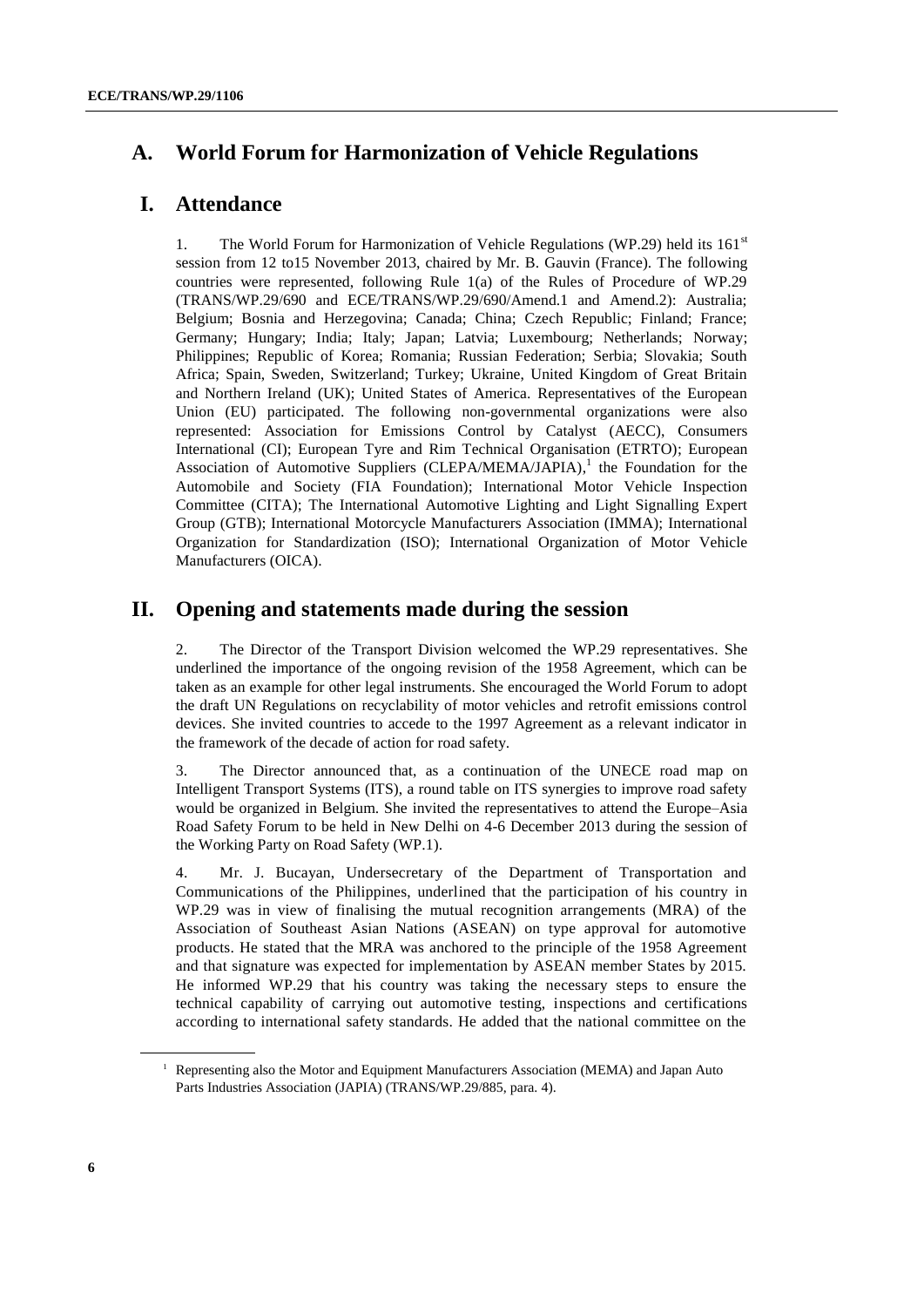# A. World Forum for Harmonization of Vehicle Regulations

## I. Attendance

1. The World Forum for Harmonization of Vehicle Regulations (WP.29) held its 161st session from 12 to15 November 2013, chaired by Mr. B. Gauvin (France). The following countries were represented, following Rule 1(a) of the Rules of Procedure of WP.29 (TRANS/WP.29/690 and ECE/TRANS/WP.29/690/Amend.1 and Amend.2): Australia; Belgium; Bosnia and Herzegovina; Canada; China; Czech Republic; Finland; France; Germany; Hungary; India; Italy; Japan; Latvia; Luxembourg; Netherlands; Norway; Philippines; Republic of Korea; Romania; Russian Federation; Serbia; Slovakia; South Africa; Spain, Sweden, Switzerland; Turkey; Ukraine, United Kingdom of Great Britain and Northern Ireland (UK); United States of America. Representatives of the European Union (EU) participated. The following non-governmental organizations were also represented: Association for Emissions Control by Catalyst (AECC), Consumers International (CI); European Tyre and Rim Technical Organisation (ETRTO); European Association of Automotive Suppliers (CLEPA/MEMA/JAPIA),[1] the Foundation for the Automobile and Society (FIA Foundation); International Motor Vehicle Inspection Committee (CITA); The International Automotive Lighting and Light Signalling Expert Group (GTB); International Motorcycle Manufacturers Association (IMMA); International Organization for Standardization (ISO); International Organization of Motor Vehicle Manufacturers (OICA).

## II. Opening and statements made during the session

2. The Director of the Transport Division welcomed the WP.29 representatives. She underlined the importance of the ongoing revision of the 1958 Agreement, which can be taken as an example for other legal instruments. She encouraged the World Forum to adopt the draft UN Regulations on recyclability of motor vehicles and retrofit emissions control devices. She invited countries to accede to the 1997 Agreement as a relevant indicator in the framework of the decade of action for road safety.

3. The Director announced that, as a continuation of the UNECE road map on Intelligent Transport Systems (ITS), a round table on ITS synergies to improve road safety would be organized in Belgium. She invited the representatives to attend the Europe–Asia Road Safety Forum to be held in New Delhi on 4-6 December 2013 during the session of the Working Party on Road Safety (WP.1).

4. Mr. J. Bucayan, Undersecretary of the Department of Transportation and Communications of the Philippines, underlined that the participation of his country in WP.29 was in view of finalising the mutual recognition arrangements (MRA) of the Association of Southeast Asian Nations (ASEAN) on type approval for automotive products. He stated that the MRA was anchored to the principle of the 1958 Agreement and that signature was expected for implementation by ASEAN member States by 2015. He informed WP.29 that his country was taking the necessary steps to ensure the technical capability of carrying out automotive testing, inspections and certifications according to international safety standards. He added that the national committee on the

---

[1] Representing also the Motor and Equipment Manufacturers Association (MEMA) and Japan Auto Parts Industries Association (JAPIA) (TRANS/WP.29/885, para. 4).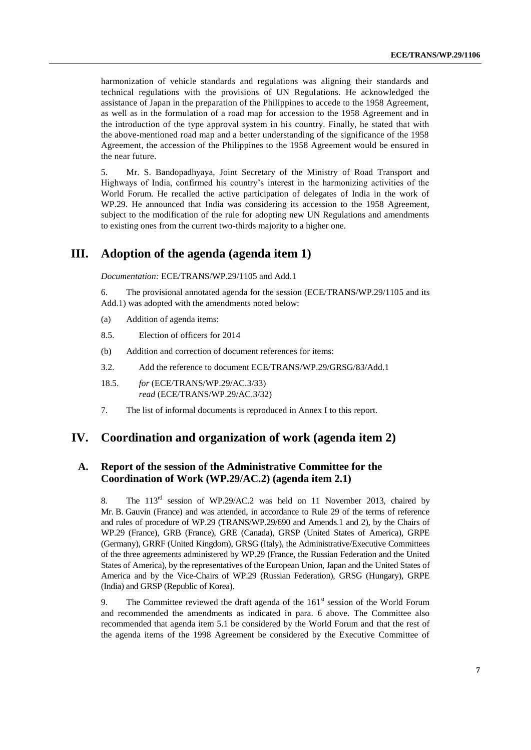harmonization of vehicle standards and regulations was aligning their standards and technical regulations with the provisions of UN Regulations. He acknowledged the assistance of Japan in the preparation of the Philippines to accede to the 1958 Agreement, as well as in the formulation of a road map for accession to the 1958 Agreement and in the introduction of the type approval system in his country. Finally, he stated that with the above-mentioned road map and a better understanding of the significance of the 1958 Agreement, the accession of the Philippines to the 1958 Agreement would be ensured in the near future.

5. Mr. S. Bandopadhyaya, Joint Secretary of the Ministry of Road Transport and Highways of India, confirmed his country's interest in the harmonizing activities of the World Forum. He recalled the active participation of delegates of India in the work of WP.29. He announced that India was considering its accession to the 1958 Agreement, subject to the modification of the rule for adopting new UN Regulations and amendments to existing ones from the current two-thirds majority to a higher one.

# III. Adoption of the agenda (agenda item 1)

*Documentation:* ECE/TRANS/WP.29/1105 and Add.1

6. The provisional annotated agenda for the session (ECE/TRANS/WP.29/1105 and its Add.1) was adopted with the amendments noted below:

(a) Addition of agenda items:

8.5. Election of officers for 2014

(b) Addition and correction of document references for items:

3.2. Add the reference to document ECE/TRANS/WP.29/GRSG/83/Add.1

18.5. *for* (ECE/TRANS/WP.29/AC.3/33)
*read* (ECE/TRANS/WP.29/AC.3/32)

7. The list of informal documents is reproduced in Annex I to this report.

# IV. Coordination and organization of work (agenda item 2)

## A. Report of the session of the Administrative Committee for the Coordination of Work (WP.29/AC.2) (agenda item 2.1)

8. The 113rd session of WP.29/AC.2 was held on 11 November 2013, chaired by Mr. B. Gauvin (France) and was attended, in accordance to Rule 29 of the terms of reference and rules of procedure of WP.29 (TRANS/WP.29/690 and Amends.1 and 2), by the Chairs of WP.29 (France), GRB (France), GRE (Canada), GRSP (United States of America), GRPE (Germany), GRRF (United Kingdom), GRSG (Italy), the Administrative/Executive Committees of the three agreements administered by WP.29 (France, the Russian Federation and the United States of America), by the representatives of the European Union, Japan and the United States of America and by the Vice-Chairs of WP.29 (Russian Federation), GRSG (Hungary), GRPE (India) and GRSP (Republic of Korea).

9. The Committee reviewed the draft agenda of the 161st session of the World Forum and recommended the amendments as indicated in para. 6 above. The Committee also recommended that agenda item 5.1 be considered by the World Forum and that the rest of the agenda items of the 1998 Agreement be considered by the Executive Committee of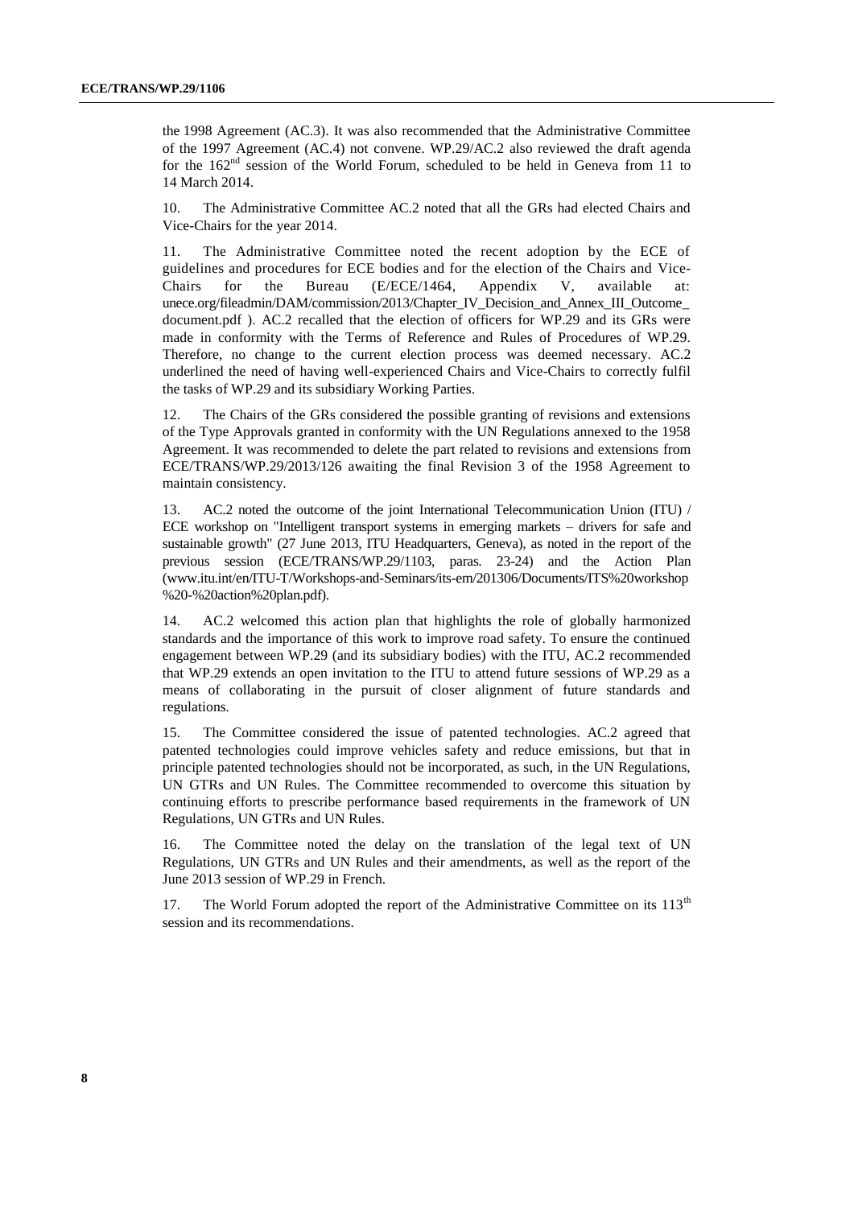the 1998 Agreement (AC.3). It was also recommended that the Administrative Committee of the 1997 Agreement (AC.4) not convene. WP.29/AC.2 also reviewed the draft agenda for the 162nd session of the World Forum, scheduled to be held in Geneva from 11 to 14 March 2014.

10. The Administrative Committee AC.2 noted that all the GRs had elected Chairs and Vice-Chairs for the year 2014.

11. The Administrative Committee noted the recent adoption by the ECE of guidelines and procedures for ECE bodies and for the election of the Chairs and Vice-Chairs for the Bureau (E/ECE/1464, Appendix V, available at: unece.org/fileadmin/DAM/commission/2013/Chapter_IV_Decision_and_Annex_III_Outcome_document.pdf ). AC.2 recalled that the election of officers for WP.29 and its GRs were made in conformity with the Terms of Reference and Rules of Procedures of WP.29. Therefore, no change to the current election process was deemed necessary. AC.2 underlined the need of having well-experienced Chairs and Vice-Chairs to correctly fulfil the tasks of WP.29 and its subsidiary Working Parties.

12. The Chairs of the GRs considered the possible granting of revisions and extensions of the Type Approvals granted in conformity with the UN Regulations annexed to the 1958 Agreement. It was recommended to delete the part related to revisions and extensions from ECE/TRANS/WP.29/2013/126 awaiting the final Revision 3 of the 1958 Agreement to maintain consistency.

13. AC.2 noted the outcome of the joint International Telecommunication Union (ITU) / ECE workshop on "Intelligent transport systems in emerging markets – drivers for safe and sustainable growth" (27 June 2013, ITU Headquarters, Geneva), as noted in the report of the previous session (ECE/TRANS/WP.29/1103, paras. 23-24) and the Action Plan (www.itu.int/en/ITU-T/Workshops-and-Seminars/its-em/201306/Documents/ITS%20workshop%20-%20action%20plan.pdf).

14. AC.2 welcomed this action plan that highlights the role of globally harmonized standards and the importance of this work to improve road safety. To ensure the continued engagement between WP.29 (and its subsidiary bodies) with the ITU, AC.2 recommended that WP.29 extends an open invitation to the ITU to attend future sessions of WP.29 as a means of collaborating in the pursuit of closer alignment of future standards and regulations.

15. The Committee considered the issue of patented technologies. AC.2 agreed that patented technologies could improve vehicles safety and reduce emissions, but that in principle patented technologies should not be incorporated, as such, in the UN Regulations, UN GTRs and UN Rules. The Committee recommended to overcome this situation by continuing efforts to prescribe performance based requirements in the framework of UN Regulations, UN GTRs and UN Rules.

16. The Committee noted the delay on the translation of the legal text of UN Regulations, UN GTRs and UN Rules and their amendments, as well as the report of the June 2013 session of WP.29 in French.

17. The World Forum adopted the report of the Administrative Committee on its 113th session and its recommendations.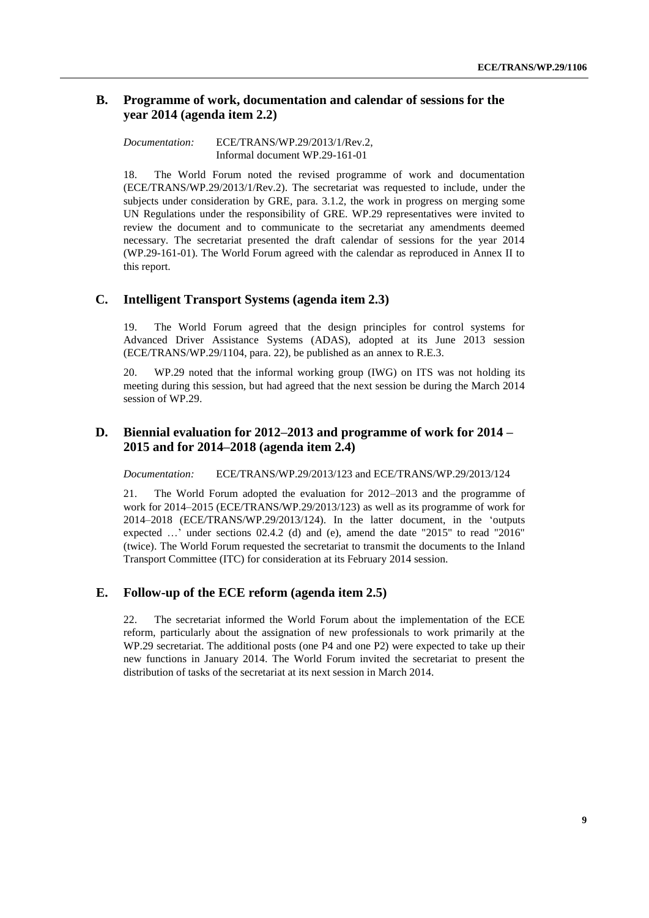## B. Programme of work, documentation and calendar of sessions for the year 2014 (agenda item 2.2)

*Documentation:* ECE/TRANS/WP.29/2013/1/Rev.2, Informal document WP.29-161-01

18. The World Forum noted the revised programme of work and documentation (ECE/TRANS/WP.29/2013/1/Rev.2). The secretariat was requested to include, under the subjects under consideration by GRE, para. 3.1.2, the work in progress on merging some UN Regulations under the responsibility of GRE. WP.29 representatives were invited to review the document and to communicate to the secretariat any amendments deemed necessary. The secretariat presented the draft calendar of sessions for the year 2014 (WP.29-161-01). The World Forum agreed with the calendar as reproduced in Annex II to this report.

## C. Intelligent Transport Systems (agenda item 2.3)

19. The World Forum agreed that the design principles for control systems for Advanced Driver Assistance Systems (ADAS), adopted at its June 2013 session (ECE/TRANS/WP.29/1104, para. 22), be published as an annex to R.E.3.

20. WP.29 noted that the informal working group (IWG) on ITS was not holding its meeting during this session, but had agreed that the next session be during the March 2014 session of WP.29.

## D. Biennial evaluation for 2012–2013 and programme of work for 2014 – 2015 and for 2014–2018 (agenda item 2.4)

*Documentation:* ECE/TRANS/WP.29/2013/123 and ECE/TRANS/WP.29/2013/124

21. The World Forum adopted the evaluation for 2012–2013 and the programme of work for 2014–2015 (ECE/TRANS/WP.29/2013/123) as well as its programme of work for 2014–2018 (ECE/TRANS/WP.29/2013/124). In the latter document, in the 'outputs expected …' under sections 02.4.2 (d) and (e), amend the date "2015" to read "2016" (twice). The World Forum requested the secretariat to transmit the documents to the Inland Transport Committee (ITC) for consideration at its February 2014 session.

## E. Follow-up of the ECE reform (agenda item 2.5)

22. The secretariat informed the World Forum about the implementation of the ECE reform, particularly about the assignation of new professionals to work primarily at the WP.29 secretariat. The additional posts (one P4 and one P2) were expected to take up their new functions in January 2014. The World Forum invited the secretariat to present the distribution of tasks of the secretariat at its next session in March 2014.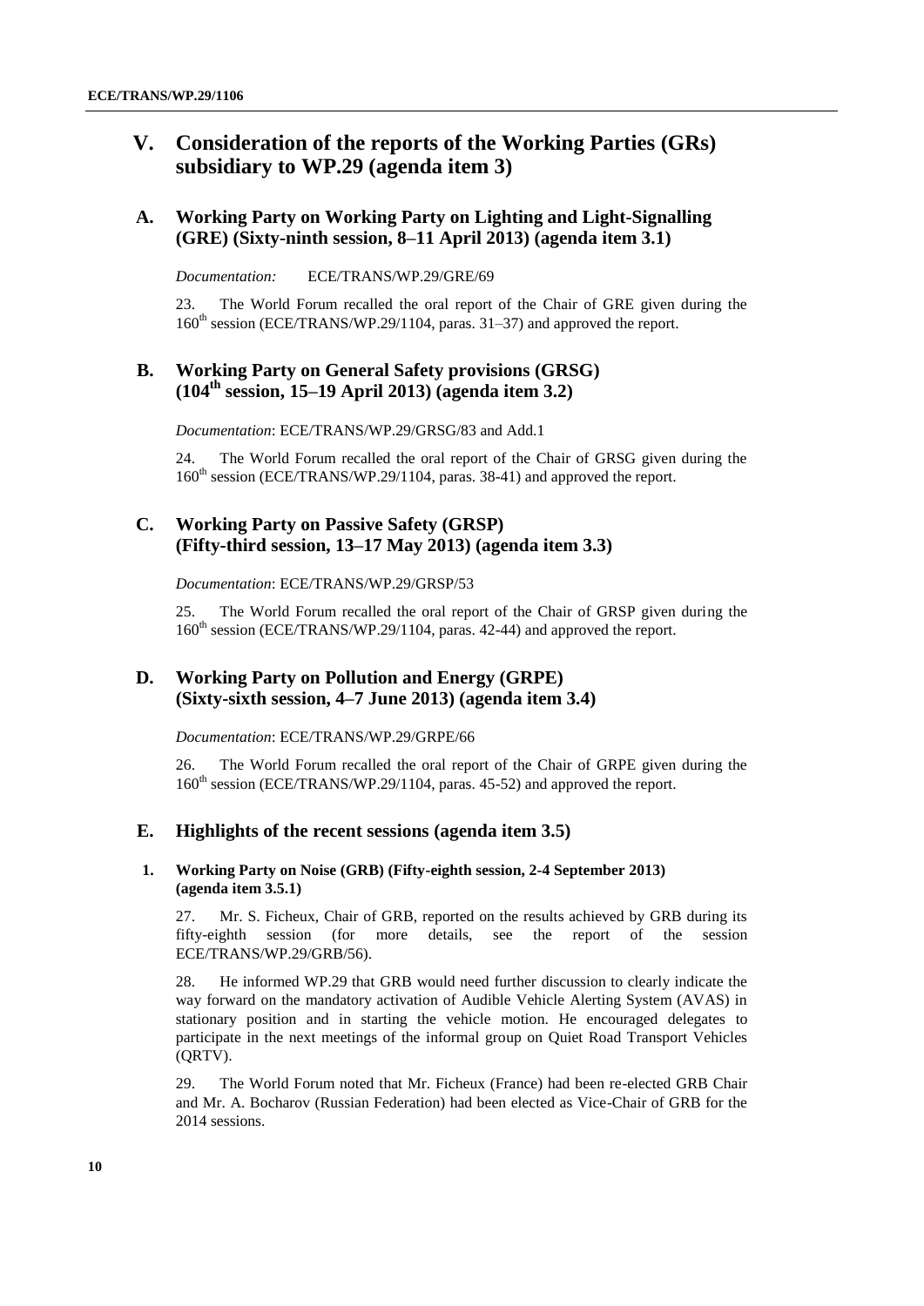# V. Consideration of the reports of the Working Parties (GRs) subsidiary to WP.29 (agenda item 3)

## A. Working Party on Working Party on Lighting and Light-Signalling (GRE) (Sixty-ninth session, 8–11 April 2013) (agenda item 3.1)

*Documentation:* ECE/TRANS/WP.29/GRE/69

23. The World Forum recalled the oral report of the Chair of GRE given during the 160th session (ECE/TRANS/WP.29/1104, paras. 31–37) and approved the report.

## B. Working Party on General Safety provisions (GRSG) (104th session, 15–19 April 2013) (agenda item 3.2)

*Documentation*: ECE/TRANS/WP.29/GRSG/83 and Add.1

24. The World Forum recalled the oral report of the Chair of GRSG given during the 160th session (ECE/TRANS/WP.29/1104, paras. 38-41) and approved the report.

## C. Working Party on Passive Safety (GRSP) (Fifty-third session, 13–17 May 2013) (agenda item 3.3)

*Documentation*: ECE/TRANS/WP.29/GRSP/53

25. The World Forum recalled the oral report of the Chair of GRSP given during the 160th session (ECE/TRANS/WP.29/1104, paras. 42-44) and approved the report.

## D. Working Party on Pollution and Energy (GRPE) (Sixty-sixth session, 4–7 June 2013) (agenda item 3.4)

*Documentation*: ECE/TRANS/WP.29/GRPE/66

26. The World Forum recalled the oral report of the Chair of GRPE given during the 160th session (ECE/TRANS/WP.29/1104, paras. 45-52) and approved the report.

## E. Highlights of the recent sessions (agenda item 3.5)

### 1. Working Party on Noise (GRB) (Fifty-eighth session, 2-4 September 2013) (agenda item 3.5.1)

27. Mr. S. Ficheux, Chair of GRB, reported on the results achieved by GRB during its fifty-eighth session (for more details, see the report of the session ECE/TRANS/WP.29/GRB/56).

28. He informed WP.29 that GRB would need further discussion to clearly indicate the way forward on the mandatory activation of Audible Vehicle Alerting System (AVAS) in stationary position and in starting the vehicle motion. He encouraged delegates to participate in the next meetings of the informal group on Quiet Road Transport Vehicles (QRTV).

29. The World Forum noted that Mr. Ficheux (France) had been re-elected GRB Chair and Mr. A. Bocharov (Russian Federation) had been elected as Vice-Chair of GRB for the 2014 sessions.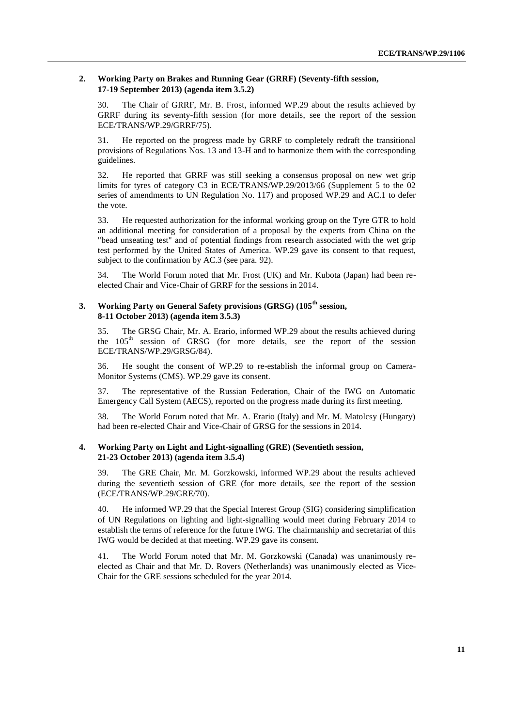### 2. Working Party on Brakes and Running Gear (GRRF) (Seventy-fifth session, 17-19 September 2013) (agenda item 3.5.2)

30. The Chair of GRRF, Mr. B. Frost, informed WP.29 about the results achieved by GRRF during its seventy-fifth session (for more details, see the report of the session ECE/TRANS/WP.29/GRRF/75).

31. He reported on the progress made by GRRF to completely redraft the transitional provisions of Regulations Nos. 13 and 13-H and to harmonize them with the corresponding guidelines.

32. He reported that GRRF was still seeking a consensus proposal on new wet grip limits for tyres of category C3 in ECE/TRANS/WP.29/2013/66 (Supplement 5 to the 02 series of amendments to UN Regulation No. 117) and proposed WP.29 and AC.1 to defer the vote.

33. He requested authorization for the informal working group on the Tyre GTR to hold an additional meeting for consideration of a proposal by the experts from China on the "bead unseating test" and of potential findings from research associated with the wet grip test performed by the United States of America. WP.29 gave its consent to that request, subject to the confirmation by AC.3 (see para. 92).

34. The World Forum noted that Mr. Frost (UK) and Mr. Kubota (Japan) had been re-elected Chair and Vice-Chair of GRRF for the sessions in 2014.

### 3. Working Party on General Safety provisions (GRSG) (105th session, 8-11 October 2013) (agenda item 3.5.3)

35. The GRSG Chair, Mr. A. Erario, informed WP.29 about the results achieved during the 105th session of GRSG (for more details, see the report of the session ECE/TRANS/WP.29/GRSG/84).

36. He sought the consent of WP.29 to re-establish the informal group on Camera-Monitor Systems (CMS). WP.29 gave its consent.

37. The representative of the Russian Federation, Chair of the IWG on Automatic Emergency Call System (AECS), reported on the progress made during its first meeting.

38. The World Forum noted that Mr. A. Erario (Italy) and Mr. M. Matolcsy (Hungary) had been re-elected Chair and Vice-Chair of GRSG for the sessions in 2014.

### 4. Working Party on Light and Light-signalling (GRE) (Seventieth session, 21-23 October 2013) (agenda item 3.5.4)

39. The GRE Chair, Mr. M. Gorzkowski, informed WP.29 about the results achieved during the seventieth session of GRE (for more details, see the report of the session (ECE/TRANS/WP.29/GRE/70).

40. He informed WP.29 that the Special Interest Group (SIG) considering simplification of UN Regulations on lighting and light-signalling would meet during February 2014 to establish the terms of reference for the future IWG. The chairmanship and secretariat of this IWG would be decided at that meeting. WP.29 gave its consent.

41. The World Forum noted that Mr. M. Gorzkowski (Canada) was unanimously re-elected as Chair and that Mr. D. Rovers (Netherlands) was unanimously elected as Vice-Chair for the GRE sessions scheduled for the year 2014.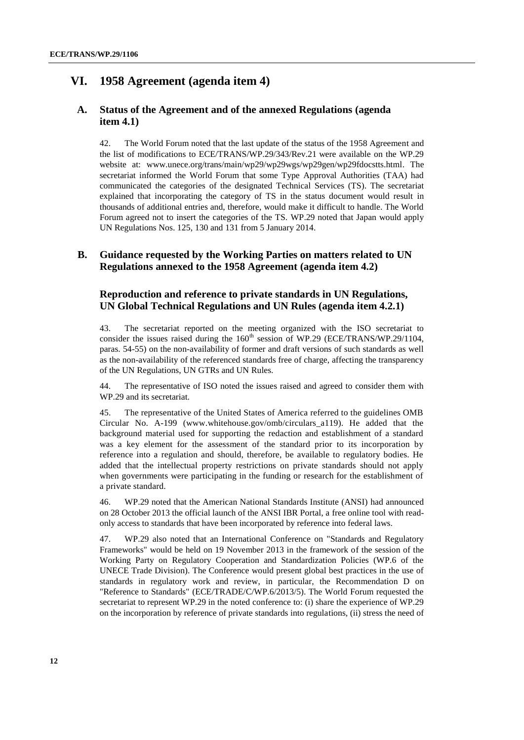# VI. 1958 Agreement (agenda item 4)

## A. Status of the Agreement and of the annexed Regulations (agenda item 4.1)

42. The World Forum noted that the last update of the status of the 1958 Agreement and the list of modifications to ECE/TRANS/WP.29/343/Rev.21 were available on the WP.29 website at: www.unece.org/trans/main/wp29/wp29wgs/wp29gen/wp29fdocstts.html. The secretariat informed the World Forum that some Type Approval Authorities (TAA) had communicated the categories of the designated Technical Services (TS). The secretariat explained that incorporating the category of TS in the status document would result in thousands of additional entries and, therefore, would make it difficult to handle. The World Forum agreed not to insert the categories of the TS. WP.29 noted that Japan would apply UN Regulations Nos. 125, 130 and 131 from 5 January 2014.

## B. Guidance requested by the Working Parties on matters related to UN Regulations annexed to the 1958 Agreement (agenda item 4.2)

### Reproduction and reference to private standards in UN Regulations, UN Global Technical Regulations and UN Rules (agenda item 4.2.1)

43. The secretariat reported on the meeting organized with the ISO secretariat to consider the issues raised during the 160th session of WP.29 (ECE/TRANS/WP.29/1104, paras. 54-55) on the non-availability of former and draft versions of such standards as well as the non-availability of the referenced standards free of charge, affecting the transparency of the UN Regulations, UN GTRs and UN Rules.

44. The representative of ISO noted the issues raised and agreed to consider them with WP.29 and its secretariat.

45. The representative of the United States of America referred to the guidelines OMB Circular No. A-199 (www.whitehouse.gov/omb/circulars_a119). He added that the background material used for supporting the redaction and establishment of a standard was a key element for the assessment of the standard prior to its incorporation by reference into a regulation and should, therefore, be available to regulatory bodies. He added that the intellectual property restrictions on private standards should not apply when governments were participating in the funding or research for the establishment of a private standard.

46. WP.29 noted that the American National Standards Institute (ANSI) had announced on 28 October 2013 the official launch of the ANSI IBR Portal, a free online tool with read-only access to standards that have been incorporated by reference into federal laws.

47. WP.29 also noted that an International Conference on "Standards and Regulatory Frameworks" would be held on 19 November 2013 in the framework of the session of the Working Party on Regulatory Cooperation and Standardization Policies (WP.6 of the UNECE Trade Division). The Conference would present global best practices in the use of standards in regulatory work and review, in particular, the Recommendation D on "Reference to Standards" (ECE/TRADE/C/WP.6/2013/5). The World Forum requested the secretariat to represent WP.29 in the noted conference to: (i) share the experience of WP.29 on the incorporation by reference of private standards into regulations, (ii) stress the need of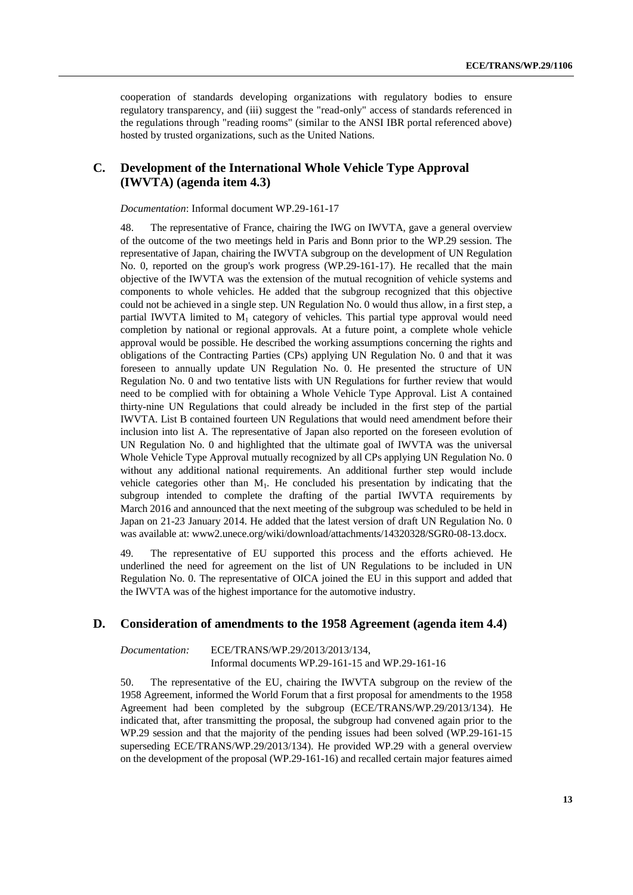cooperation of standards developing organizations with regulatory bodies to ensure regulatory transparency, and (iii) suggest the "read-only" access of standards referenced in the regulations through "reading rooms" (similar to the ANSI IBR portal referenced above) hosted by trusted organizations, such as the United Nations.

## C. Development of the International Whole Vehicle Type Approval (IWVTA) (agenda item 4.3)

*Documentation*: Informal document WP.29-161-17

48. The representative of France, chairing the IWG on IWVTA, gave a general overview of the outcome of the two meetings held in Paris and Bonn prior to the WP.29 session. The representative of Japan, chairing the IWVTA subgroup on the development of UN Regulation No. 0, reported on the group's work progress (WP.29-161-17). He recalled that the main objective of the IWVTA was the extension of the mutual recognition of vehicle systems and components to whole vehicles. He added that the subgroup recognized that this objective could not be achieved in a single step. UN Regulation No. 0 would thus allow, in a first step, a partial IWVTA limited to $M_1$ category of vehicles. This partial type approval would need completion by national or regional approvals. At a future point, a complete whole vehicle approval would be possible. He described the working assumptions concerning the rights and obligations of the Contracting Parties (CPs) applying UN Regulation No. 0 and that it was foreseen to annually update UN Regulation No. 0. He presented the structure of UN Regulation No. 0 and two tentative lists with UN Regulations for further review that would need to be complied with for obtaining a Whole Vehicle Type Approval. List A contained thirty-nine UN Regulations that could already be included in the first step of the partial IWVTA. List B contained fourteen UN Regulations that would need amendment before their inclusion into list A. The representative of Japan also reported on the foreseen evolution of UN Regulation No. 0 and highlighted that the ultimate goal of IWVTA was the universal Whole Vehicle Type Approval mutually recognized by all CPs applying UN Regulation No. 0 without any additional national requirements. An additional further step would include vehicle categories other than $M_1$. He concluded his presentation by indicating that the subgroup intended to complete the drafting of the partial IWVTA requirements by March 2016 and announced that the next meeting of the subgroup was scheduled to be held in Japan on 21-23 January 2014. He added that the latest version of draft UN Regulation No. 0 was available at: www2.unece.org/wiki/download/attachments/14320328/SGR0-08-13.docx.

49. The representative of EU supported this process and the efforts achieved. He underlined the need for agreement on the list of UN Regulations to be included in UN Regulation No. 0. The representative of OICA joined the EU in this support and added that the IWVTA was of the highest importance for the automotive industry.

## D. Consideration of amendments to the 1958 Agreement (agenda item 4.4)

*Documentation:* ECE/TRANS/WP.29/2013/2013/134,
Informal documents WP.29-161-15 and WP.29-161-16

50. The representative of the EU, chairing the IWVTA subgroup on the review of the 1958 Agreement, informed the World Forum that a first proposal for amendments to the 1958 Agreement had been completed by the subgroup (ECE/TRANS/WP.29/2013/134). He indicated that, after transmitting the proposal, the subgroup had convened again prior to the WP.29 session and that the majority of the pending issues had been solved (WP.29-161-15 superseding ECE/TRANS/WP.29/2013/134). He provided WP.29 with a general overview on the development of the proposal (WP.29-161-16) and recalled certain major features aimed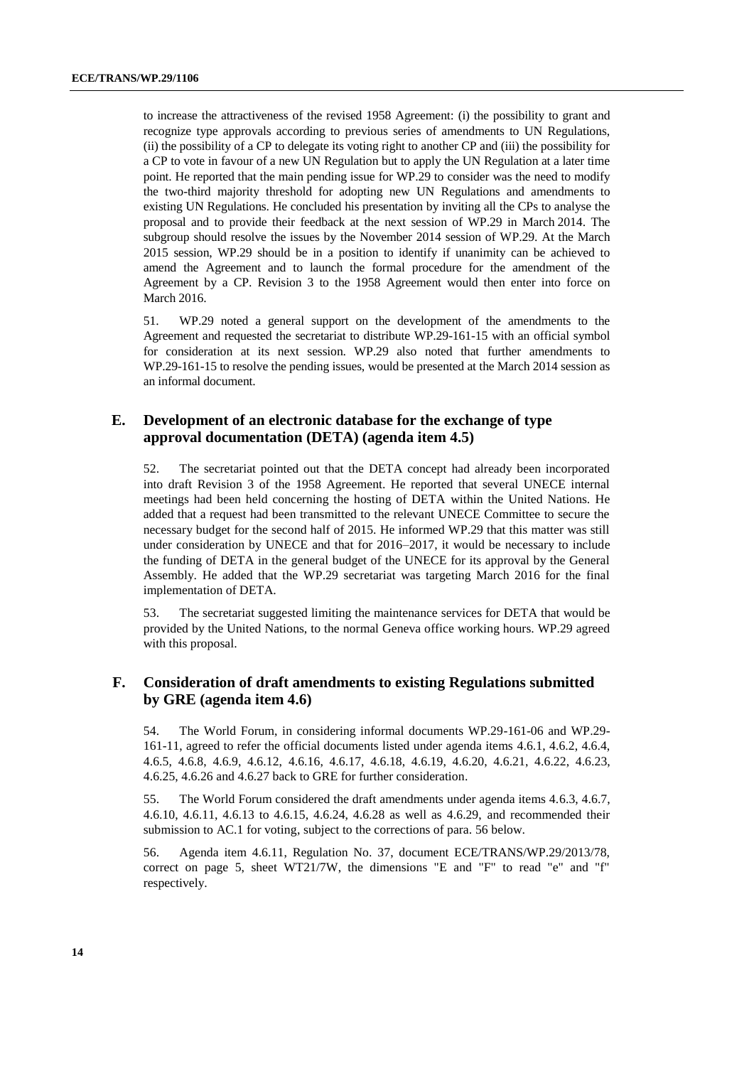to increase the attractiveness of the revised 1958 Agreement: (i) the possibility to grant and recognize type approvals according to previous series of amendments to UN Regulations, (ii) the possibility of a CP to delegate its voting right to another CP and (iii) the possibility for a CP to vote in favour of a new UN Regulation but to apply the UN Regulation at a later time point. He reported that the main pending issue for WP.29 to consider was the need to modify the two-third majority threshold for adopting new UN Regulations and amendments to existing UN Regulations. He concluded his presentation by inviting all the CPs to analyse the proposal and to provide their feedback at the next session of WP.29 in March 2014. The subgroup should resolve the issues by the November 2014 session of WP.29. At the March 2015 session, WP.29 should be in a position to identify if unanimity can be achieved to amend the Agreement and to launch the formal procedure for the amendment of the Agreement by a CP. Revision 3 to the 1958 Agreement would then enter into force on March 2016.

51. WP.29 noted a general support on the development of the amendments to the Agreement and requested the secretariat to distribute WP.29-161-15 with an official symbol for consideration at its next session. WP.29 also noted that further amendments to WP.29-161-15 to resolve the pending issues, would be presented at the March 2014 session as an informal document.

## E. Development of an electronic database for the exchange of type approval documentation (DETA) (agenda item 4.5)

52. The secretariat pointed out that the DETA concept had already been incorporated into draft Revision 3 of the 1958 Agreement. He reported that several UNECE internal meetings had been held concerning the hosting of DETA within the United Nations. He added that a request had been transmitted to the relevant UNECE Committee to secure the necessary budget for the second half of 2015. He informed WP.29 that this matter was still under consideration by UNECE and that for 2016–2017, it would be necessary to include the funding of DETA in the general budget of the UNECE for its approval by the General Assembly. He added that the WP.29 secretariat was targeting March 2016 for the final implementation of DETA.

53. The secretariat suggested limiting the maintenance services for DETA that would be provided by the United Nations, to the normal Geneva office working hours. WP.29 agreed with this proposal.

## F. Consideration of draft amendments to existing Regulations submitted by GRE (agenda item 4.6)

54. The World Forum, in considering informal documents WP.29-161-06 and WP.29-161-11, agreed to refer the official documents listed under agenda items 4.6.1, 4.6.2, 4.6.4, 4.6.5, 4.6.8, 4.6.9, 4.6.12, 4.6.16, 4.6.17, 4.6.18, 4.6.19, 4.6.20, 4.6.21, 4.6.22, 4.6.23, 4.6.25, 4.6.26 and 4.6.27 back to GRE for further consideration.

55. The World Forum considered the draft amendments under agenda items 4.6.3, 4.6.7, 4.6.10, 4.6.11, 4.6.13 to 4.6.15, 4.6.24, 4.6.28 as well as 4.6.29, and recommended their submission to AC.1 for voting, subject to the corrections of para. 56 below.

56. Agenda item 4.6.11, Regulation No. 37, document ECE/TRANS/WP.29/2013/78, correct on page 5, sheet WT21/7W, the dimensions "E and "F" to read "e" and "f" respectively.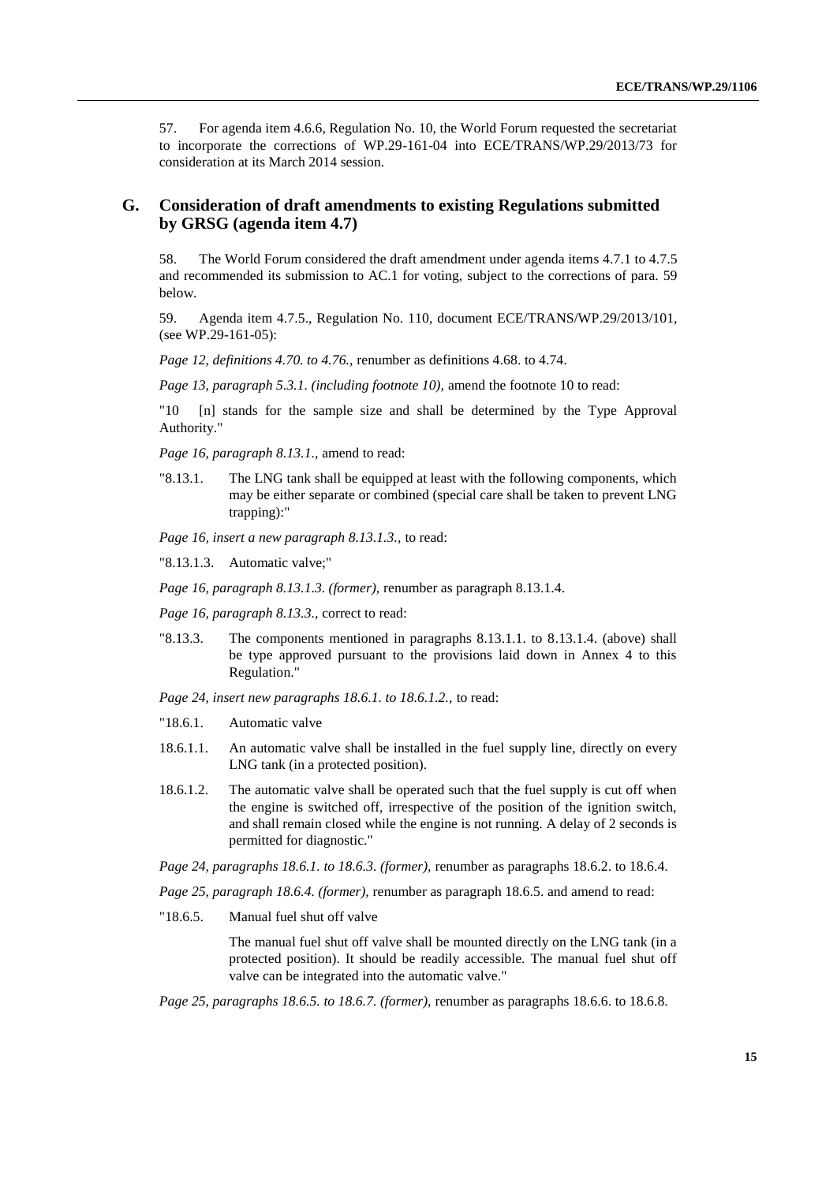57. For agenda item 4.6.6, Regulation No. 10, the World Forum requested the secretariat to incorporate the corrections of WP.29-161-04 into ECE/TRANS/WP.29/2013/73 for consideration at its March 2014 session.

## G. Consideration of draft amendments to existing Regulations submitted by GRSG (agenda item 4.7)

58. The World Forum considered the draft amendment under agenda items 4.7.1 to 4.7.5 and recommended its submission to AC.1 for voting, subject to the corrections of para. 59 below.

59. Agenda item 4.7.5., Regulation No. 110, document ECE/TRANS/WP.29/2013/101, (see WP.29-161-05):

*Page 12, definitions 4.70. to 4.76.,* renumber as definitions 4.68. to 4.74.

*Page 13, paragraph 5.3.1. (including footnote 10),* amend the footnote 10 to read:

"10 [n] stands for the sample size and shall be determined by the Type Approval Authority."

*Page 16, paragraph 8.13.1.,* amend to read:

"8.13.1. The LNG tank shall be equipped at least with the following components, which may be either separate or combined (special care shall be taken to prevent LNG trapping):"

*Page 16, insert a new paragraph 8.13.1.3.,* to read:

"8.13.1.3. Automatic valve;"

*Page 16, paragraph 8.13.1.3. (former),* renumber as paragraph 8.13.1.4.

*Page 16, paragraph 8.13.3.,* correct to read:

"8.13.3. The components mentioned in paragraphs 8.13.1.1. to 8.13.1.4. (above) shall be type approved pursuant to the provisions laid down in Annex 4 to this Regulation."

*Page 24, insert new paragraphs 18.6.1. to 18.6.1.2.,* to read:

"18.6.1. Automatic valve

18.6.1.1. An automatic valve shall be installed in the fuel supply line, directly on every LNG tank (in a protected position).

18.6.1.2. The automatic valve shall be operated such that the fuel supply is cut off when the engine is switched off, irrespective of the position of the ignition switch, and shall remain closed while the engine is not running. A delay of 2 seconds is permitted for diagnostic."

*Page 24, paragraphs 18.6.1. to 18.6.3. (former),* renumber as paragraphs 18.6.2. to 18.6.4.

*Page 25, paragraph 18.6.4. (former),* renumber as paragraph 18.6.5. and amend to read:

"18.6.5. Manual fuel shut off valve

The manual fuel shut off valve shall be mounted directly on the LNG tank (in a protected position). It should be readily accessible. The manual fuel shut off valve can be integrated into the automatic valve."

*Page 25, paragraphs 18.6.5. to 18.6.7. (former),* renumber as paragraphs 18.6.6. to 18.6.8.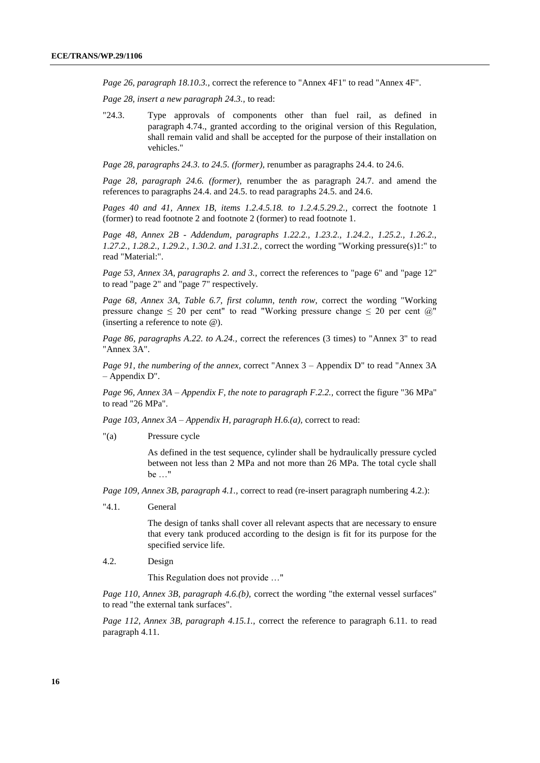*Page 26, paragraph 18.10.3.,* correct the reference to "Annex 4F1" to read "Annex 4F".

*Page 28, insert a new paragraph 24.3.,* to read:

"24.3. Type approvals of components other than fuel rail, as defined in paragraph 4.74., granted according to the original version of this Regulation, shall remain valid and shall be accepted for the purpose of their installation on vehicles."

*Page 28, paragraphs 24.3. to 24.5. (former),* renumber as paragraphs 24.4. to 24.6.

*Page 28, paragraph 24.6. (former),* renumber the as paragraph 24.7. and amend the references to paragraphs 24.4. and 24.5. to read paragraphs 24.5. and 24.6.

*Pages 40 and 41, Annex 1B, items 1.2.4.5.18. to 1.2.4.5.29.2.,* correct the footnote 1 (former) to read footnote 2 and footnote 2 (former) to read footnote 1.

*Page 48, Annex 2B - Addendum, paragraphs 1.22.2., 1.23.2., 1.24.2., 1.25.2., 1.26.2., 1.27.2., 1.28.2., 1.29.2., 1.30.2. and 1.31.2.,* correct the wording "Working pressure(s)1:" to read "Material:".

*Page 53, Annex 3A, paragraphs 2. and 3.,* correct the references to "page 6" and "page 12" to read "page 2" and "page 7" respectively.

*Page 68, Annex 3A, Table 6.7, first column, tenth row,* correct the wording "Working pressure change ≤ 20 per cent" to read "Working pressure change ≤ 20 per cent @" (inserting a reference to note @).

*Page 86, paragraphs A.22. to A.24.,* correct the references (3 times) to "Annex 3" to read "Annex 3A".

*Page 91, the numbering of the annex,* correct "Annex 3 – Appendix D" to read "Annex 3A – Appendix D".

*Page 96, Annex 3A – Appendix F, the note to paragraph F.2.2.,* correct the figure "36 MPa" to read "26 MPa".

*Page 103, Annex 3A – Appendix H, paragraph H.6.(a),* correct to read:

"(a) Pressure cycle

As defined in the test sequence, cylinder shall be hydraulically pressure cycled between not less than 2 MPa and not more than 26 MPa. The total cycle shall be …"

*Page 109, Annex 3B, paragraph 4.1.,* correct to read (re-insert paragraph numbering 4.2.):

"4.1. General

The design of tanks shall cover all relevant aspects that are necessary to ensure that every tank produced according to the design is fit for its purpose for the specified service life.

4.2. Design

This Regulation does not provide …"

*Page 110, Annex 3B, paragraph 4.6.(b),* correct the wording "the external vessel surfaces" to read "the external tank surfaces".

*Page 112, Annex 3B, paragraph 4.15.1.,* correct the reference to paragraph 6.11. to read paragraph 4.11.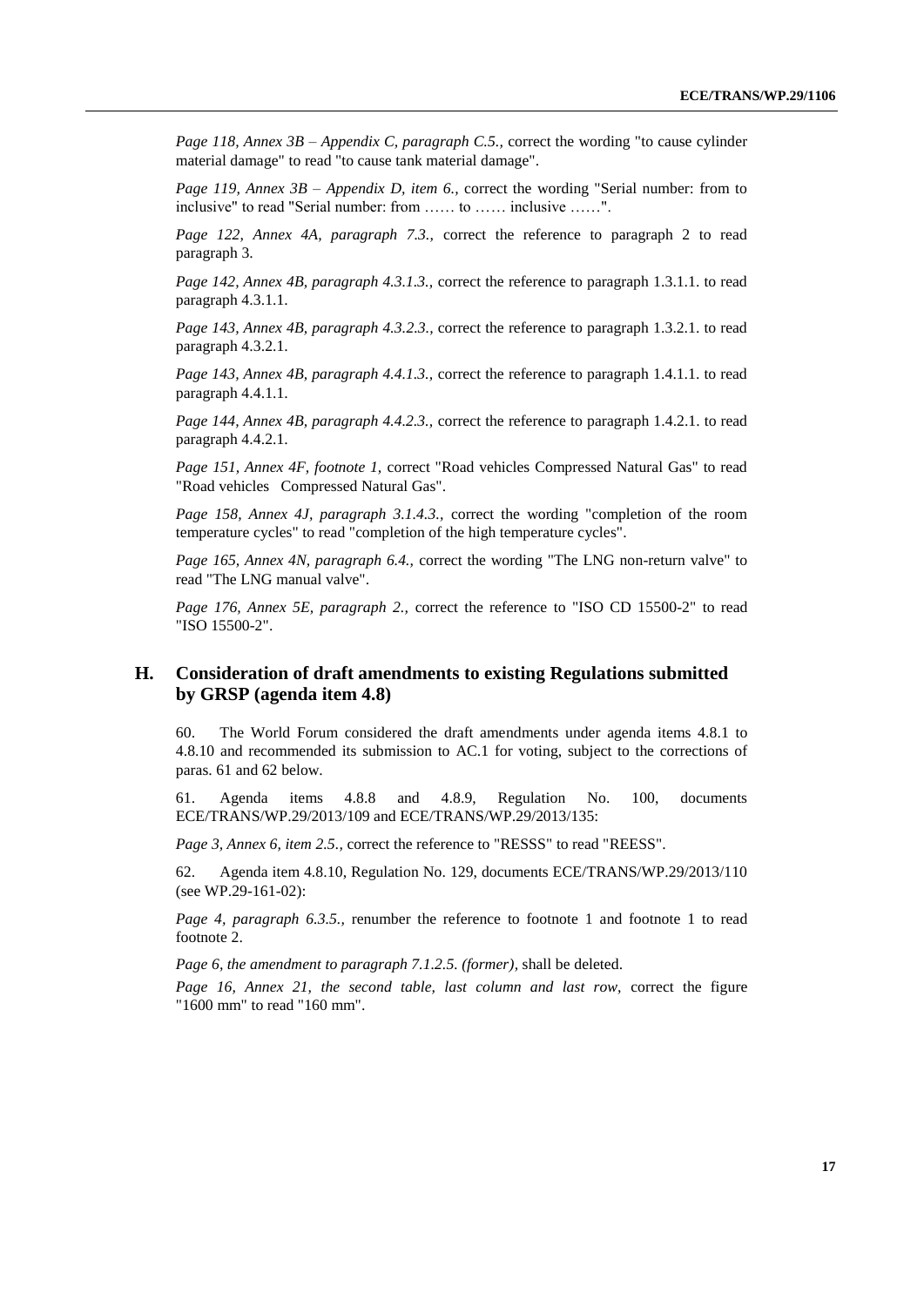*Page 118, Annex 3B – Appendix C, paragraph C.5.,* correct the wording "to cause cylinder material damage" to read "to cause tank material damage".

*Page 119, Annex 3B – Appendix D, item 6.,* correct the wording "Serial number: from to inclusive" to read "Serial number: from …… to …… inclusive ……".

*Page 122, Annex 4A, paragraph 7.3.,* correct the reference to paragraph 2 to read paragraph 3.

*Page 142, Annex 4B, paragraph 4.3.1.3.,* correct the reference to paragraph 1.3.1.1. to read paragraph 4.3.1.1.

*Page 143, Annex 4B, paragraph 4.3.2.3.,* correct the reference to paragraph 1.3.2.1. to read paragraph 4.3.2.1.

*Page 143, Annex 4B, paragraph 4.4.1.3.,* correct the reference to paragraph 1.4.1.1. to read paragraph 4.4.1.1.

*Page 144, Annex 4B, paragraph 4.4.2.3.,* correct the reference to paragraph 1.4.2.1. to read paragraph 4.4.2.1.

*Page 151, Annex 4F, footnote 1,* correct "Road vehicles Compressed Natural Gas" to read "Road vehicles   Compressed Natural Gas".

*Page 158, Annex 4J, paragraph 3.1.4.3.,* correct the wording "completion of the room temperature cycles" to read "completion of the high temperature cycles".

*Page 165, Annex 4N, paragraph 6.4.,* correct the wording "The LNG non-return valve" to read "The LNG manual valve".

*Page 176, Annex 5E, paragraph 2.,* correct the reference to "ISO CD 15500-2" to read "ISO 15500-2".

## H. Consideration of draft amendments to existing Regulations submitted by GRSP (agenda item 4.8)

60. The World Forum considered the draft amendments under agenda items 4.8.1 to 4.8.10 and recommended its submission to AC.1 for voting, subject to the corrections of paras. 61 and 62 below.

61. Agenda items 4.8.8 and 4.8.9, Regulation No. 100, documents ECE/TRANS/WP.29/2013/109 and ECE/TRANS/WP.29/2013/135:

*Page 3, Annex 6, item 2.5.,* correct the reference to "RESSS" to read "REESS".

62. Agenda item 4.8.10, Regulation No. 129, documents ECE/TRANS/WP.29/2013/110 (see WP.29-161-02):

*Page 4, paragraph 6.3.5.,* renumber the reference to footnote 1 and footnote 1 to read footnote 2.

*Page 6, the amendment to paragraph 7.1.2.5. (former),* shall be deleted.

*Page 16, Annex 21, the second table, last column and last row,* correct the figure "1600 mm" to read "160 mm".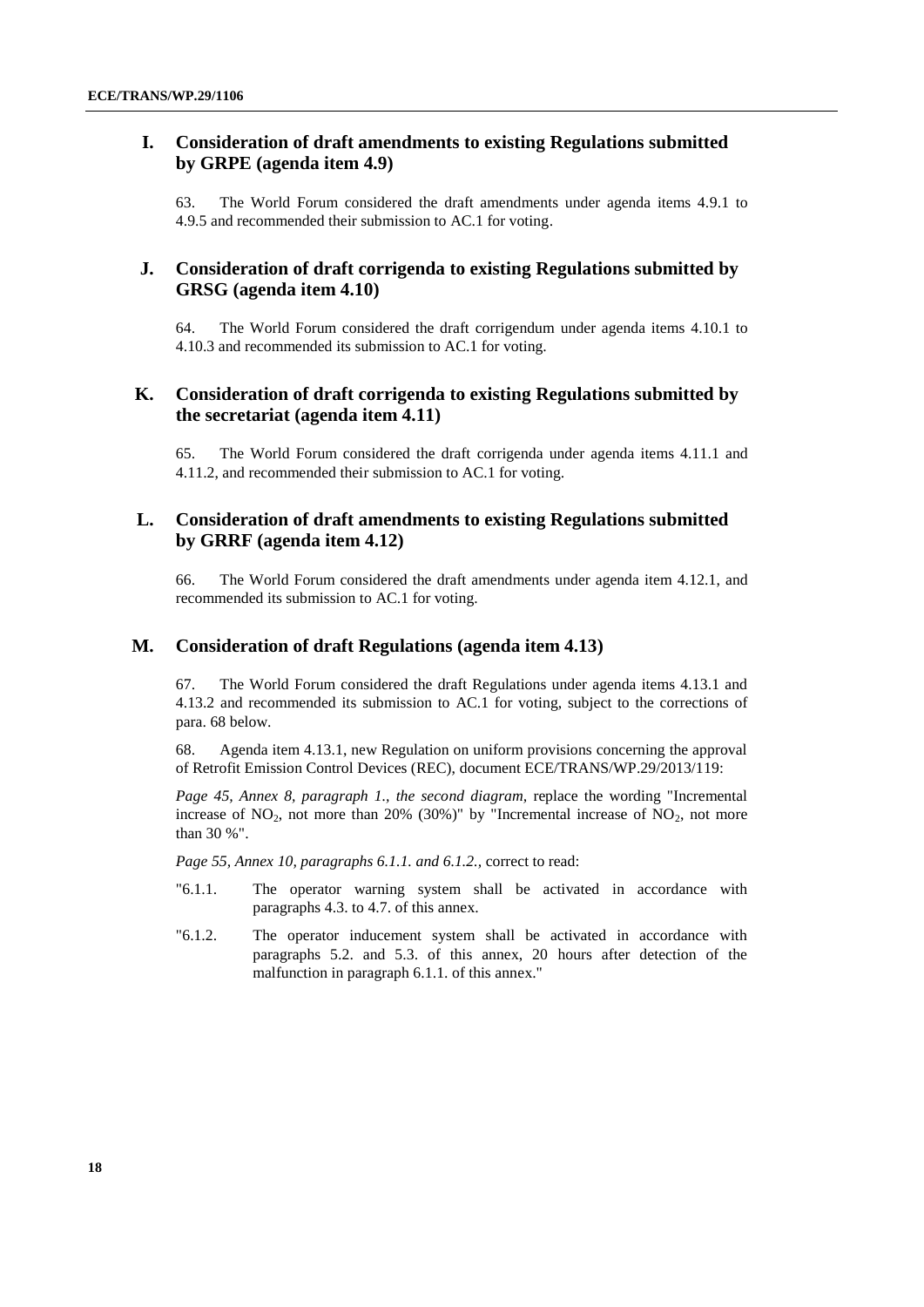## I. Consideration of draft amendments to existing Regulations submitted by GRPE (agenda item 4.9)

63. The World Forum considered the draft amendments under agenda items 4.9.1 to 4.9.5 and recommended their submission to AC.1 for voting.

## J. Consideration of draft corrigenda to existing Regulations submitted by GRSG (agenda item 4.10)

64. The World Forum considered the draft corrigendum under agenda items 4.10.1 to 4.10.3 and recommended its submission to AC.1 for voting.

## K. Consideration of draft corrigenda to existing Regulations submitted by the secretariat (agenda item 4.11)

65. The World Forum considered the draft corrigenda under agenda items 4.11.1 and 4.11.2, and recommended their submission to AC.1 for voting.

## L. Consideration of draft amendments to existing Regulations submitted by GRRF (agenda item 4.12)

66. The World Forum considered the draft amendments under agenda item 4.12.1, and recommended its submission to AC.1 for voting.

## M. Consideration of draft Regulations (agenda item 4.13)

67. The World Forum considered the draft Regulations under agenda items 4.13.1 and 4.13.2 and recommended its submission to AC.1 for voting, subject to the corrections of para. 68 below.

68. Agenda item 4.13.1, new Regulation on uniform provisions concerning the approval of Retrofit Emission Control Devices (REC), document ECE/TRANS/WP.29/2013/119:

*Page 45, Annex 8, paragraph 1., the second diagram,* replace the wording "Incremental increase of $NO_2$, not more than 20% (30%)" by "Incremental increase of $NO_2$, not more than 30 %".

*Page 55, Annex 10, paragraphs 6.1.1. and 6.1.2.,* correct to read:

"6.1.1. The operator warning system shall be activated in accordance with paragraphs 4.3. to 4.7. of this annex.

"6.1.2. The operator inducement system shall be activated in accordance with paragraphs 5.2. and 5.3. of this annex, 20 hours after detection of the malfunction in paragraph 6.1.1. of this annex."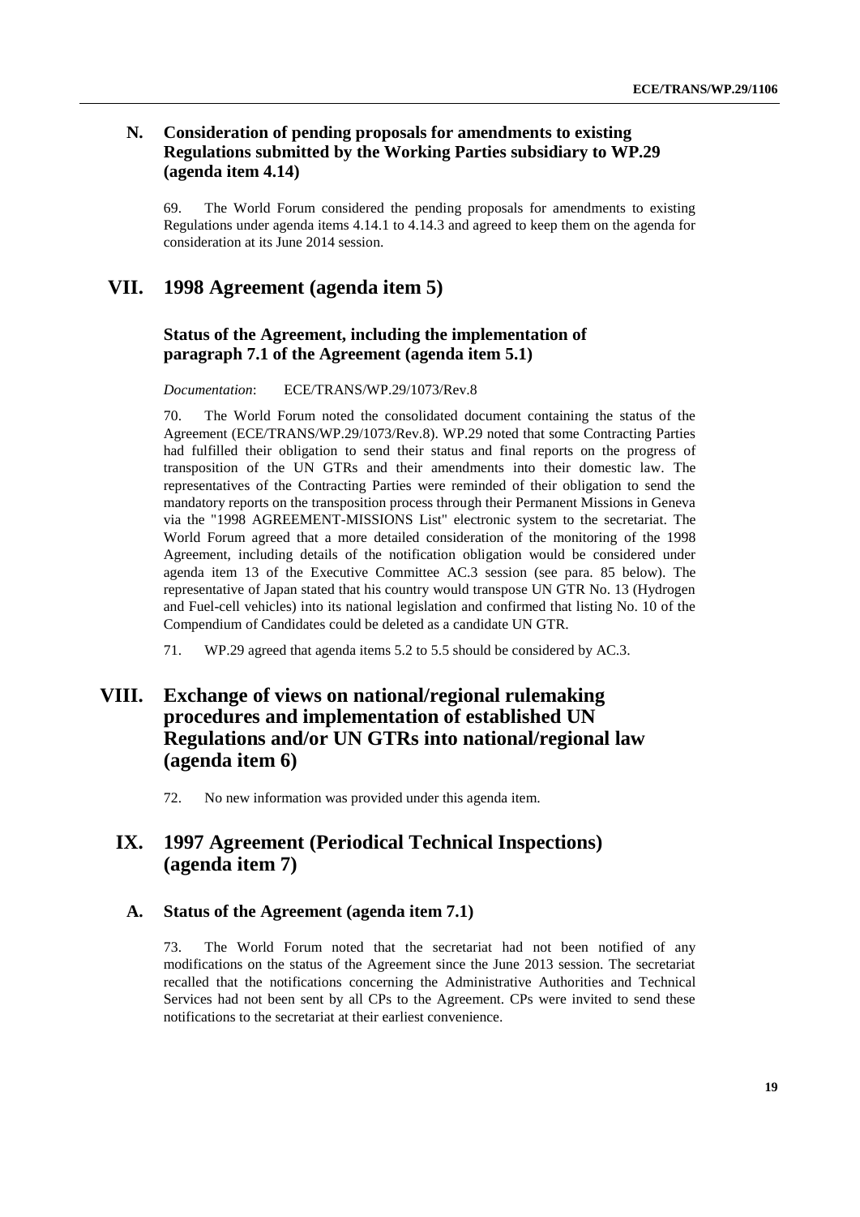### N. Consideration of pending proposals for amendments to existing Regulations submitted by the Working Parties subsidiary to WP.29 (agenda item 4.14)

69. The World Forum considered the pending proposals for amendments to existing Regulations under agenda items 4.14.1 to 4.14.3 and agreed to keep them on the agenda for consideration at its June 2014 session.

## VII. 1998 Agreement (agenda item 5)

### Status of the Agreement, including the implementation of paragraph 7.1 of the Agreement (agenda item 5.1)

*Documentation*: ECE/TRANS/WP.29/1073/Rev.8

70. The World Forum noted the consolidated document containing the status of the Agreement (ECE/TRANS/WP.29/1073/Rev.8). WP.29 noted that some Contracting Parties had fulfilled their obligation to send their status and final reports on the progress of transposition of the UN GTRs and their amendments into their domestic law. The representatives of the Contracting Parties were reminded of their obligation to send the mandatory reports on the transposition process through their Permanent Missions in Geneva via the "1998 AGREEMENT-MISSIONS List" electronic system to the secretariat. The World Forum agreed that a more detailed consideration of the monitoring of the 1998 Agreement, including details of the notification obligation would be considered under agenda item 13 of the Executive Committee AC.3 session (see para. 85 below). The representative of Japan stated that his country would transpose UN GTR No. 13 (Hydrogen and Fuel-cell vehicles) into its national legislation and confirmed that listing No. 10 of the Compendium of Candidates could be deleted as a candidate UN GTR.

71. WP.29 agreed that agenda items 5.2 to 5.5 should be considered by AC.3.

## VIII. Exchange of views on national/regional rulemaking procedures and implementation of established UN Regulations and/or UN GTRs into national/regional law (agenda item 6)

72. No new information was provided under this agenda item.

## IX. 1997 Agreement (Periodical Technical Inspections) (agenda item 7)

### A. Status of the Agreement (agenda item 7.1)

73. The World Forum noted that the secretariat had not been notified of any modifications on the status of the Agreement since the June 2013 session. The secretariat recalled that the notifications concerning the Administrative Authorities and Technical Services had not been sent by all CPs to the Agreement. CPs were invited to send these notifications to the secretariat at their earliest convenience.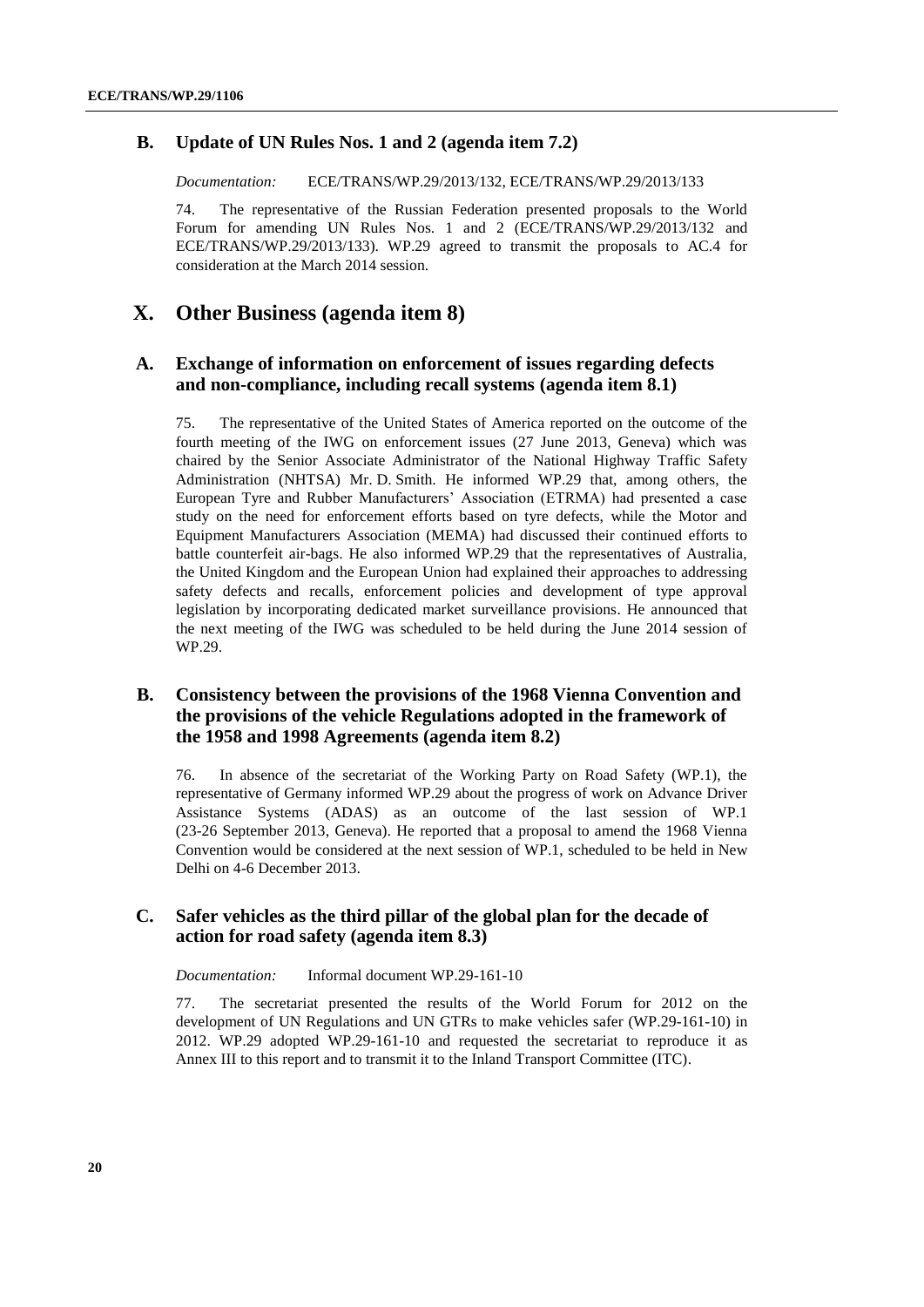## B. Update of UN Rules Nos. 1 and 2 (agenda item 7.2)

*Documentation:* ECE/TRANS/WP.29/2013/132, ECE/TRANS/WP.29/2013/133

74. The representative of the Russian Federation presented proposals to the World Forum for amending UN Rules Nos. 1 and 2 (ECE/TRANS/WP.29/2013/132 and ECE/TRANS/WP.29/2013/133). WP.29 agreed to transmit the proposals to AC.4 for consideration at the March 2014 session.

# X. Other Business (agenda item 8)

## A. Exchange of information on enforcement of issues regarding defects and non-compliance, including recall systems (agenda item 8.1)

75. The representative of the United States of America reported on the outcome of the fourth meeting of the IWG on enforcement issues (27 June 2013, Geneva) which was chaired by the Senior Associate Administrator of the National Highway Traffic Safety Administration (NHTSA) Mr. D. Smith. He informed WP.29 that, among others, the European Tyre and Rubber Manufacturers' Association (ETRMA) had presented a case study on the need for enforcement efforts based on tyre defects, while the Motor and Equipment Manufacturers Association (MEMA) had discussed their continued efforts to battle counterfeit air-bags. He also informed WP.29 that the representatives of Australia, the United Kingdom and the European Union had explained their approaches to addressing safety defects and recalls, enforcement policies and development of type approval legislation by incorporating dedicated market surveillance provisions. He announced that the next meeting of the IWG was scheduled to be held during the June 2014 session of WP.29.

## B. Consistency between the provisions of the 1968 Vienna Convention and the provisions of the vehicle Regulations adopted in the framework of the 1958 and 1998 Agreements (agenda item 8.2)

76. In absence of the secretariat of the Working Party on Road Safety (WP.1), the representative of Germany informed WP.29 about the progress of work on Advance Driver Assistance Systems (ADAS) as an outcome of the last session of WP.1 (23-26 September 2013, Geneva). He reported that a proposal to amend the 1968 Vienna Convention would be considered at the next session of WP.1, scheduled to be held in New Delhi on 4-6 December 2013.

## C. Safer vehicles as the third pillar of the global plan for the decade of action for road safety (agenda item 8.3)

*Documentation:* Informal document WP.29-161-10

77. The secretariat presented the results of the World Forum for 2012 on the development of UN Regulations and UN GTRs to make vehicles safer (WP.29-161-10) in 2012. WP.29 adopted WP.29-161-10 and requested the secretariat to reproduce it as Annex III to this report and to transmit it to the Inland Transport Committee (ITC).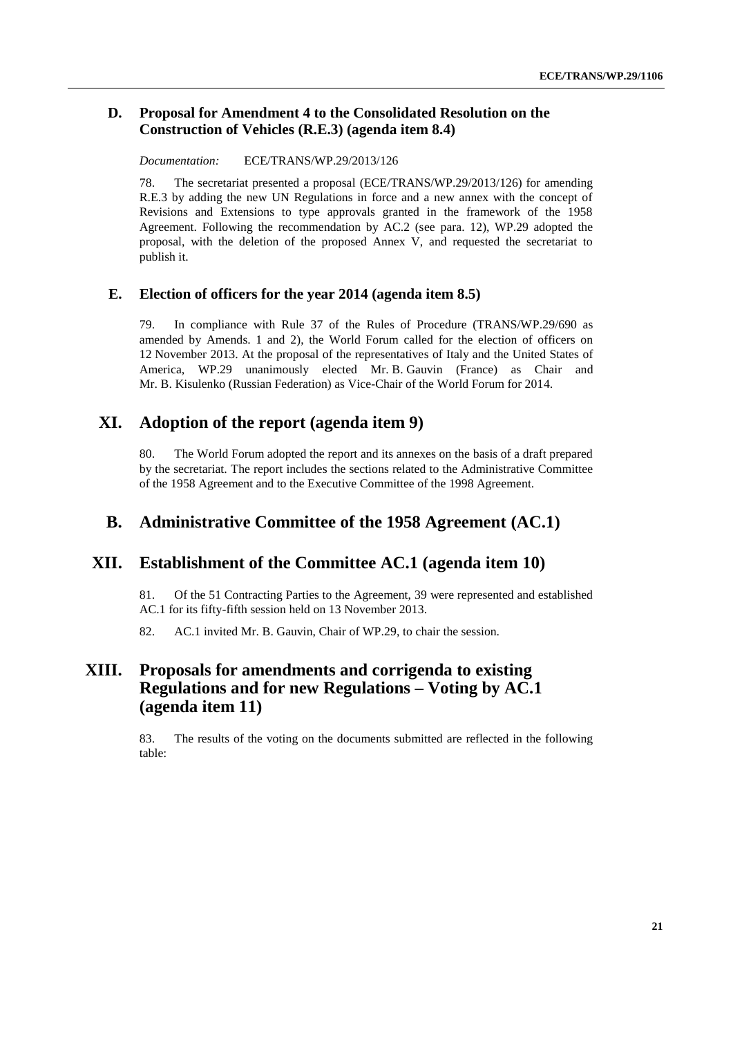### D. Proposal for Amendment 4 to the Consolidated Resolution on the Construction of Vehicles (R.E.3) (agenda item 8.4)

*Documentation:* ECE/TRANS/WP.29/2013/126

78. The secretariat presented a proposal (ECE/TRANS/WP.29/2013/126) for amending R.E.3 by adding the new UN Regulations in force and a new annex with the concept of Revisions and Extensions to type approvals granted in the framework of the 1958 Agreement. Following the recommendation by AC.2 (see para. 12), WP.29 adopted the proposal, with the deletion of the proposed Annex V, and requested the secretariat to publish it.

### E. Election of officers for the year 2014 (agenda item 8.5)

79. In compliance with Rule 37 of the Rules of Procedure (TRANS/WP.29/690 as amended by Amends. 1 and 2), the World Forum called for the election of officers on 12 November 2013. At the proposal of the representatives of Italy and the United States of America, WP.29 unanimously elected Mr. B. Gauvin (France) as Chair and Mr. B. Kisulenko (Russian Federation) as Vice-Chair of the World Forum for 2014.

## XI. Adoption of the report (agenda item 9)

80. The World Forum adopted the report and its annexes on the basis of a draft prepared by the secretariat. The report includes the sections related to the Administrative Committee of the 1958 Agreement and to the Executive Committee of the 1998 Agreement.

## B. Administrative Committee of the 1958 Agreement (AC.1)

## XII. Establishment of the Committee AC.1 (agenda item 10)

81. Of the 51 Contracting Parties to the Agreement, 39 were represented and established AC.1 for its fifty-fifth session held on 13 November 2013.

82. AC.1 invited Mr. B. Gauvin, Chair of WP.29, to chair the session.

## XIII. Proposals for amendments and corrigenda to existing Regulations and for new Regulations – Voting by AC.1 (agenda item 11)

83. The results of the voting on the documents submitted are reflected in the following table: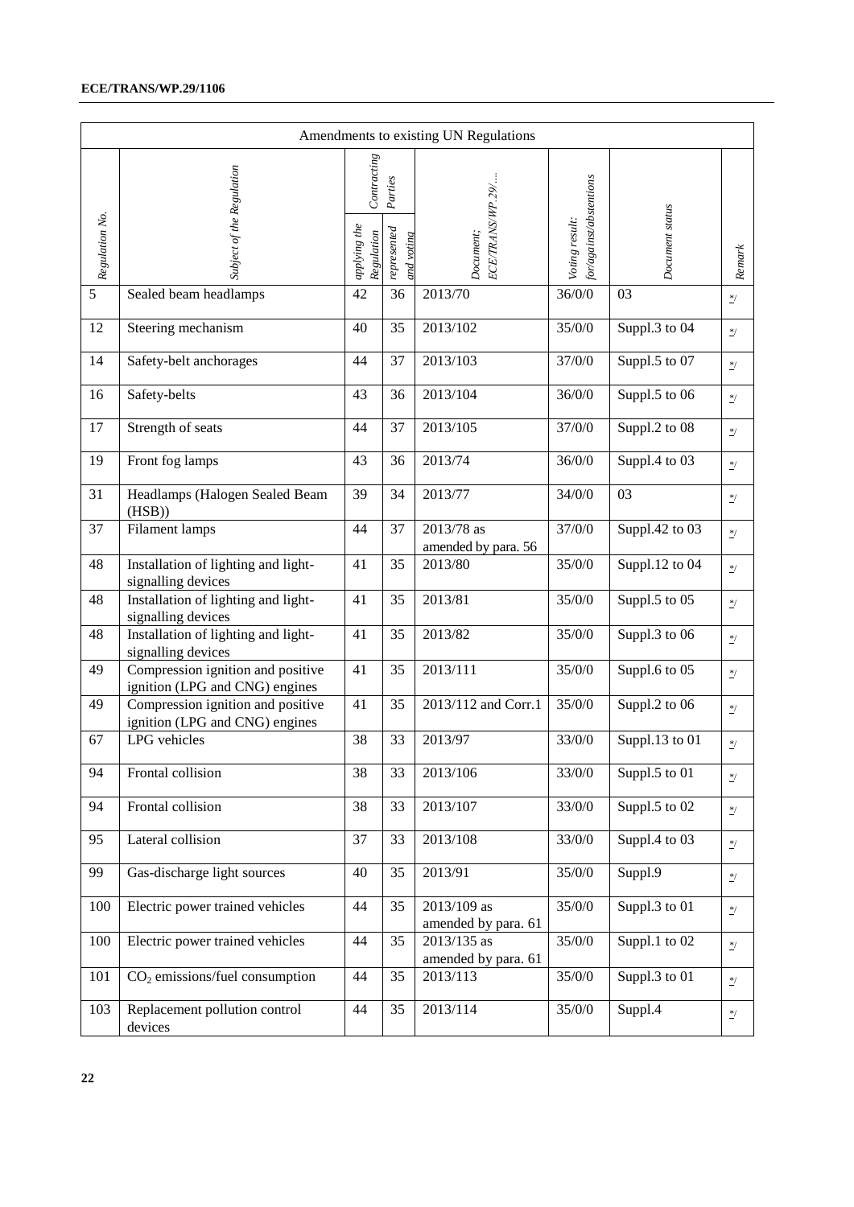| Amendments to existing UN Regulations | | | | | | | |
|---|---|---|---|---|---|---|---|
| | | Contracting Parties | | | | | |
| Regulation No. | Subject of the Regulation | applying the Regulation | represented and voting | Document; ECE/TRANS/WP.29/.... | Voting result: for/against/abstentions | Document status | Remark |
| 5 | Sealed beam headlamps | 42 | 36 | 2013/70 | 36/0/0 | 03 | */ |
| 12 | Steering mechanism | 40 | 35 | 2013/102 | 35/0/0 | Suppl.3 to 04 | */ |
| 14 | Safety-belt anchorages | 44 | 37 | 2013/103 | 37/0/0 | Suppl.5 to 07 | */ |
| 16 | Safety-belts | 43 | 36 | 2013/104 | 36/0/0 | Suppl.5 to 06 | */ |
| 17 | Strength of seats | 44 | 37 | 2013/105 | 37/0/0 | Suppl.2 to 08 | */ |
| 19 | Front fog lamps | 43 | 36 | 2013/74 | 36/0/0 | Suppl.4 to 03 | */ |
| 31 | Headlamps (Halogen Sealed Beam (HSB)) | 39 | 34 | 2013/77 | 34/0/0 | 03 | */ |
| 37 | Filament lamps | 44 | 37 | 2013/78 as amended by para. 56 | 37/0/0 | Suppl.42 to 03 | */ |
| 48 | Installation of lighting and light-signalling devices | 41 | 35 | 2013/80 | 35/0/0 | Suppl.12 to 04 | */ |
| 48 | Installation of lighting and light-signalling devices | 41 | 35 | 2013/81 | 35/0/0 | Suppl.5 to 05 | */ |
| 48 | Installation of lighting and light-signalling devices | 41 | 35 | 2013/82 | 35/0/0 | Suppl.3 to 06 | */ |
| 49 | Compression ignition and positive ignition (LPG and CNG) engines | 41 | 35 | 2013/111 | 35/0/0 | Suppl.6 to 05 | */ |
| 49 | Compression ignition and positive ignition (LPG and CNG) engines | 41 | 35 | 2013/112 and Corr.1 | 35/0/0 | Suppl.2 to 06 | */ |
| 67 | LPG vehicles | 38 | 33 | 2013/97 | 33/0/0 | Suppl.13 to 01 | */ |
| 94 | Frontal collision | 38 | 33 | 2013/106 | 33/0/0 | Suppl.5 to 01 | */ |
| 94 | Frontal collision | 38 | 33 | 2013/107 | 33/0/0 | Suppl.5 to 02 | */ |
| 95 | Lateral collision | 37 | 33 | 2013/108 | 33/0/0 | Suppl.4 to 03 | */ |
| 99 | Gas-discharge light sources | 40 | 35 | 2013/91 | 35/0/0 | Suppl.9 | */ |
| 100 | Electric power trained vehicles | 44 | 35 | 2013/109 as amended by para. 61 | 35/0/0 | Suppl.3 to 01 | */ |
| 100 | Electric power trained vehicles | 44 | 35 | 2013/135 as amended by para. 61 | 35/0/0 | Suppl.1 to 02 | */ |
| 101 | $CO_2$ emissions/fuel consumption | 44 | 35 | 2013/113 | 35/0/0 | Suppl.3 to 01 | */ |
| 103 | Replacement pollution control devices | 44 | 35 | 2013/114 | 35/0/0 | Suppl.4 | */ |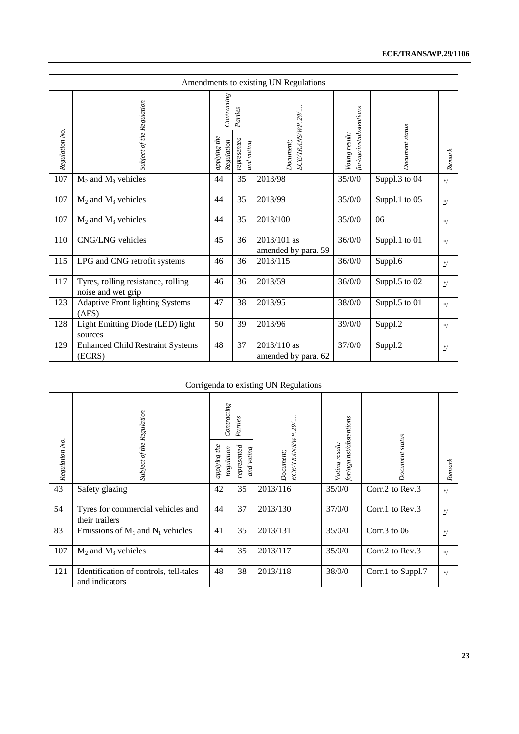| Amendments to existing UN Regulations | | | | | | | |
|---|---|---|---|---|---|---|---|
| Regulation No. | Subject of the Regulation | Contracting Parties | | Document; ECE/TRANS/WP.29/.... | Voting result: for/against/abstentions | Document status | Remark |
| | | applying the Regulation | represented and voting | | | | |
| 107 | $M_2$ and $M_3$ vehicles | 44 | 35 | 2013/98 | 35/0/0 | Suppl.3 to 04 | */ |
| 107 | $M_2$ and $M_3$ vehicles | 44 | 35 | 2013/99 | 35/0/0 | Suppl.1 to 05 | */ |
| 107 | $M_2$ and $M_3$ vehicles | 44 | 35 | 2013/100 | 35/0/0 | 06 | */ |
| 110 | CNG/LNG vehicles | 45 | 36 | 2013/101 as amended by para. 59 | 36/0/0 | Suppl.1 to 01 | */ |
| 115 | LPG and CNG retrofit systems | 46 | 36 | 2013/115 | 36/0/0 | Suppl.6 | */ |
| 117 | Tyres, rolling resistance, rolling noise and wet grip | 46 | 36 | 2013/59 | 36/0/0 | Suppl.5 to 02 | */ |
| 123 | Adaptive Front lighting Systems (AFS) | 47 | 38 | 2013/95 | 38/0/0 | Suppl.5 to 01 | */ |
| 128 | Light Emitting Diode (LED) light sources | 50 | 39 | 2013/96 | 39/0/0 | Suppl.2 | */ |
| 129 | Enhanced Child Restraint Systems (ECRS) | 48 | 37 | 2013/110 as amended by para. 62 | 37/0/0 | Suppl.2 | */ |

| Corrigenda to existing UN Regulations | | | | | | | |
|---|---|---|---|---|---|---|---|
| Regulation No. | Subject of the Regulation | Contracting Parties | | Document; ECE/TRANS/WP.29/.... | Voting result: for/against/abstentions | Document status | Remark |
| | | applying the Regulation | represented and voting | | | | |
| 43 | Safety glazing | 42 | 35 | 2013/116 | 35/0/0 | Corr.2 to Rev.3 | */ |
| 54 | Tyres for commercial vehicles and their trailers | 44 | 37 | 2013/130 | 37/0/0 | Corr.1 to Rev.3 | */ |
| 83 | Emissions of $M_1$ and $N_1$ vehicles | 41 | 35 | 2013/131 | 35/0/0 | Corr.3 to 06 | */ |
| 107 | $M_2$ and $M_3$ vehicles | 44 | 35 | 2013/117 | 35/0/0 | Corr.2 to Rev.3 | */ |
| 121 | Identification of controls, tell-tales and indicators | 48 | 38 | 2013/118 | 38/0/0 | Corr.1 to Suppl.7 | */ |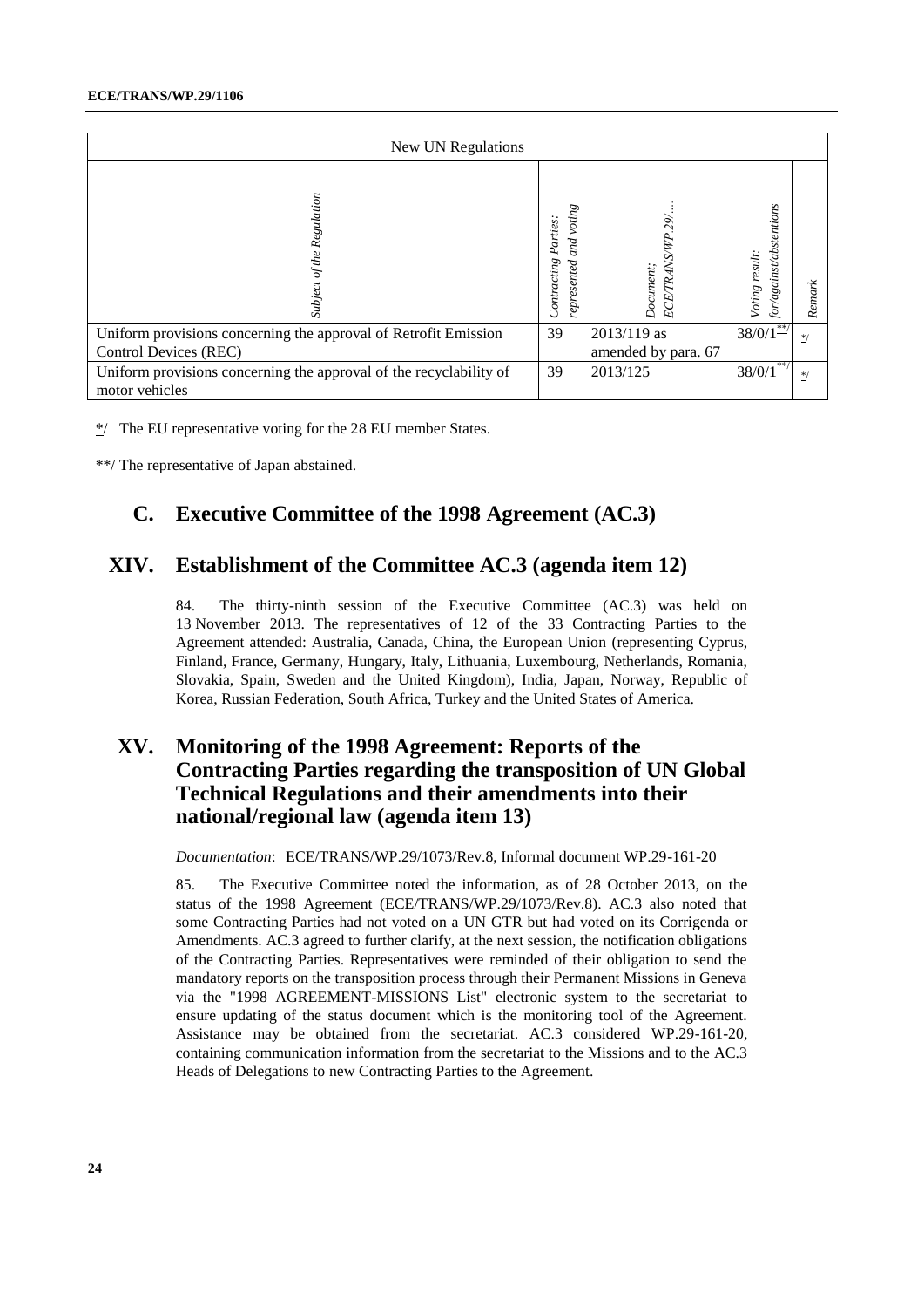| New UN Regulations | | | | |
|---|---|---|---|---|
| *Subject of the Regulation* | *Contracting Parties: represented and voting* | *Document; ECE/TRANS/WP.29/....* | *Voting result: for/against/abstentions* | *Remark* |
| Uniform provisions concerning the approval of Retrofit Emission Control Devices (REC) | 39 | 2013/119 as amended by para. 67 | 38/0/1**/ | */ |
| Uniform provisions concerning the approval of the recyclability of motor vehicles | 39 | 2013/125 | 38/0/1**/ | */ |

*/ The EU representative voting for the 28 EU member States.

**/ The representative of Japan abstained.

## C. Executive Committee of the 1998 Agreement (AC.3)

## XIV. Establishment of the Committee AC.3 (agenda item 12)

84. The thirty-ninth session of the Executive Committee (AC.3) was held on 13 November 2013. The representatives of 12 of the 33 Contracting Parties to the Agreement attended: Australia, Canada, China, the European Union (representing Cyprus, Finland, France, Germany, Hungary, Italy, Lithuania, Luxembourg, Netherlands, Romania, Slovakia, Spain, Sweden and the United Kingdom), India, Japan, Norway, Republic of Korea, Russian Federation, South Africa, Turkey and the United States of America.

## XV. Monitoring of the 1998 Agreement: Reports of the Contracting Parties regarding the transposition of UN Global Technical Regulations and their amendments into their national/regional law (agenda item 13)

*Documentation*: ECE/TRANS/WP.29/1073/Rev.8, Informal document WP.29-161-20

85. The Executive Committee noted the information, as of 28 October 2013, on the status of the 1998 Agreement (ECE/TRANS/WP.29/1073/Rev.8). AC.3 also noted that some Contracting Parties had not voted on a UN GTR but had voted on its Corrigenda or Amendments. AC.3 agreed to further clarify, at the next session, the notification obligations of the Contracting Parties. Representatives were reminded of their obligation to send the mandatory reports on the transposition process through their Permanent Missions in Geneva via the "1998 AGREEMENT-MISSIONS List" electronic system to the secretariat to ensure updating of the status document which is the monitoring tool of the Agreement. Assistance may be obtained from the secretariat. AC.3 considered WP.29-161-20, containing communication information from the secretariat to the Missions and to the AC.3 Heads of Delegations to new Contracting Parties to the Agreement.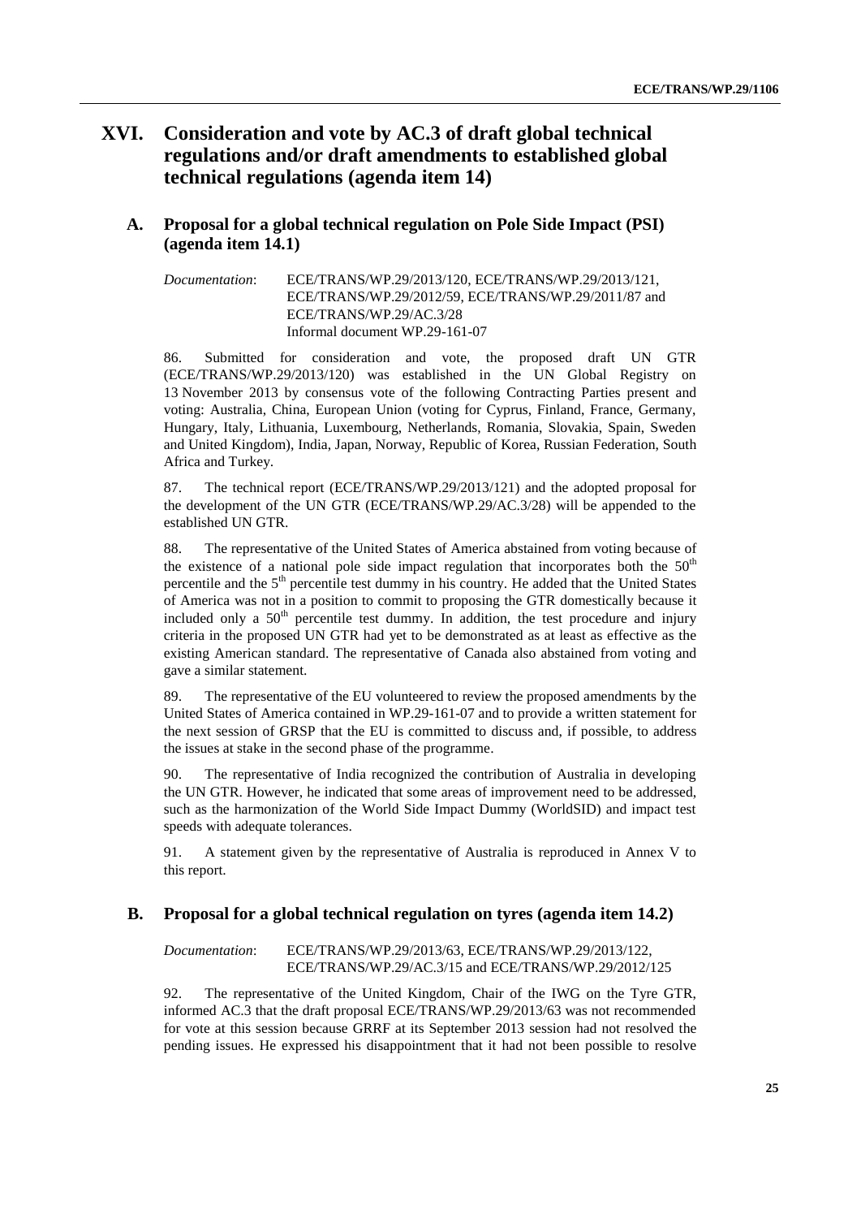# XVI. Consideration and vote by AC.3 of draft global technical regulations and/or draft amendments to established global technical regulations (agenda item 14)

## A. Proposal for a global technical regulation on Pole Side Impact (PSI) (agenda item 14.1)

*Documentation*: ECE/TRANS/WP.29/2013/120, ECE/TRANS/WP.29/2013/121, ECE/TRANS/WP.29/2012/59, ECE/TRANS/WP.29/2011/87 and ECE/TRANS/WP.29/AC.3/28
Informal document WP.29-161-07

86. Submitted for consideration and vote, the proposed draft UN GTR (ECE/TRANS/WP.29/2013/120) was established in the UN Global Registry on 13 November 2013 by consensus vote of the following Contracting Parties present and voting: Australia, China, European Union (voting for Cyprus, Finland, France, Germany, Hungary, Italy, Lithuania, Luxembourg, Netherlands, Romania, Slovakia, Spain, Sweden and United Kingdom), India, Japan, Norway, Republic of Korea, Russian Federation, South Africa and Turkey.

87. The technical report (ECE/TRANS/WP.29/2013/121) and the adopted proposal for the development of the UN GTR (ECE/TRANS/WP.29/AC.3/28) will be appended to the established UN GTR.

88. The representative of the United States of America abstained from voting because of the existence of a national pole side impact regulation that incorporates both the $50^{th}$ percentile and the $5^{th}$ percentile test dummy in his country. He added that the United States of America was not in a position to commit to proposing the GTR domestically because it included only a $50^{th}$ percentile test dummy. In addition, the test procedure and injury criteria in the proposed UN GTR had yet to be demonstrated as at least as effective as the existing American standard. The representative of Canada also abstained from voting and gave a similar statement.

89. The representative of the EU volunteered to review the proposed amendments by the United States of America contained in WP.29-161-07 and to provide a written statement for the next session of GRSP that the EU is committed to discuss and, if possible, to address the issues at stake in the second phase of the programme.

90. The representative of India recognized the contribution of Australia in developing the UN GTR. However, he indicated that some areas of improvement need to be addressed, such as the harmonization of the World Side Impact Dummy (WorldSID) and impact test speeds with adequate tolerances.

91. A statement given by the representative of Australia is reproduced in Annex V to this report.

## B. Proposal for a global technical regulation on tyres (agenda item 14.2)

*Documentation*: ECE/TRANS/WP.29/2013/63, ECE/TRANS/WP.29/2013/122, ECE/TRANS/WP.29/AC.3/15 and ECE/TRANS/WP.29/2012/125

92. The representative of the United Kingdom, Chair of the IWG on the Tyre GTR, informed AC.3 that the draft proposal ECE/TRANS/WP.29/2013/63 was not recommended for vote at this session because GRRF at its September 2013 session had not resolved the pending issues. He expressed his disappointment that it had not been possible to resolve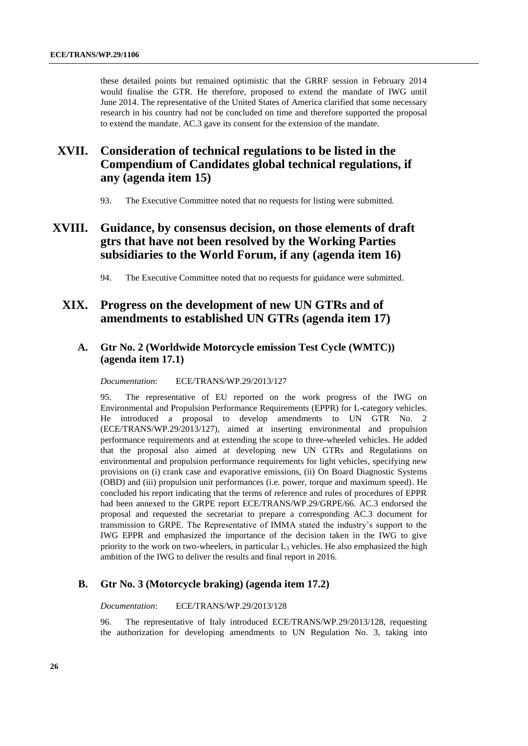these detailed points but remained optimistic that the GRRF session in February 2014 would finalise the GTR. He therefore, proposed to extend the mandate of IWG until June 2014. The representative of the United States of America clarified that some necessary research in his country had not be concluded on time and therefore supported the proposal to extend the mandate. AC.3 gave its consent for the extension of the mandate.

# XVII. Consideration of technical regulations to be listed in the Compendium of Candidates global technical regulations, if any (agenda item 15)

93. The Executive Committee noted that no requests for listing were submitted.

# XVIII. Guidance, by consensus decision, on those elements of draft gtrs that have not been resolved by the Working Parties subsidiaries to the World Forum, if any (agenda item 16)

94. The Executive Committee noted that no requests for guidance were submitted.

# XIX. Progress on the development of new UN GTRs and of amendments to established UN GTRs (agenda item 17)

## A. Gtr No. 2 (Worldwide Motorcycle emission Test Cycle (WMTC)) (agenda item 17.1)

*Documentation*: ECE/TRANS/WP.29/2013/127

95. The representative of EU reported on the work progress of the IWG on Environmental and Propulsion Performance Requirements (EPPR) for L-category vehicles. He introduced a proposal to develop amendments to UN GTR No. 2 (ECE/TRANS/WP.29/2013/127), aimed at inserting environmental and propulsion performance requirements and at extending the scope to three-wheeled vehicles. He added that the proposal also aimed at developing new UN GTRs and Regulations on environmental and propulsion performance requirements for light vehicles, specifying new provisions on (i) crank case and evaporative emissions, (ii) On Board Diagnostic Systems (OBD) and (iii) propulsion unit performances (i.e. power, torque and maximum speed). He concluded his report indicating that the terms of reference and rules of procedures of EPPR had been annexed to the GRPE report ECE/TRANS/WP.29/GRPE/66. AC.3 endorsed the proposal and requested the secretariat to prepare a corresponding AC.3 document for transmission to GRPE. The Representative of IMMA stated the industry's support to the IWG EPPR and emphasized the importance of the decision taken in the IWG to give priority to the work on two-wheelers, in particular $L_3$ vehicles. He also emphasized the high ambition of the IWG to deliver the results and final report in 2016.

## B. Gtr No. 3 (Motorcycle braking) (agenda item 17.2)

*Documentation*: ECE/TRANS/WP.29/2013/128

96. The representative of Italy introduced ECE/TRANS/WP.29/2013/128, requesting the authorization for developing amendments to UN Regulation No. 3, taking into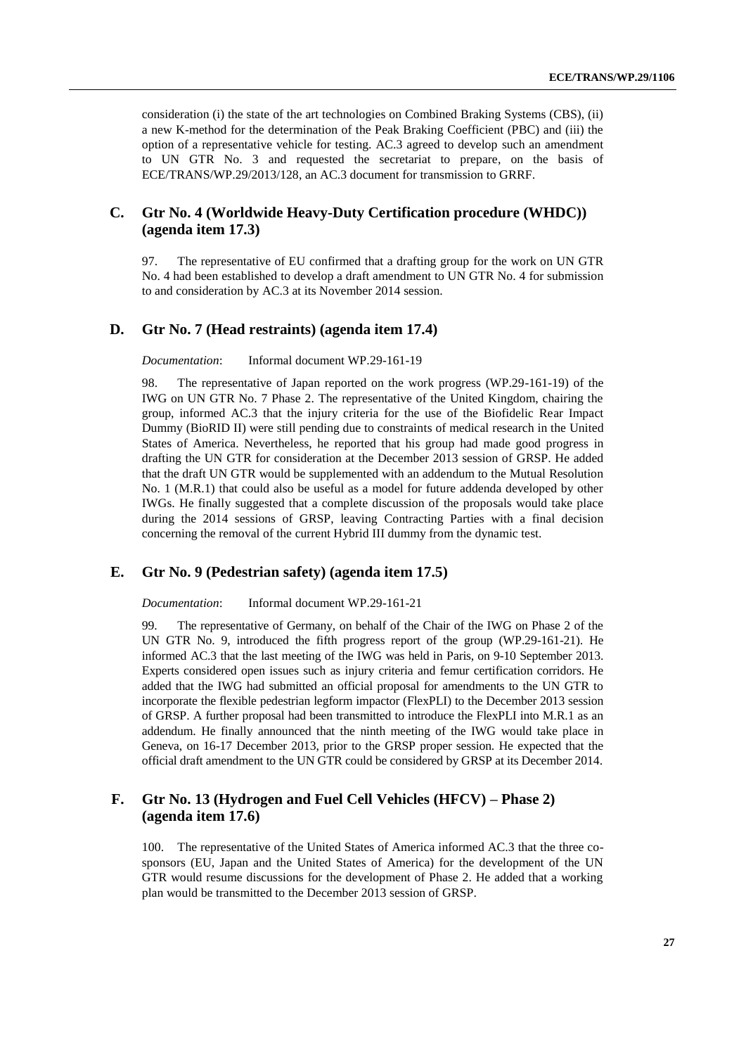consideration (i) the state of the art technologies on Combined Braking Systems (CBS), (ii) a new K-method for the determination of the Peak Braking Coefficient (PBC) and (iii) the option of a representative vehicle for testing. AC.3 agreed to develop such an amendment to UN GTR No. 3 and requested the secretariat to prepare, on the basis of ECE/TRANS/WP.29/2013/128, an AC.3 document for transmission to GRRF.

## C. Gtr No. 4 (Worldwide Heavy-Duty Certification procedure (WHDC)) (agenda item 17.3)

97. The representative of EU confirmed that a drafting group for the work on UN GTR No. 4 had been established to develop a draft amendment to UN GTR No. 4 for submission to and consideration by AC.3 at its November 2014 session.

## D. Gtr No. 7 (Head restraints) (agenda item 17.4)

*Documentation*: Informal document WP.29-161-19

98. The representative of Japan reported on the work progress (WP.29-161-19) of the IWG on UN GTR No. 7 Phase 2. The representative of the United Kingdom, chairing the group, informed AC.3 that the injury criteria for the use of the Biofidelic Rear Impact Dummy (BioRID II) were still pending due to constraints of medical research in the United States of America. Nevertheless, he reported that his group had made good progress in drafting the UN GTR for consideration at the December 2013 session of GRSP. He added that the draft UN GTR would be supplemented with an addendum to the Mutual Resolution No. 1 (M.R.1) that could also be useful as a model for future addenda developed by other IWGs. He finally suggested that a complete discussion of the proposals would take place during the 2014 sessions of GRSP, leaving Contracting Parties with a final decision concerning the removal of the current Hybrid III dummy from the dynamic test.

## E. Gtr No. 9 (Pedestrian safety) (agenda item 17.5)

*Documentation*: Informal document WP.29-161-21

99. The representative of Germany, on behalf of the Chair of the IWG on Phase 2 of the UN GTR No. 9, introduced the fifth progress report of the group (WP.29-161-21). He informed AC.3 that the last meeting of the IWG was held in Paris, on 9-10 September 2013. Experts considered open issues such as injury criteria and femur certification corridors. He added that the IWG had submitted an official proposal for amendments to the UN GTR to incorporate the flexible pedestrian legform impactor (FlexPLI) to the December 2013 session of GRSP. A further proposal had been transmitted to introduce the FlexPLI into M.R.1 as an addendum. He finally announced that the ninth meeting of the IWG would take place in Geneva, on 16-17 December 2013, prior to the GRSP proper session. He expected that the official draft amendment to the UN GTR could be considered by GRSP at its December 2014.

## F. Gtr No. 13 (Hydrogen and Fuel Cell Vehicles (HFCV) – Phase 2) (agenda item 17.6)

100. The representative of the United States of America informed AC.3 that the three co-sponsors (EU, Japan and the United States of America) for the development of the UN GTR would resume discussions for the development of Phase 2. He added that a working plan would be transmitted to the December 2013 session of GRSP.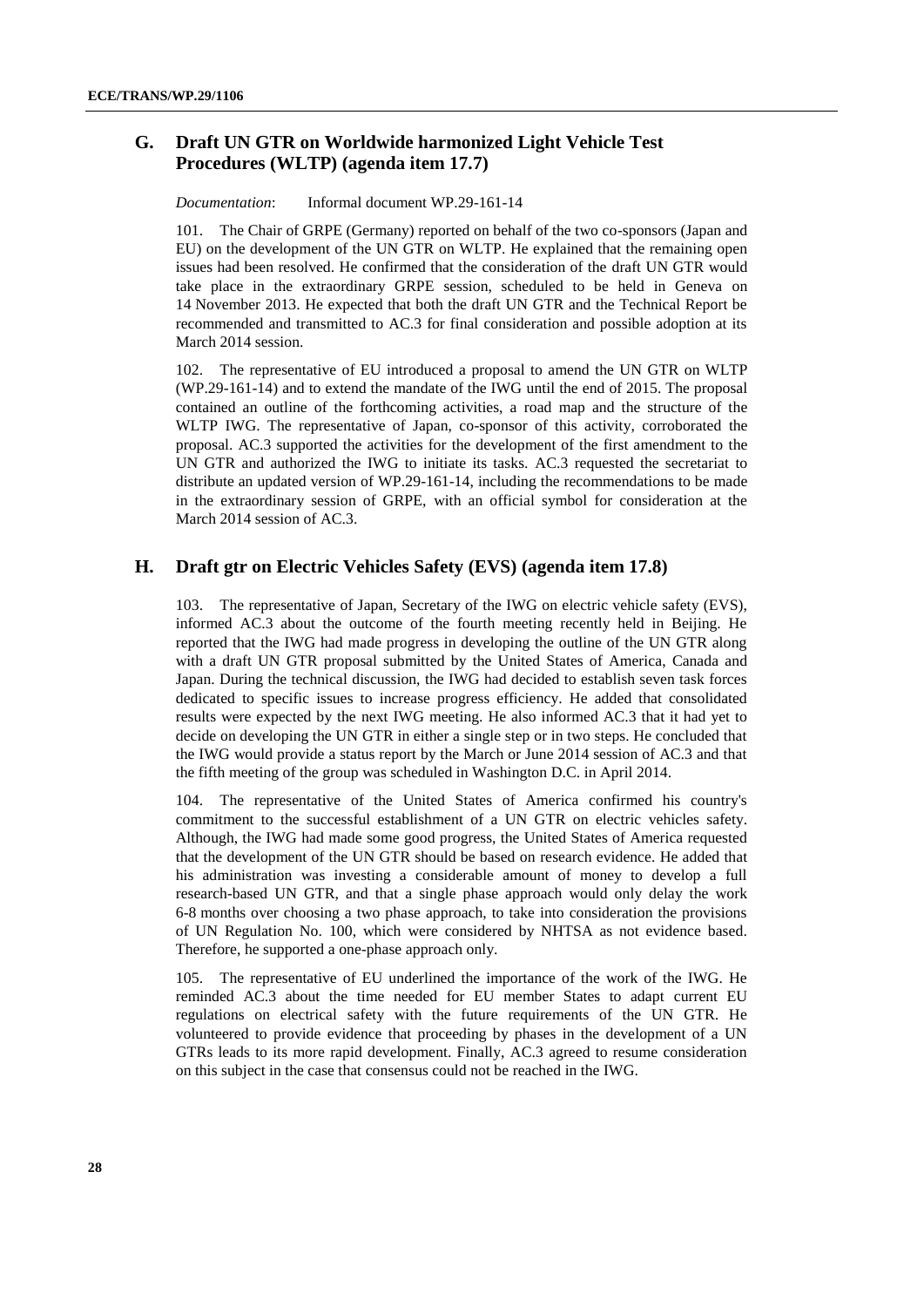## G. Draft UN GTR on Worldwide harmonized Light Vehicle Test Procedures (WLTP) (agenda item 17.7)

*Documentation*: Informal document WP.29-161-14

101. The Chair of GRPE (Germany) reported on behalf of the two co-sponsors (Japan and EU) on the development of the UN GTR on WLTP. He explained that the remaining open issues had been resolved. He confirmed that the consideration of the draft UN GTR would take place in the extraordinary GRPE session, scheduled to be held in Geneva on 14 November 2013. He expected that both the draft UN GTR and the Technical Report be recommended and transmitted to AC.3 for final consideration and possible adoption at its March 2014 session.

102. The representative of EU introduced a proposal to amend the UN GTR on WLTP (WP.29-161-14) and to extend the mandate of the IWG until the end of 2015. The proposal contained an outline of the forthcoming activities, a road map and the structure of the WLTP IWG. The representative of Japan, co-sponsor of this activity, corroborated the proposal. AC.3 supported the activities for the development of the first amendment to the UN GTR and authorized the IWG to initiate its tasks. AC.3 requested the secretariat to distribute an updated version of WP.29-161-14, including the recommendations to be made in the extraordinary session of GRPE, with an official symbol for consideration at the March 2014 session of AC.3.

## H. Draft gtr on Electric Vehicles Safety (EVS) (agenda item 17.8)

103. The representative of Japan, Secretary of the IWG on electric vehicle safety (EVS), informed AC.3 about the outcome of the fourth meeting recently held in Beijing. He reported that the IWG had made progress in developing the outline of the UN GTR along with a draft UN GTR proposal submitted by the United States of America, Canada and Japan. During the technical discussion, the IWG had decided to establish seven task forces dedicated to specific issues to increase progress efficiency. He added that consolidated results were expected by the next IWG meeting. He also informed AC.3 that it had yet to decide on developing the UN GTR in either a single step or in two steps. He concluded that the IWG would provide a status report by the March or June 2014 session of AC.3 and that the fifth meeting of the group was scheduled in Washington D.C. in April 2014.

104. The representative of the United States of America confirmed his country's commitment to the successful establishment of a UN GTR on electric vehicles safety. Although, the IWG had made some good progress, the United States of America requested that the development of the UN GTR should be based on research evidence. He added that his administration was investing a considerable amount of money to develop a full research-based UN GTR, and that a single phase approach would only delay the work 6-8 months over choosing a two phase approach, to take into consideration the provisions of UN Regulation No. 100, which were considered by NHTSA as not evidence based. Therefore, he supported a one-phase approach only.

105. The representative of EU underlined the importance of the work of the IWG. He reminded AC.3 about the time needed for EU member States to adapt current EU regulations on electrical safety with the future requirements of the UN GTR. He volunteered to provide evidence that proceeding by phases in the development of a UN GTRs leads to its more rapid development. Finally, AC.3 agreed to resume consideration on this subject in the case that consensus could not be reached in the IWG.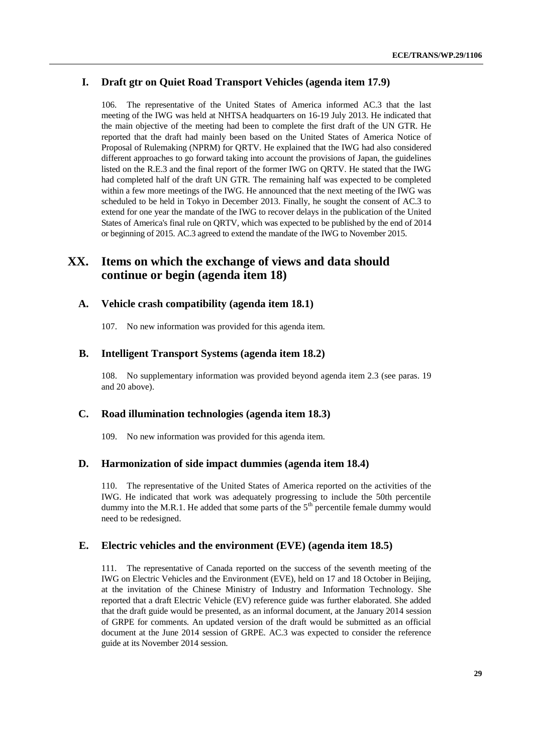### I. Draft gtr on Quiet Road Transport Vehicles (agenda item 17.9)

106. The representative of the United States of America informed AC.3 that the last meeting of the IWG was held at NHTSA headquarters on 16-19 July 2013. He indicated that the main objective of the meeting had been to complete the first draft of the UN GTR. He reported that the draft had mainly been based on the United States of America Notice of Proposal of Rulemaking (NPRM) for QRTV. He explained that the IWG had also considered different approaches to go forward taking into account the provisions of Japan, the guidelines listed on the R.E.3 and the final report of the former IWG on QRTV. He stated that the IWG had completed half of the draft UN GTR. The remaining half was expected to be completed within a few more meetings of the IWG. He announced that the next meeting of the IWG was scheduled to be held in Tokyo in December 2013. Finally, he sought the consent of AC.3 to extend for one year the mandate of the IWG to recover delays in the publication of the United States of America's final rule on QRTV, which was expected to be published by the end of 2014 or beginning of 2015. AC.3 agreed to extend the mandate of the IWG to November 2015.

## XX. Items on which the exchange of views and data should continue or begin (agenda item 18)

### A. Vehicle crash compatibility (agenda item 18.1)

107. No new information was provided for this agenda item.

### B. Intelligent Transport Systems (agenda item 18.2)

108. No supplementary information was provided beyond agenda item 2.3 (see paras. 19 and 20 above).

### C. Road illumination technologies (agenda item 18.3)

109. No new information was provided for this agenda item.

### D. Harmonization of side impact dummies (agenda item 18.4)

110. The representative of the United States of America reported on the activities of the IWG. He indicated that work was adequately progressing to include the 50th percentile dummy into the M.R.1. He added that some parts of the 5th percentile female dummy would need to be redesigned.

### E. Electric vehicles and the environment (EVE) (agenda item 18.5)

111. The representative of Canada reported on the success of the seventh meeting of the IWG on Electric Vehicles and the Environment (EVE), held on 17 and 18 October in Beijing, at the invitation of the Chinese Ministry of Industry and Information Technology. She reported that a draft Electric Vehicle (EV) reference guide was further elaborated. She added that the draft guide would be presented, as an informal document, at the January 2014 session of GRPE for comments. An updated version of the draft would be submitted as an official document at the June 2014 session of GRPE. AC.3 was expected to consider the reference guide at its November 2014 session.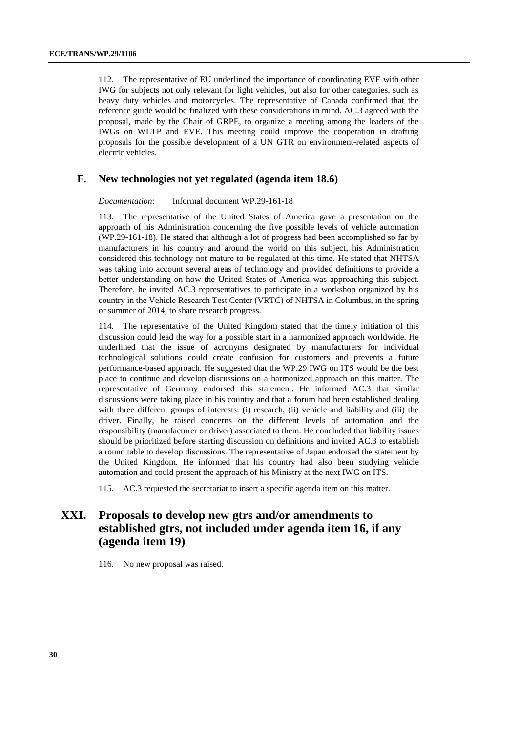112. The representative of EU underlined the importance of coordinating EVE with other IWG for subjects not only relevant for light vehicles, but also for other categories, such as heavy duty vehicles and motorcycles. The representative of Canada confirmed that the reference guide would be finalized with these considerations in mind. AC.3 agreed with the proposal, made by the Chair of GRPE, to organize a meeting among the leaders of the IWGs on WLTP and EVE. This meeting could improve the cooperation in drafting proposals for the possible development of a UN GTR on environment-related aspects of electric vehicles.

### F. New technologies not yet regulated (agenda item 18.6)

*Documentation*: Informal document WP.29-161-18

113. The representative of the United States of America gave a presentation on the approach of his Administration concerning the five possible levels of vehicle automation (WP.29-161-18). He stated that although a lot of progress had been accomplished so far by manufacturers in his country and around the world on this subject, his Administration considered this technology not mature to be regulated at this time. He stated that NHTSA was taking into account several areas of technology and provided definitions to provide a better understanding on how the United States of America was approaching this subject. Therefore, he invited AC.3 representatives to participate in a workshop organized by his country in the Vehicle Research Test Center (VRTC) of NHTSA in Columbus, in the spring or summer of 2014, to share research progress.

114. The representative of the United Kingdom stated that the timely initiation of this discussion could lead the way for a possible start in a harmonized approach worldwide. He underlined that the issue of acronyms designated by manufacturers for individual technological solutions could create confusion for customers and prevents a future performance-based approach. He suggested that the WP.29 IWG on ITS would be the best place to continue and develop discussions on a harmonized approach on this matter. The representative of Germany endorsed this statement. He informed AC.3 that similar discussions were taking place in his country and that a forum had been established dealing with three different groups of interests: (i) research, (ii) vehicle and liability and (iii) the driver. Finally, he raised concerns on the different levels of automation and the responsibility (manufacturer or driver) associated to them. He concluded that liability issues should be prioritized before starting discussion on definitions and invited AC.3 to establish a round table to develop discussions. The representative of Japan endorsed the statement by the United Kingdom. He informed that his country had also been studying vehicle automation and could present the approach of his Ministry at the next IWG on ITS.

115. AC.3 requested the secretariat to insert a specific agenda item on this matter.

## XXI. Proposals to develop new gtrs and/or amendments to established gtrs, not included under agenda item 16, if any (agenda item 19)

116. No new proposal was raised.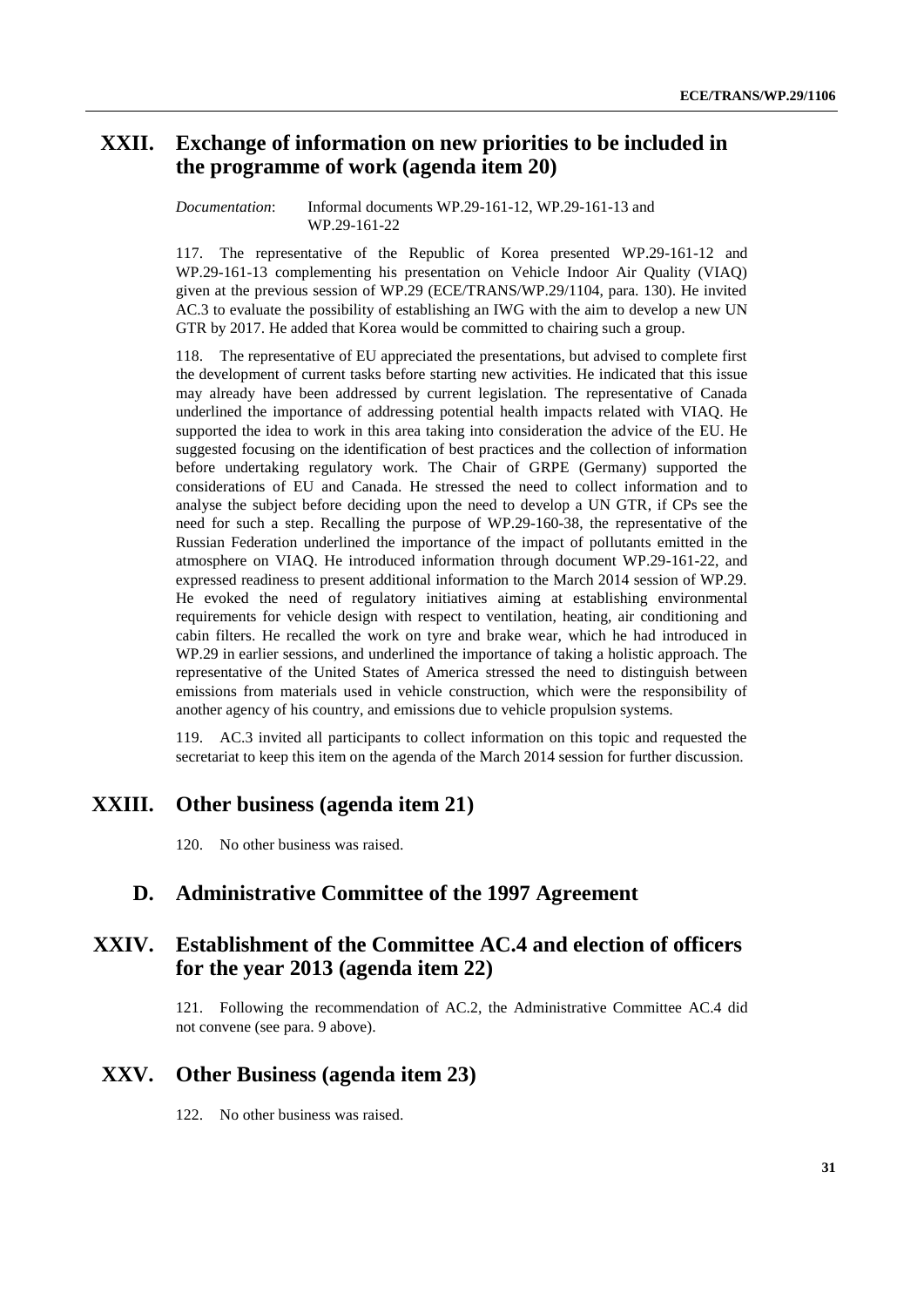## XXII. Exchange of information on new priorities to be included in the programme of work (agenda item 20)

*Documentation*: Informal documents WP.29-161-12, WP.29-161-13 and WP.29-161-22

117. The representative of the Republic of Korea presented WP.29-161-12 and WP.29-161-13 complementing his presentation on Vehicle Indoor Air Quality (VIAQ) given at the previous session of WP.29 (ECE/TRANS/WP.29/1104, para. 130). He invited AC.3 to evaluate the possibility of establishing an IWG with the aim to develop a new UN GTR by 2017. He added that Korea would be committed to chairing such a group.

118. The representative of EU appreciated the presentations, but advised to complete first the development of current tasks before starting new activities. He indicated that this issue may already have been addressed by current legislation. The representative of Canada underlined the importance of addressing potential health impacts related with VIAQ. He supported the idea to work in this area taking into consideration the advice of the EU. He suggested focusing on the identification of best practices and the collection of information before undertaking regulatory work. The Chair of GRPE (Germany) supported the considerations of EU and Canada. He stressed the need to collect information and to analyse the subject before deciding upon the need to develop a UN GTR, if CPs see the need for such a step. Recalling the purpose of WP.29-160-38, the representative of the Russian Federation underlined the importance of the impact of pollutants emitted in the atmosphere on VIAQ. He introduced information through document WP.29-161-22, and expressed readiness to present additional information to the March 2014 session of WP.29. He evoked the need of regulatory initiatives aiming at establishing environmental requirements for vehicle design with respect to ventilation, heating, air conditioning and cabin filters. He recalled the work on tyre and brake wear, which he had introduced in WP.29 in earlier sessions, and underlined the importance of taking a holistic approach. The representative of the United States of America stressed the need to distinguish between emissions from materials used in vehicle construction, which were the responsibility of another agency of his country, and emissions due to vehicle propulsion systems.

119. AC.3 invited all participants to collect information on this topic and requested the secretariat to keep this item on the agenda of the March 2014 session for further discussion.

## XXIII. Other business (agenda item 21)

120. No other business was raised.

## D. Administrative Committee of the 1997 Agreement

## XXIV. Establishment of the Committee AC.4 and election of officers for the year 2013 (agenda item 22)

121. Following the recommendation of AC.2, the Administrative Committee AC.4 did not convene (see para. 9 above).

## XXV. Other Business (agenda item 23)

122. No other business was raised.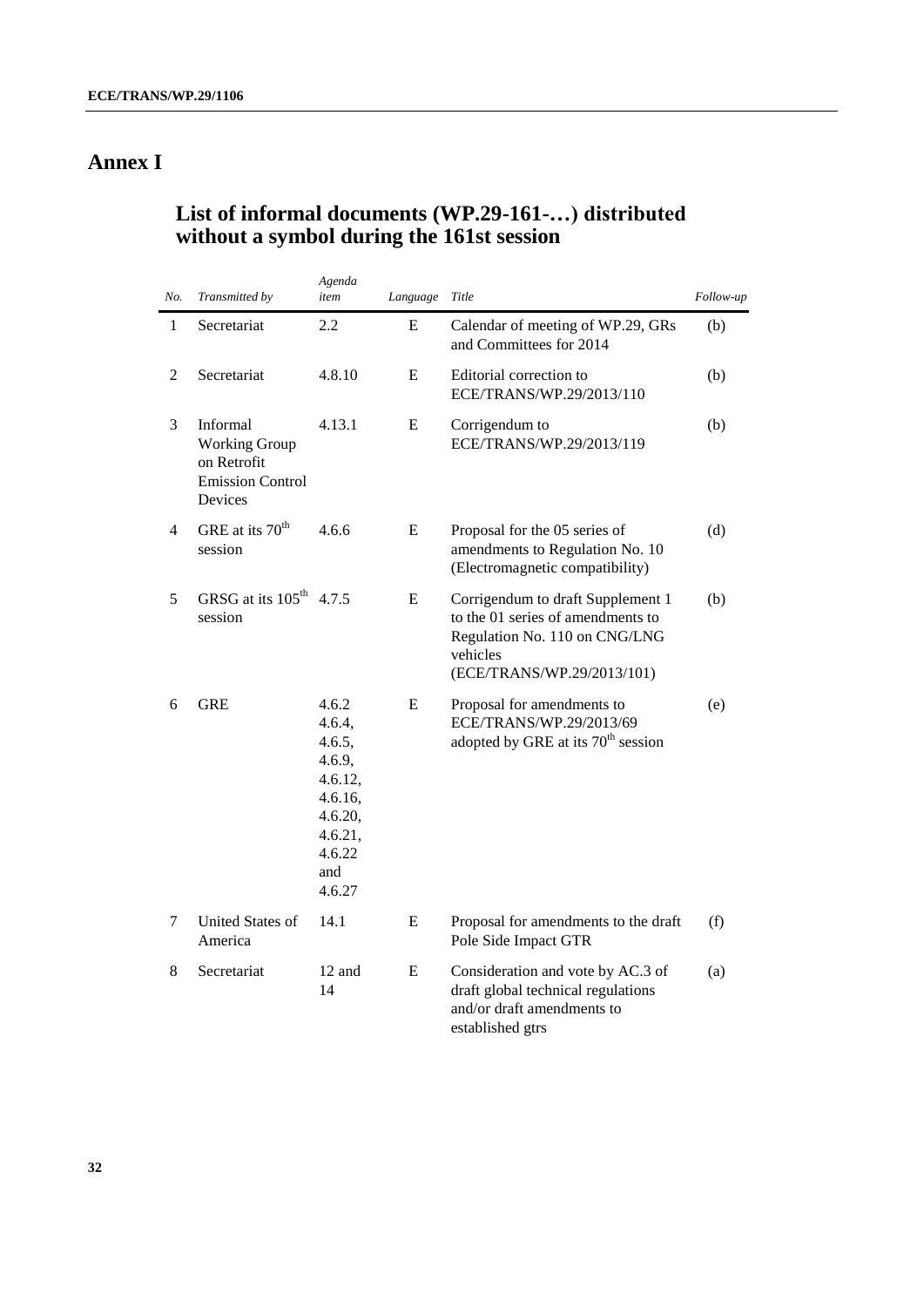# Annex I

## List of informal documents (WP.29-161-…) distributed without a symbol during the 161st session

| *No.* | *Transmitted by* | *Agenda item* | *Language* | *Title* | *Follow-up* |
|---|---|---|---|---|---|
| 1 | Secretariat | 2.2 | E | Calendar of meeting of WP.29, GRs and Committees for 2014 | (b) |
| 2 | Secretariat | 4.8.10 | E | Editorial correction to ECE/TRANS/WP.29/2013/110 | (b) |
| 3 | Informal Working Group on Retrofit Emission Control Devices | 4.13.1 | E | Corrigendum to ECE/TRANS/WP.29/2013/119 | (b) |
| 4 | GRE at its 70th session | 4.6.6 | E | Proposal for the 05 series of amendments to Regulation No. 10 (Electromagnetic compatibility) | (d) |
| 5 | GRSG at its 105th session | 4.7.5 | E | Corrigendum to draft Supplement 1 to the 01 series of amendments to Regulation No. 110 on CNG/LNG vehicles (ECE/TRANS/WP.29/2013/101) | (b) |
| 6 | GRE | 4.6.2 4.6.4, 4.6.5, 4.6.9, 4.6.12, 4.6.16, 4.6.20, 4.6.21, 4.6.22 and 4.6.27 | E | Proposal for amendments to ECE/TRANS/WP.29/2013/69 adopted by GRE at its 70th session | (e) |
| 7 | United States of America | 14.1 | E | Proposal for amendments to the draft Pole Side Impact GTR | (f) |
| 8 | Secretariat | 12 and 14 | E | Consideration and vote by AC.3 of draft global technical regulations and/or draft amendments to established gtrs | (a) |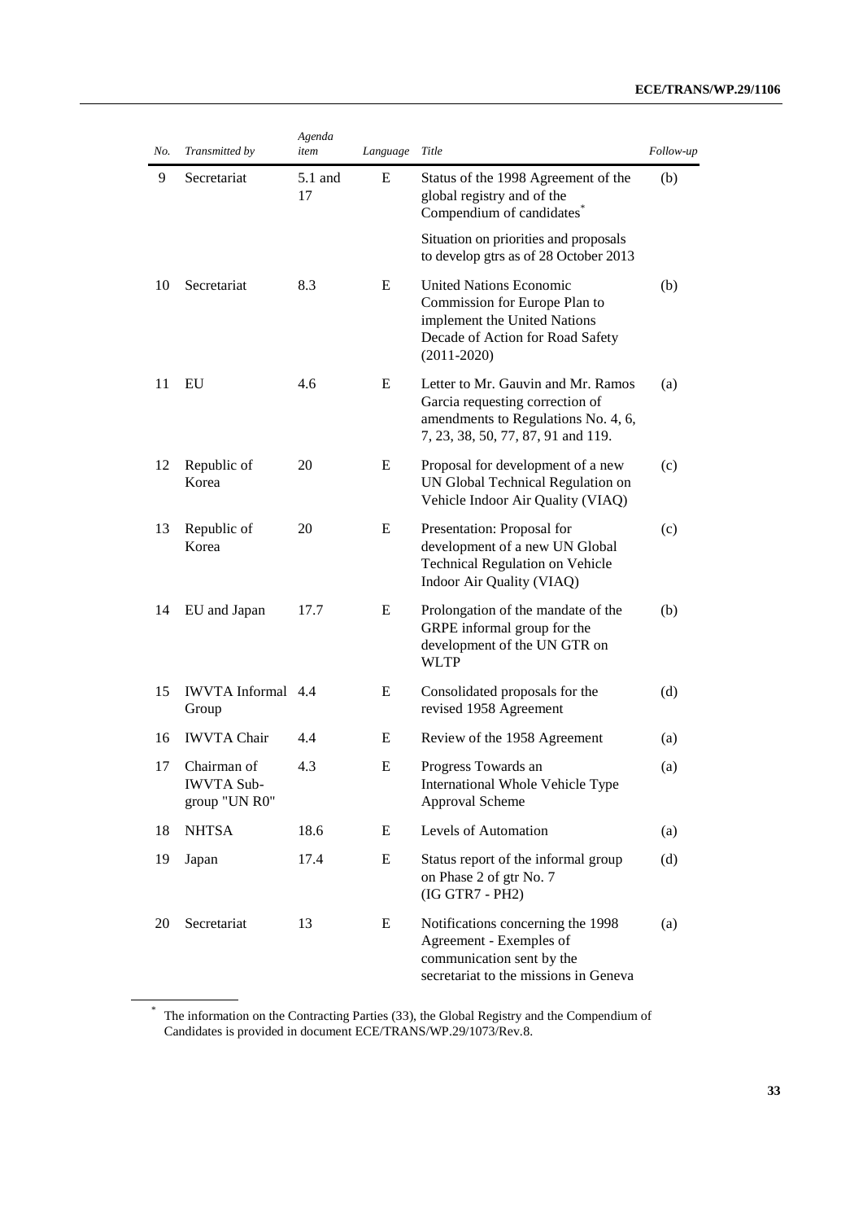| *No.* | *Transmitted by* | *Agenda item* | *Language* | *Title* | *Follow-up* |
|---|---|---|---|---|---|
| 9 | Secretariat | 5.1 and 17 | E | Status of the 1998 Agreement of the global registry and of the Compendium of candidates[*] | (b) |
| | | | | Situation on priorities and proposals to develop gtrs as of 28 October 2013 | |
| 10 | Secretariat | 8.3 | E | United Nations Economic Commission for Europe Plan to implement the United Nations Decade of Action for Road Safety (2011-2020) | (b) |
| 11 | EU | 4.6 | E | Letter to Mr. Gauvin and Mr. Ramos Garcia requesting correction of amendments to Regulations No. 4, 6, 7, 23, 38, 50, 77, 87, 91 and 119. | (a) |
| 12 | Republic of Korea | 20 | E | Proposal for development of a new UN Global Technical Regulation on Vehicle Indoor Air Quality (VIAQ) | (c) |
| 13 | Republic of Korea | 20 | E | Presentation: Proposal for development of a new UN Global Technical Regulation on Vehicle Indoor Air Quality (VIAQ) | (c) |
| 14 | EU and Japan | 17.7 | E | Prolongation of the mandate of the GRPE informal group for the development of the UN GTR on WLTP | (b) |
| 15 | IWVTA Informal Group | 4.4 | E | Consolidated proposals for the revised 1958 Agreement | (d) |
| 16 | IWVTA Chair | 4.4 | E | Review of the 1958 Agreement | (a) |
| 17 | Chairman of IWVTA Sub-group "UN R0" | 4.3 | E | Progress Towards an International Whole Vehicle Type Approval Scheme | (a) |
| 18 | NHTSA | 18.6 | E | Levels of Automation | (a) |
| 19 | Japan | 17.4 | E | Status report of the informal group on Phase 2 of gtr No. 7 (IG GTR7 - PH2) | (d) |
| 20 | Secretariat | 13 | E | Notifications concerning the 1998 Agreement - Exemples of communication sent by the secretariat to the missions in Geneva | (a) |

[*] The information on the Contracting Parties (33), the Global Registry and the Compendium of Candidates is provided in document ECE/TRANS/WP.29/1073/Rev.8.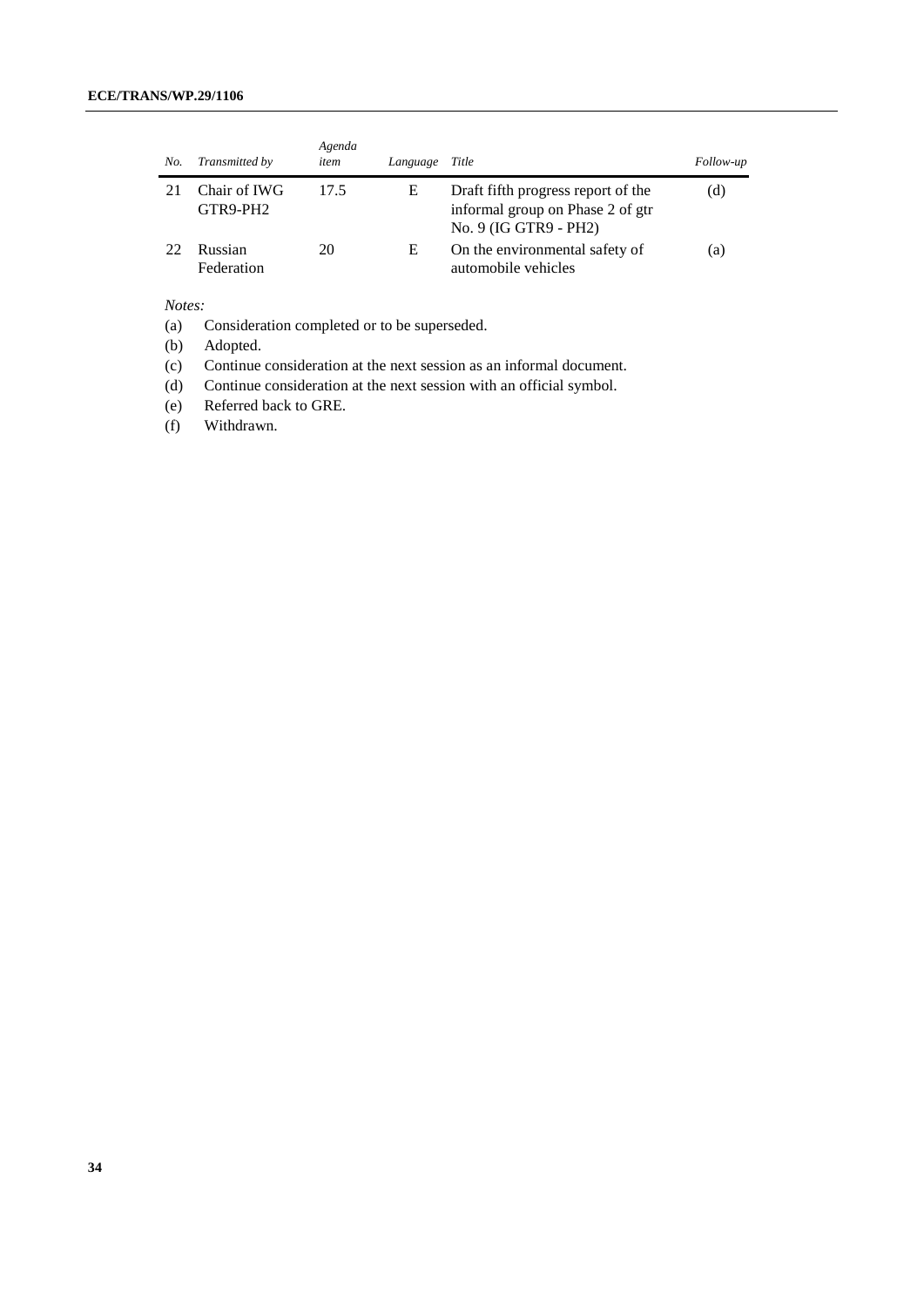| *No.* | *Transmitted by* | *Agenda item* | *Language* | *Title* | *Follow-up* |
|---|---|---|---|---|---|
| 21 | Chair of IWG GTR9-PH2 | 17.5 | E | Draft fifth progress report of the informal group on Phase 2 of gtr No. 9 (IG GTR9 - PH2) | (d) |
| 22 | Russian Federation | 20 | E | On the environmental safety of automobile vehicles | (a) |

*Notes:*

(a) Consideration completed or to be superseded.

(b) Adopted.

(c) Continue consideration at the next session as an informal document.

(d) Continue consideration at the next session with an official symbol.

(e) Referred back to GRE.

(f) Withdrawn.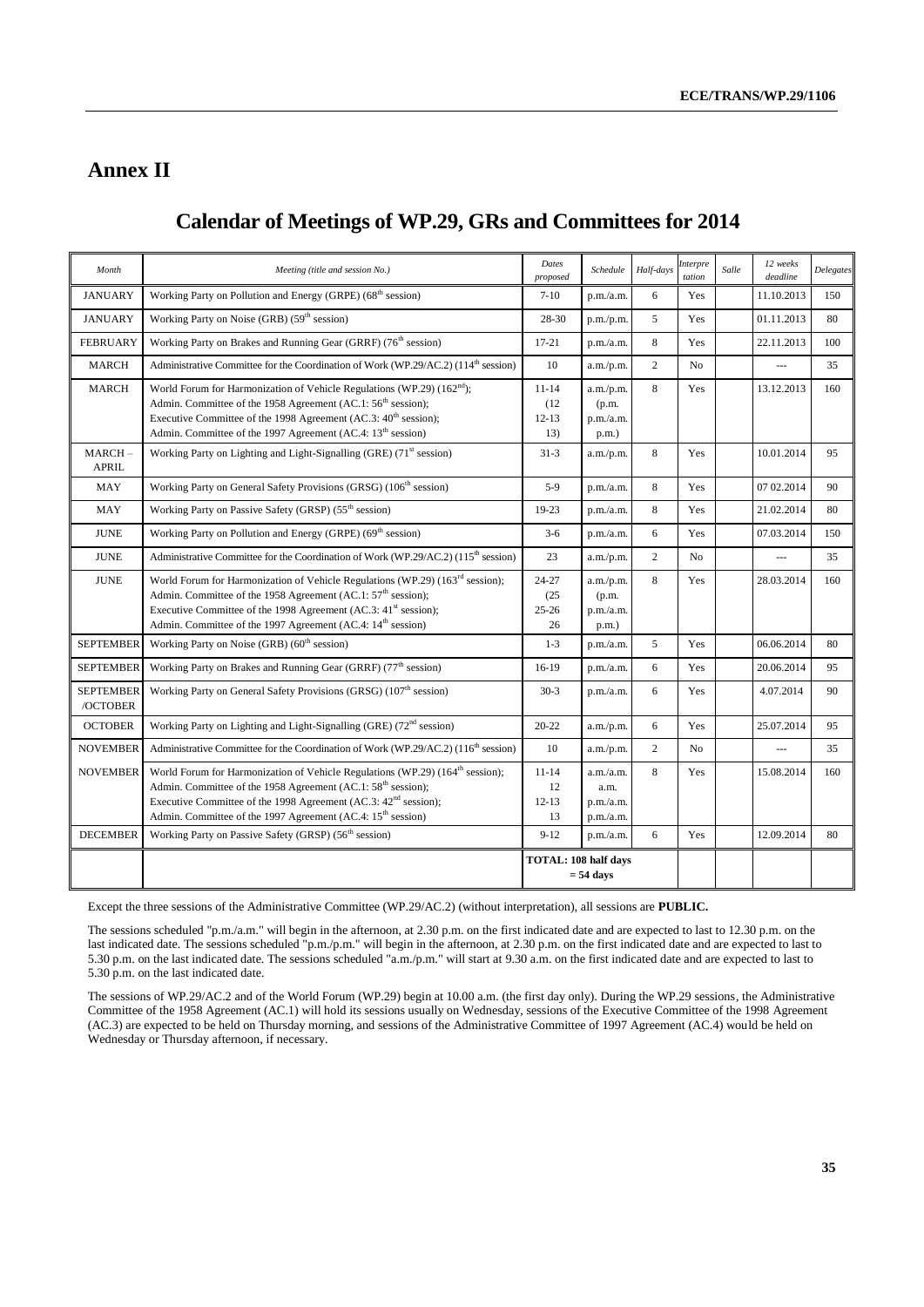# Annex II

## Calendar of Meetings of WP.29, GRs and Committees for 2014

| Month | Meeting (title and session No.) | Dates proposed | Schedule | Half-days | Interpretation | Salle | 12 weeks deadline | Delegates |
|---|---|---|---|---|---|---|---|---|
| JANUARY | Working Party on Pollution and Energy (GRPE) (68th session) | 7-10 | p.m./a.m. | 6 | Yes | | 11.10.2013 | 150 |
| JANUARY | Working Party on Noise (GRB) (59th session) | 28-30 | p.m./p.m. | 5 | Yes | | 01.11.2013 | 80 |
| FEBRUARY | Working Party on Brakes and Running Gear (GRRF) (76th session) | 17-21 | p.m./a.m. | 8 | Yes | | 22.11.2013 | 100 |
| MARCH | Administrative Committee for the Coordination of Work (WP.29/AC.2) (114th session) | 10 | a.m./p.m. | 2 | No | | --- | 35 |
| MARCH | World Forum for Harmonization of Vehicle Regulations (WP.29) (162nd); Admin. Committee of the 1958 Agreement (AC.1: 56th session); Executive Committee of the 1998 Agreement (AC.3: 40th session); Admin. Committee of the 1997 Agreement (AC.4: 13th session) | 11-14 (12 12-13 13) | a.m./p.m. (p.m. p.m./a.m. p.m.) | 8 | Yes | | 13.12.2013 | 160 |
| MARCH – APRIL | Working Party on Lighting and Light-Signalling (GRE) (71st session) | 31-3 | a.m./p.m. | 8 | Yes | | 10.01.2014 | 95 |
| MAY | Working Party on General Safety Provisions (GRSG) (106th session) | 5-9 | p.m./a.m. | 8 | Yes | | 07 02.2014 | 90 |
| MAY | Working Party on Passive Safety (GRSP) (55th session) | 19-23 | p.m./a.m. | 8 | Yes | | 21.02.2014 | 80 |
| JUNE | Working Party on Pollution and Energy (GRPE) (69th session) | 3-6 | p.m./a.m. | 6 | Yes | | 07.03.2014 | 150 |
| JUNE | Administrative Committee for the Coordination of Work (WP.29/AC.2) (115th session) | 23 | a.m./p.m. | 2 | No | | --- | 35 |
| JUNE | World Forum for Harmonization of Vehicle Regulations (WP.29) (163rd session); Admin. Committee of the 1958 Agreement (AC.1: 57th session); Executive Committee of the 1998 Agreement (AC.3: 41st session); Admin. Committee of the 1997 Agreement (AC.4: 14th session) | 24-27 (25 25-26 26) | a.m./p.m. (p.m. p.m./a.m. p.m.) | 8 | Yes | | 28.03.2014 | 160 |
| SEPTEMBER | Working Party on Noise (GRB) (60th session) | 1-3 | p.m./a.m. | 5 | Yes | | 06.06.2014 | 80 |
| SEPTEMBER | Working Party on Brakes and Running Gear (GRRF) (77th session) | 16-19 | p.m./a.m. | 6 | Yes | | 20.06.2014 | 95 |
| SEPTEMBER /OCTOBER | Working Party on General Safety Provisions (GRSG) (107th session) | 30-3 | p.m./a.m. | 6 | Yes | | 4.07.2014 | 90 |
| OCTOBER | Working Party on Lighting and Light-Signalling (GRE) (72nd session) | 20-22 | a.m./p.m. | 6 | Yes | | 25.07.2014 | 95 |
| NOVEMBER | Administrative Committee for the Coordination of Work (WP.29/AC.2) (116th session) | 10 | a.m./p.m. | 2 | No | | --- | 35 |
| NOVEMBER | World Forum for Harmonization of Vehicle Regulations (WP.29) (164th session); Admin. Committee of the 1958 Agreement (AC.1: 58th session); Executive Committee of the 1998 Agreement (AC.3: 42nd session); Admin. Committee of the 1997 Agreement (AC.4: 15th session) | 11-14 12 12-13 13 | a.m./a.m. a.m. p.m./a.m. p.m./a.m. | 8 | Yes | | 15.08.2014 | 160 |
| DECEMBER | Working Party on Passive Safety (GRSP) (56th session) | 9-12 | p.m./a.m. | 6 | Yes | | 12.09.2014 | 80 |
| | | **TOTAL: 108 half days = 54 days** | | | | | | |

Except the three sessions of the Administrative Committee (WP.29/AC.2) (without interpretation), all sessions are **PUBLIC.**

The sessions scheduled "p.m./a.m." will begin in the afternoon, at 2.30 p.m. on the first indicated date and are expected to last to 12.30 p.m. on the last indicated date. The sessions scheduled "p.m./p.m." will begin in the afternoon, at 2.30 p.m. on the first indicated date and are expected to last to 5.30 p.m. on the last indicated date. The sessions scheduled "a.m./p.m." will start at 9.30 a.m. on the first indicated date and are expected to last to 5.30 p.m. on the last indicated date.

The sessions of WP.29/AC.2 and of the World Forum (WP.29) begin at 10.00 a.m. (the first day only). During the WP.29 sessions, the Administrative Committee of the 1958 Agreement (AC.1) will hold its sessions usually on Wednesday, sessions of the Executive Committee of the 1998 Agreement (AC.3) are expected to be held on Thursday morning, and sessions of the Administrative Committee of 1997 Agreement (AC.4) would be held on Wednesday or Thursday afternoon, if necessary.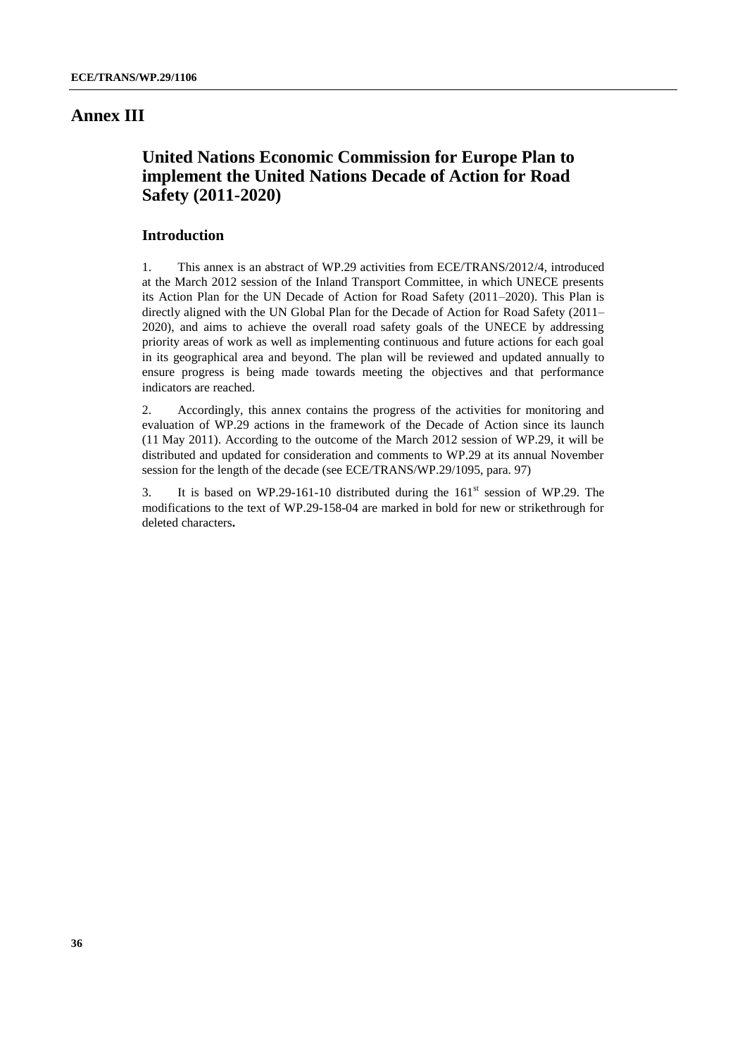# Annex III

## United Nations Economic Commission for Europe Plan to implement the United Nations Decade of Action for Road Safety (2011-2020)

### Introduction

1. This annex is an abstract of WP.29 activities from ECE/TRANS/2012/4, introduced at the March 2012 session of the Inland Transport Committee, in which UNECE presents its Action Plan for the UN Decade of Action for Road Safety (2011–2020). This Plan is directly aligned with the UN Global Plan for the Decade of Action for Road Safety (2011–2020), and aims to achieve the overall road safety goals of the UNECE by addressing priority areas of work as well as implementing continuous and future actions for each goal in its geographical area and beyond. The plan will be reviewed and updated annually to ensure progress is being made towards meeting the objectives and that performance indicators are reached.

2. Accordingly, this annex contains the progress of the activities for monitoring and evaluation of WP.29 actions in the framework of the Decade of Action since its launch (11 May 2011). According to the outcome of the March 2012 session of WP.29, it will be distributed and updated for consideration and comments to WP.29 at its annual November session for the length of the decade (see ECE/TRANS/WP.29/1095, para. 97)

3. It is based on WP.29-161-10 distributed during the 161st session of WP.29. The modifications to the text of WP.29-158-04 are marked in bold for new or strikethrough for deleted characters**.**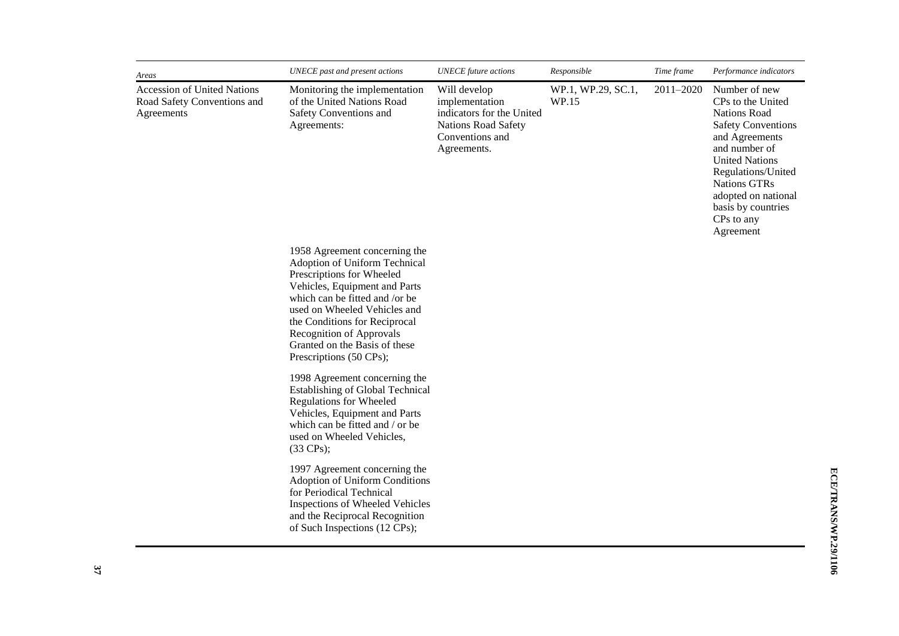| *Areas* | *UNECE past and present actions* | *UNECE future actions* | *Responsible* | *Time frame* | *Performance indicators* |
|---|---|---|---|---|---|
| Accession of United Nations Road Safety Conventions and Agreements | Monitoring the implementation of the United Nations Road Safety Conventions and Agreements: | Will develop implementation indicators for the United Nations Road Safety Conventions and Agreements. | WP.1, WP.29, SC.1, WP.15 | 2011–2020 | Number of new CPs to the United Nations Road Safety Conventions and Agreements and number of United Nations Regulations/United Nations GTRs adopted on national basis by countries CPs to any Agreement |
| | 1958 Agreement concerning the Adoption of Uniform Technical Prescriptions for Wheeled Vehicles, Equipment and Parts which can be fitted and /or be used on Wheeled Vehicles and the Conditions for Reciprocal Recognition of Approvals Granted on the Basis of these Prescriptions (50 CPs); | | | | |
| | 1998 Agreement concerning the Establishing of Global Technical Regulations for Wheeled Vehicles, Equipment and Parts which can be fitted and / or be used on Wheeled Vehicles, (33 CPs); | | | | |
| | 1997 Agreement concerning the Adoption of Uniform Conditions for Periodical Technical Inspections of Wheeled Vehicles and the Reciprocal Recognition of Such Inspections (12 CPs); | | | | |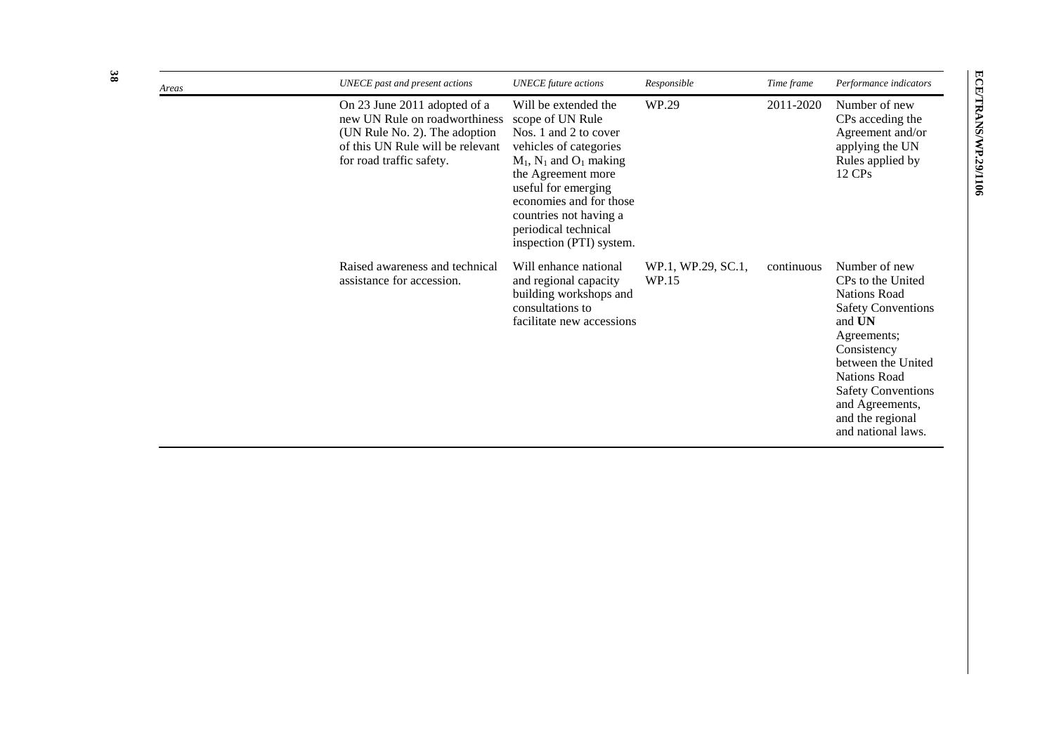| *Areas* | *UNECE past and present actions* | *UNECE future actions* | *Responsible* | *Time frame* | *Performance indicators* |
|---|---|---|---|---|---|
| | On 23 June 2011 adopted of a new UN Rule on roadworthiness (UN Rule No. 2). The adoption of this UN Rule will be relevant for road traffic safety. | Will be extended the scope of UN Rule Nos. 1 and 2 to cover vehicles of categories $M_1$, $N_1$ and $O_1$ making the Agreement more useful for emerging economies and for those countries not having a periodical technical inspection (PTI) system. | WP.29 | 2011-2020 | Number of new CPs acceding the Agreement and/or applying the UN Rules applied by 12 CPs |
| | Raised awareness and technical assistance for accession. | Will enhance national and regional capacity building workshops and consultations to facilitate new accessions | WP.1, WP.29, SC.1, WP.15 | continuous | Number of new CPs to the United Nations Road Safety Conventions and **UN** Agreements; Consistency between the United Nations Road Safety Conventions and Agreements, and the regional and national laws. |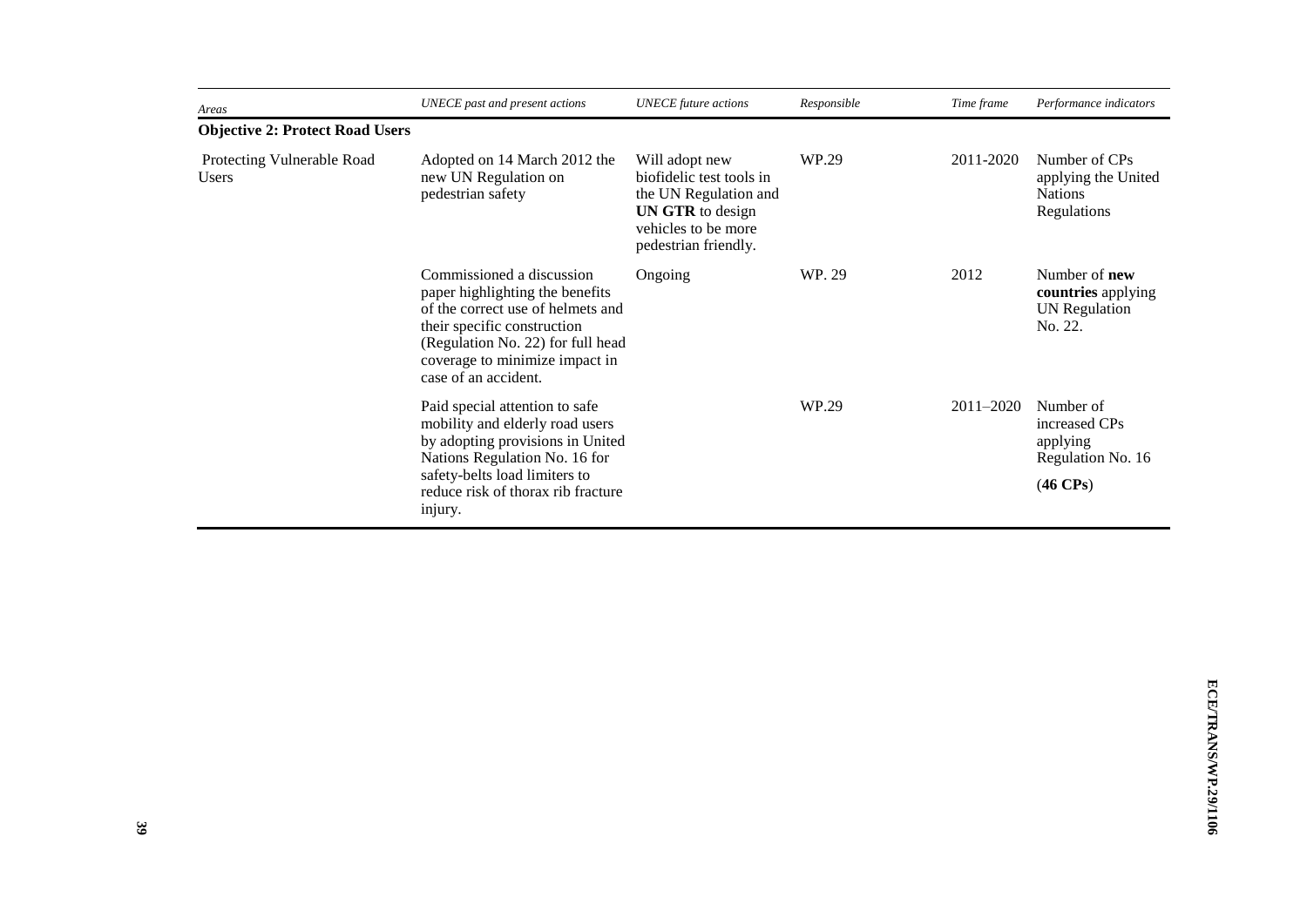| *Areas* | *UNECE past and present actions* | *UNECE future actions* | *Responsible* | *Time frame* | *Performance indicators* |
|---|---|---|---|---|---|
| **Objective 2: Protect Road Users** | | | | | |
| Protecting Vulnerable Road Users | Adopted on 14 March 2012 the new UN Regulation on pedestrian safety | Will adopt new biofidelic test tools in the UN Regulation and **UN GTR** to design vehicles to be more pedestrian friendly. | WP.29 | 2011-2020 | Number of CPs applying the United Nations Regulations |
| | Commissioned a discussion paper highlighting the benefits of the correct use of helmets and their specific construction (Regulation No. 22) for full head coverage to minimize impact in case of an accident. | Ongoing | WP. 29 | 2012 | Number of **new countries** applying UN Regulation No. 22. |
| | Paid special attention to safe mobility and elderly road users by adopting provisions in United Nations Regulation No. 16 for safety-belts load limiters to reduce risk of thorax rib fracture injury. | | WP.29 | 2011–2020 | Number of increased CPs applying Regulation No. 16 (**46 CPs**) |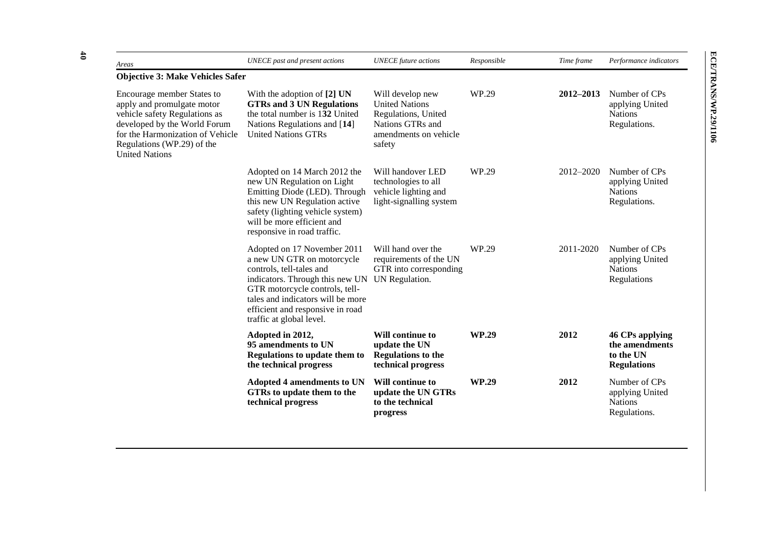| *Areas* | *UNECE past and present actions* | *UNECE future actions* | *Responsible* | *Time frame* | *Performance indicators* |
|---|---|---|---|---|---|
| **Objective 3: Make Vehicles Safer** | | | | | |
| Encourage member States to apply and promulgate motor vehicle safety Regulations as developed by the World Forum for the Harmonization of Vehicle Regulations (WP.29) of the United Nations | With the adoption of **[2] UN GTRs and 3 UN Regulations** the total number is 1**32** United Nations Regulations and [**14**] United Nations GTRs | Will develop new United Nations Regulations, United Nations GTRs and amendments on vehicle safety | WP.29 | **2012–2013** | Number of CPs applying United Nations Regulations. |
| | Adopted on 14 March 2012 the new UN Regulation on Light Emitting Diode (LED). Through this new UN Regulation active safety (lighting vehicle system) will be more efficient and responsive in road traffic. | Will handover LED technologies to all vehicle lighting and light-signalling system | WP.29 | 2012–2020 | Number of CPs applying United Nations Regulations. |
| | Adopted on 17 November 2011 a new UN GTR on motorcycle controls, tell-tales and indicators. Through this new UN GTR motorcycle controls, tell-tales and indicators will be more efficient and responsive in road traffic at global level. | Will hand over the requirements of the UN GTR into corresponding UN Regulation. | WP.29 | 2011-2020 | Number of CPs applying United Nations Regulations |
| | **Adopted in 2012, 95 amendments to UN Regulations to update them to the technical progress** | **Will continue to update the UN Regulations to the technical progress** | **WP.29** | **2012** | **46 CPs applying the amendments to the UN Regulations** |
| | **Adopted 4 amendments to UN GTRs to update them to the technical progress** | **Will continue to update the UN GTRs to the technical progress** | **WP.29** | **2012** | Number of CPs applying United Nations Regulations. |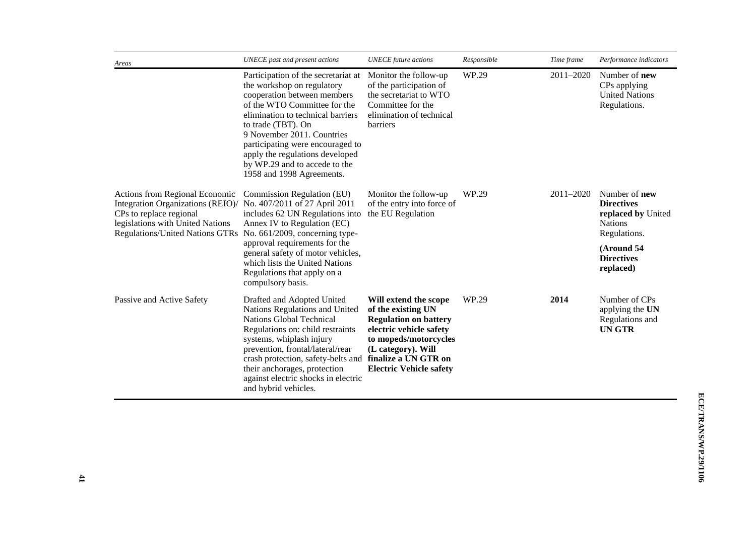| *Areas* | *UNECE past and present actions* | *UNECE future actions* | *Responsible* | *Time frame* | *Performance indicators* |
|---|---|---|---|---|---|
| | Participation of the secretariat at the workshop on regulatory cooperation between members of the WTO Committee for the elimination to technical barriers to trade (TBT). On 9 November 2011. Countries participating were encouraged to apply the regulations developed by WP.29 and to accede to the 1958 and 1998 Agreements. | Monitor the follow-up of the participation of the secretariat to WTO Committee for the elimination of technical barriers | WP.29 | 2011–2020 | Number of **new** CPs applying United Nations Regulations. |
| Actions from Regional Economic Integration Organizations (REIO)/ CPs to replace regional legislations with United Nations Regulations/United Nations GTRs | Commission Regulation (EU) No. 407/2011 of 27 April 2011 includes 62 UN Regulations into Annex IV to Regulation (EC) No. 661/2009, concerning type-approval requirements for the general safety of motor vehicles, which lists the United Nations Regulations that apply on a compulsory basis. | Monitor the follow-up of the entry into force of the EU Regulation | WP.29 | 2011–2020 | Number of **new Directives replaced by** United Nations Regulations.<br><br>**(Around 54 Directives replaced)** |
| Passive and Active Safety | Drafted and Adopted United Nations Regulations and United Nations Global Technical Regulations on: child restraints systems, whiplash injury prevention, frontal/lateral/rear crash protection, safety-belts and their anchorages, protection against electric shocks in electric and hybrid vehicles. | **Will extend the scope of the existing UN Regulation on battery electric vehicle safety to mopeds/motorcycles (L category). Will finalize a UN GTR on Electric Vehicle safety** | WP.29 | **2014** | Number of CPs applying the **UN** Regulations and **UN GTR** |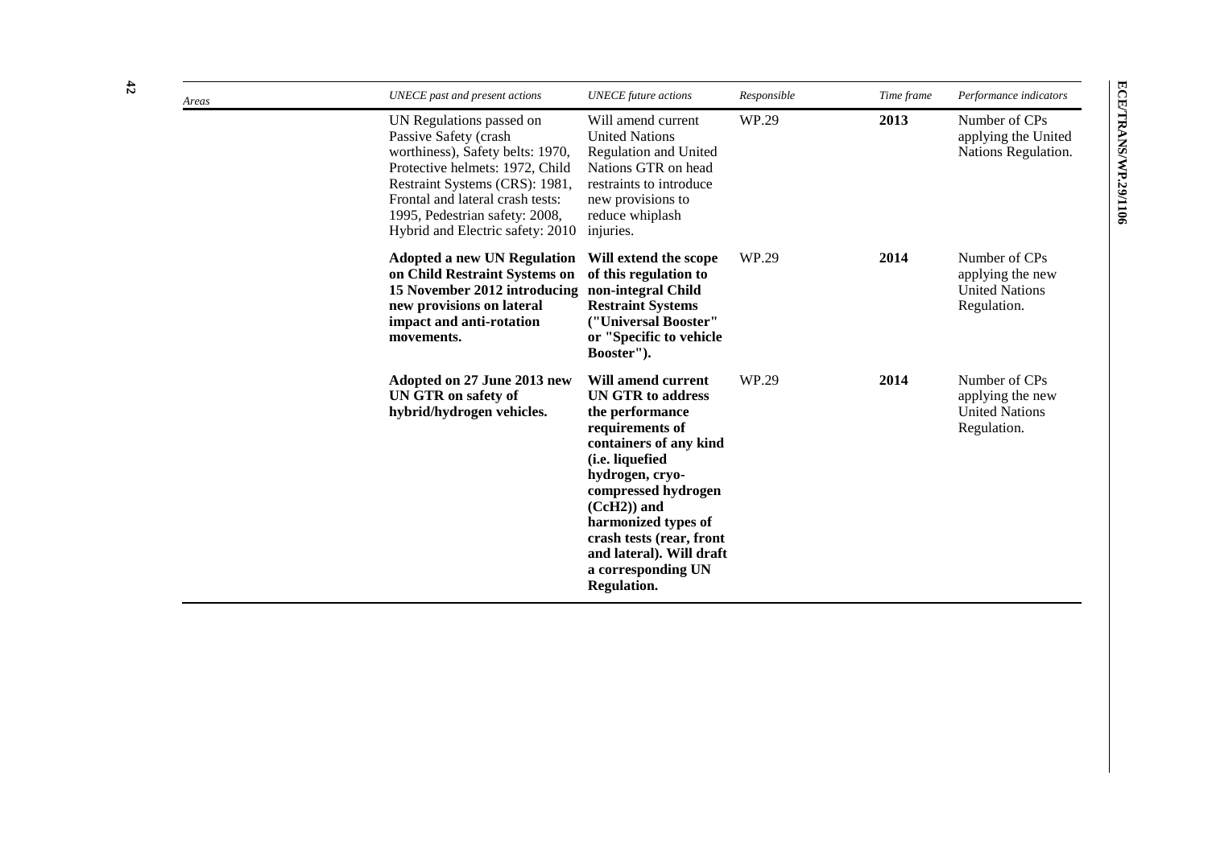| *Areas* | *UNECE past and present actions* | *UNECE future actions* | *Responsible* | *Time frame* | *Performance indicators* |
|---|---|---|---|---|---|
| | UN Regulations passed on Passive Safety (crash worthiness), Safety belts: 1970, Protective helmets: 1972, Child Restraint Systems (CRS): 1981, Frontal and lateral crash tests: 1995, Pedestrian safety: 2008, Hybrid and Electric safety: 2010 | Will amend current United Nations Regulation and United Nations GTR on head restraints to introduce new provisions to reduce whiplash injuries. | WP.29 | **2013** | Number of CPs applying the United Nations Regulation. |
| | **Adopted a new UN Regulation on Child Restraint Systems on 15 November 2012 introducing new provisions on lateral impact and anti-rotation movements.** | **Will extend the scope of this regulation to non-integral Child Restraint Systems ("Universal Booster" or "Specific to vehicle Booster").** | WP.29 | **2014** | Number of CPs applying the new United Nations Regulation. |
| | **Adopted on 27 June 2013 new UN GTR on safety of hybrid/hydrogen vehicles.** | **Will amend current UN GTR to address the performance requirements of containers of any kind (i.e. liquefied hydrogen, cryo-compressed hydrogen (CcH2)) and harmonized types of crash tests (rear, front and lateral). Will draft a corresponding UN Regulation.** | WP.29 | **2014** | Number of CPs applying the new United Nations Regulation. |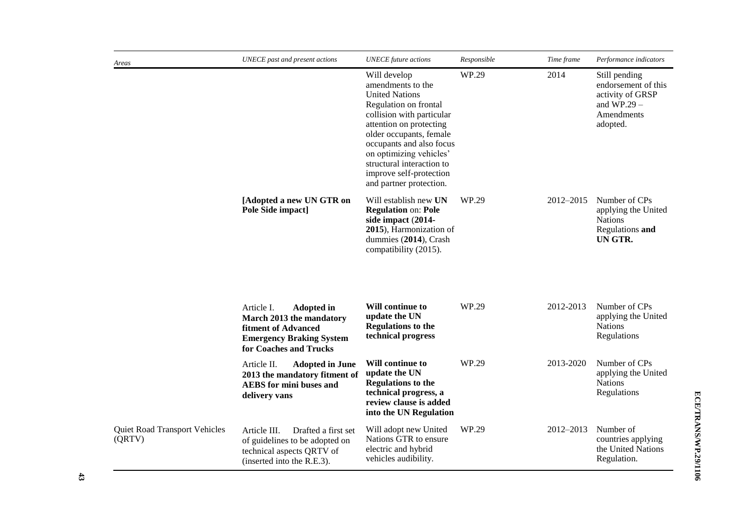| *Areas* | *UNECE past and present actions* | *UNECE future actions* | *Responsible* | *Time frame* | *Performance indicators* |
|---|---|---|---|---|---|
| | | Will develop amendments to the United Nations Regulation on frontal collision with particular attention on protecting older occupants, female occupants and also focus on optimizing vehicles' structural interaction to improve self-protection and partner protection. | WP.29 | 2014 | Still pending endorsement of this activity of GRSP and WP.29 – Amendments adopted. |
| | **[Adopted a new UN GTR on Pole Side impact]** | Will establish new **UN Regulation** on: **Pole side impact** (**2014-2015**), Harmonization of dummies (**2014**), Crash compatibility (2015). | WP.29 | 2012–2015 | Number of CPs applying the United Nations Regulations **and UN GTR.** |
| | Article I. **Adopted in March 2013 the mandatory fitment of Advanced Emergency Braking System for Coaches and Trucks** | **Will continue to update the UN Regulations to the technical progress** | WP.29 | 2012-2013 | Number of CPs applying the United Nations Regulations |
| | Article II. **Adopted in June 2013 the mandatory fitment of AEBS for mini buses and delivery vans** | **Will continue to update the UN Regulations to the technical progress, a review clause is added into the UN Regulation** | WP.29 | 2013-2020 | Number of CPs applying the United Nations Regulations |
| Quiet Road Transport Vehicles (QRTV) | Article III. Drafted a first set of guidelines to be adopted on technical aspects QRTV of (inserted into the R.E.3). | Will adopt new United Nations GTR to ensure electric and hybrid vehicles audibility. | WP.29 | 2012–2013 | Number of countries applying the United Nations Regulation. |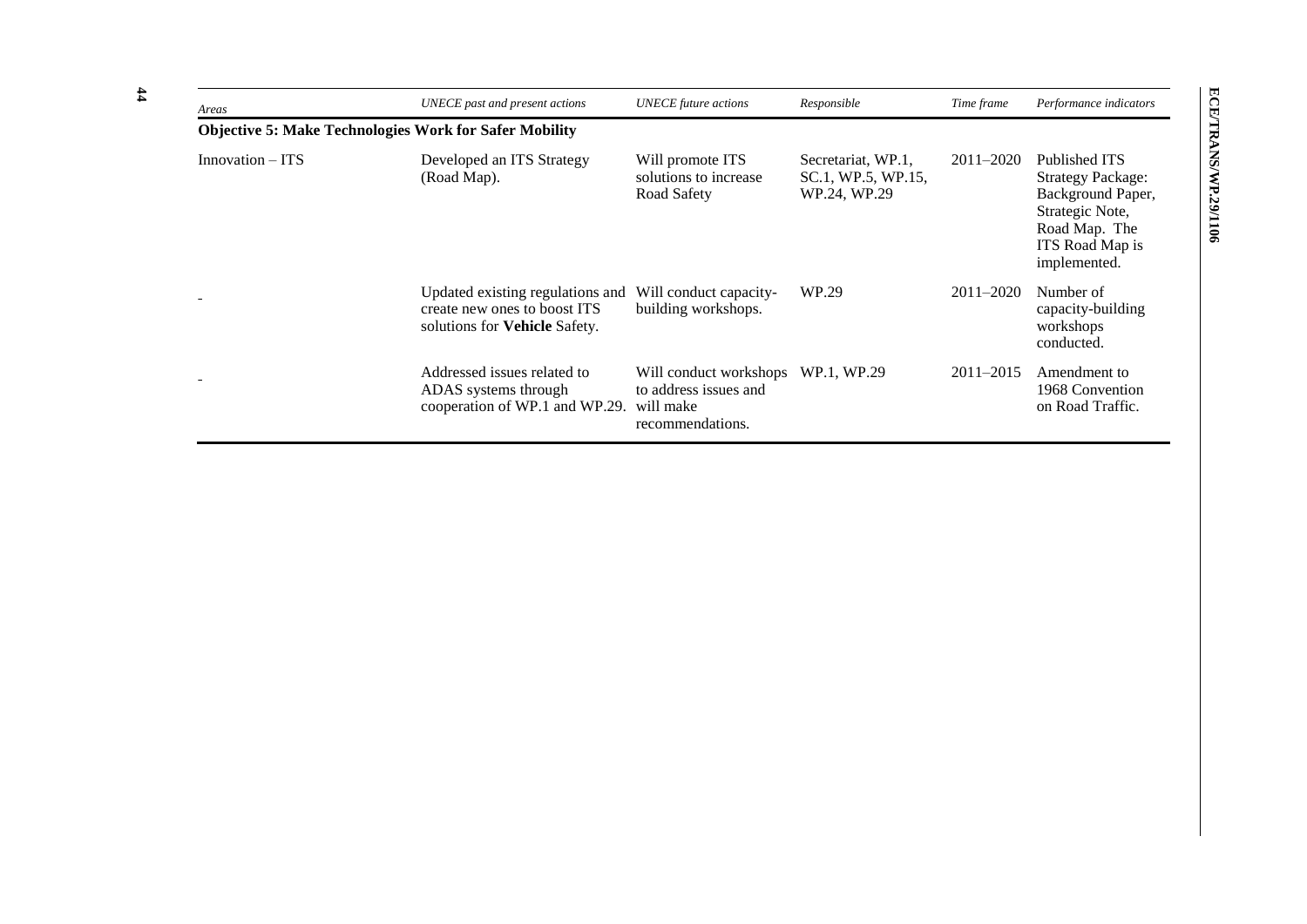| *Areas* | *UNECE past and present actions* | *UNECE future actions* | *Responsible* | *Time frame* | *Performance indicators* |
|---|---|---|---|---|---|
| **Objective 5: Make Technologies Work for Safer Mobility** | | | | | |
| Innovation – ITS | Developed an ITS Strategy (Road Map). | Will promote ITS solutions to increase Road Safety | Secretariat, WP.1, SC.1, WP.5, WP.15, WP.24, WP.29 | 2011–2020 | Published ITS Strategy Package: Background Paper, Strategic Note, Road Map. The ITS Road Map is implemented. |
| - | Updated existing regulations and create new ones to boost ITS solutions for **Vehicle** Safety. | Will conduct capacity-building workshops. | WP.29 | 2011–2020 | Number of capacity-building workshops conducted. |
| - | Addressed issues related to ADAS systems through cooperation of WP.1 and WP.29. | Will conduct workshops to address issues and will make recommendations. | WP.1, WP.29 | 2011–2015 | Amendment to 1968 Convention on Road Traffic. |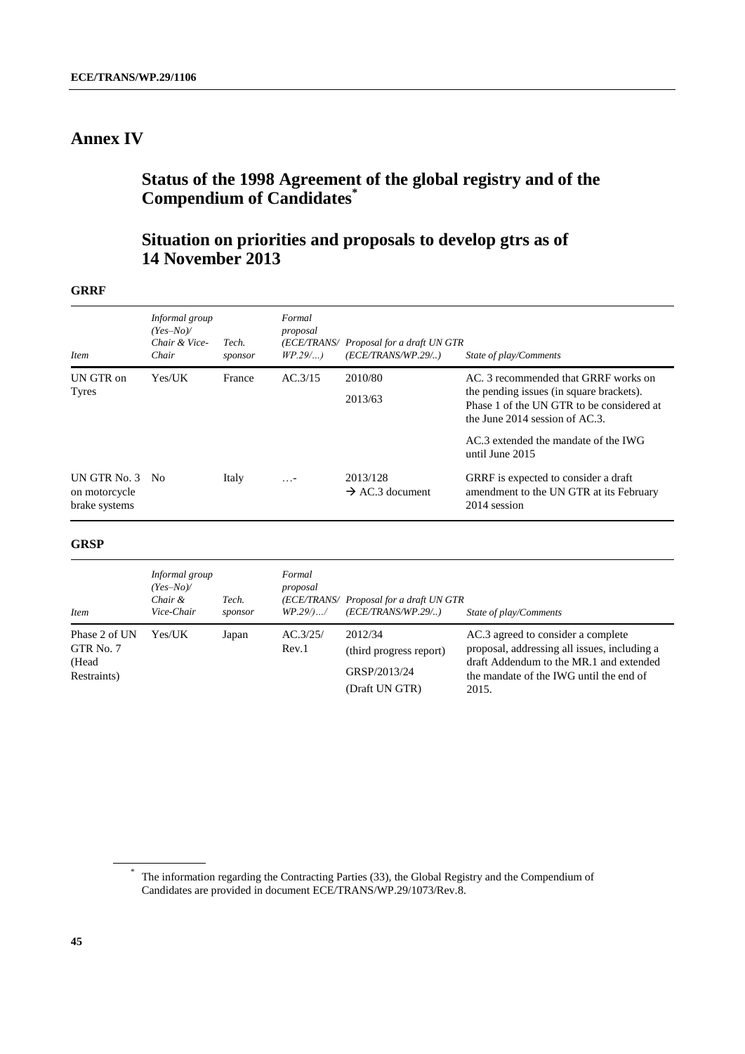# Annex IV

## Status of the 1998 Agreement of the global registry and of the Compendium of Candidates*

## Situation on priorities and proposals to develop gtrs as of 14 November 2013

### GRRF

| *Item* | *Informal group (Yes–No)/ Chair & Vice-Chair* | *Tech. sponsor* | *Formal proposal (ECE/TRANS/ WP.29/…)* | *Proposal for a draft UN GTR (ECE/TRANS/WP.29/..)* | *State of play/Comments* |
|---|---|---|---|---|---|
| UN GTR on Tyres | Yes/UK | France | AC.3/15 | 2010/80<br>2013/63 | AC. 3 recommended that GRRF works on the pending issues (in square brackets). Phase 1 of the UN GTR to be considered at the June 2014 session of AC.3.<br>AC.3 extended the mandate of the IWG until June 2015 |
| UN GTR No. 3 on motorcycle brake systems | No | Italy | …- | 2013/128<br>→ AC.3 document | GRRF is expected to consider a draft amendment to the UN GTR at its February 2014 session |

### GRSP

| *Item* | *Informal group (Yes–No)/ Chair & Vice-Chair* | *Tech. sponsor* | *Formal proposal (ECE/TRANS/ WP.29/)…/* | *Proposal for a draft UN GTR (ECE/TRANS/WP.29/..)* | *State of play/Comments* |
|---|---|---|---|---|---|
| Phase 2 of UN GTR No. 7 (Head Restraints) | Yes/UK | Japan | AC.3/25/ Rev.1 | 2012/34<br>(third progress report)<br>GRSP/2013/24<br>(Draft UN GTR) | AC.3 agreed to consider a complete proposal, addressing all issues, including a draft Addendum to the MR.1 and extended the mandate of the IWG until the end of 2015. |

* The information regarding the Contracting Parties (33), the Global Registry and the Compendium of Candidates are provided in document ECE/TRANS/WP.29/1073/Rev.8.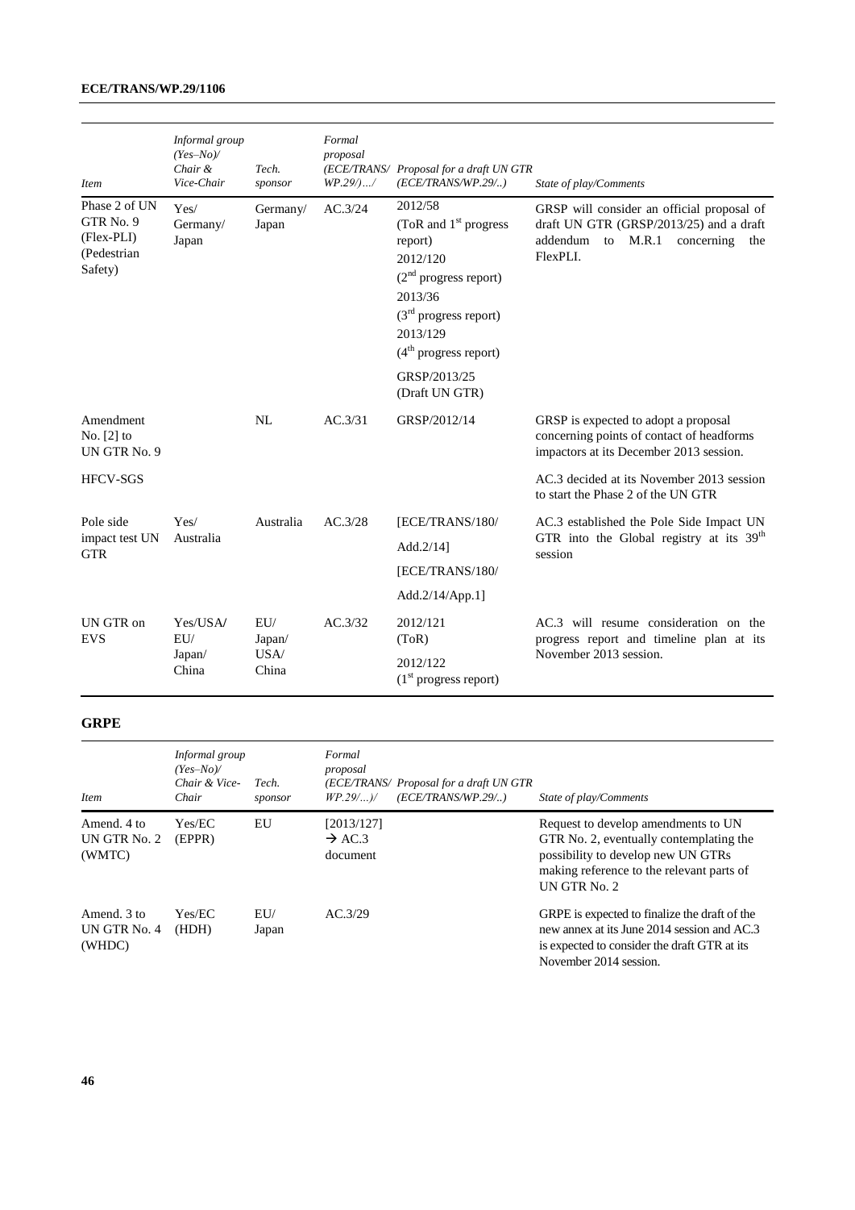| *Item* | *Informal group (Yes–No)/ Chair & Vice-Chair* | *Tech. sponsor* | *Formal proposal (ECE/TRANS/ WP.29/)…/* | *Proposal for a draft UN GTR (ECE/TRANS/WP.29/..)* | *State of play/Comments* |
|---|---|---|---|---|---|
| Phase 2 of UN GTR No. 9 (Flex-PLI) (Pedestrian Safety) | Yes/ Germany/ Japan | Germany/ Japan | AC.3/24 | 2012/58 (ToR and 1st progress report) 2012/120 (2nd progress report) 2013/36 (3rd progress report) 2013/129 (4th progress report) GRSP/2013/25 (Draft UN GTR) | GRSP will consider an official proposal of draft UN GTR (GRSP/2013/25) and a draft addendum to M.R.1 concerning the FlexPLI. |
| Amendment No. [2] to UN GTR No. 9 | | NL | AC.3/31 | GRSP/2012/14 | GRSP is expected to adopt a proposal concerning points of contact of headforms impactors at its December 2013 session. |
| HFCV-SGS | | | | | AC.3 decided at its November 2013 session to start the Phase 2 of the UN GTR |
| Pole side impact test UN GTR | Yes/ Australia | Australia | AC.3/28 | [ECE/TRANS/180/ Add.2/14] [ECE/TRANS/180/ Add.2/14/App.1] | AC.3 established the Pole Side Impact UN GTR into the Global registry at its 39th session |
| UN GTR on EVS | Yes/USA/ EU/ Japan/ China | EU/ Japan/ USA/ China | AC.3/32 | 2012/121 (ToR) 2012/122 (1st progress report) | AC.3 will resume consideration on the progress report and timeline plan at its November 2013 session. |

**GRPE**

| *Item* | *Informal group (Yes–No)/ Chair & Vice-Chair* | *Tech. sponsor* | *Formal proposal (ECE/TRANS/ WP.29/…)/* | *Proposal for a draft UN GTR (ECE/TRANS/WP.29/..)* | *State of play/Comments* |
|---|---|---|---|---|---|
| Amend. 4 to UN GTR No. 2 (WMTC) | Yes/EC (EPPR) | EU | [2013/127] → AC.3 document | | Request to develop amendments to UN GTR No. 2, eventually contemplating the possibility to develop new UN GTRs making reference to the relevant parts of UN GTR No. 2 |
| Amend. 3 to UN GTR No. 4 (WHDC) | Yes/EC (HDH) | EU/ Japan | AC.3/29 | | GRPE is expected to finalize the draft of the new annex at its June 2014 session and AC.3 is expected to consider the draft GTR at its November 2014 session. |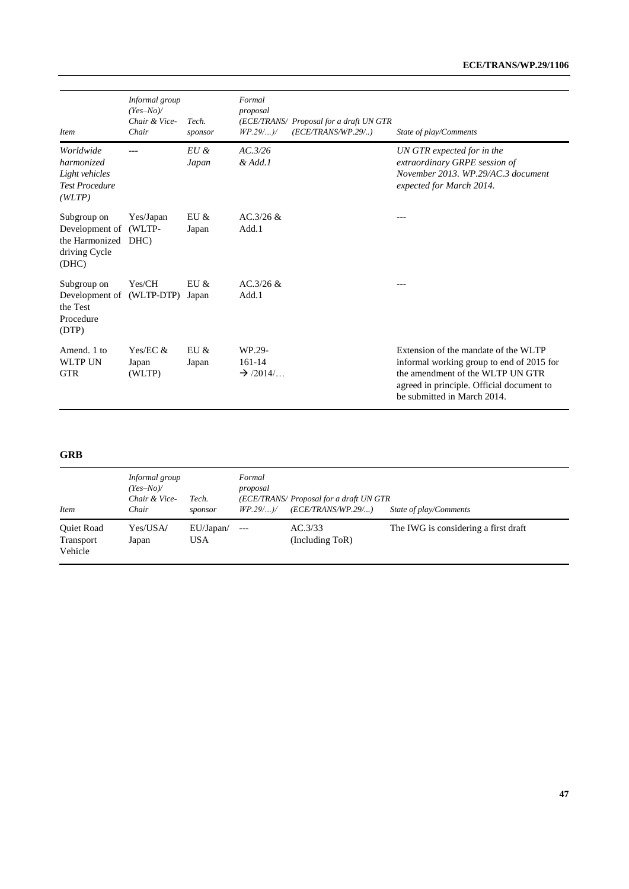| *Item* | *Informal group (Yes–No)/ Chair & Vice-Chair* | *Tech. sponsor* | *Formal proposal (ECE/TRANS/ WP.29/…)/* | *Proposal for a draft UN GTR (ECE/TRANS/WP.29/..)* | *State of play/Comments* |
|---|---|---|---|---|---|
| *Worldwide harmonized Light vehicles Test Procedure (WLTP)* | --- | *EU & Japan* | *AC.3/26 & Add.1* | | *UN GTR expected for in the extraordinary GRPE session of November 2013. WP.29/AC.3 document expected for March 2014.* |
| Subgroup on Development of the Harmonized driving Cycle (DHC) | Yes/Japan (WLTP-DHC) | EU & Japan | AC.3/26 & Add.1 | | --- |
| Subgroup on Development of the Test Procedure (DTP) | Yes/CH (WLTP-DTP) | EU & Japan | AC.3/26 & Add.1 | | --- |
| Amend. 1 to WLTP UN GTR | Yes/EC & Japan (WLTP) | EU & Japan | WP.29-161-14 → /2014/… | | Extension of the mandate of the WLTP informal working group to end of 2015 for the amendment of the WLTP UN GTR agreed in principle. Official document to be submitted in March 2014. |

## GRB

| *Item* | *Informal group (Yes–No)/ Chair & Vice-Chair* | *Tech. sponsor* | *Formal proposal (ECE/TRANS/ WP.29/…)/* | *Proposal for a draft UN GTR (ECE/TRANS/WP.29/...)* | *State of play/Comments* |
|---|---|---|---|---|---|
| Quiet Road Transport Vehicle | Yes/USA/ Japan | EU/Japan/ USA | --- | AC.3/33 (Including ToR) | The IWG is considering a first draft |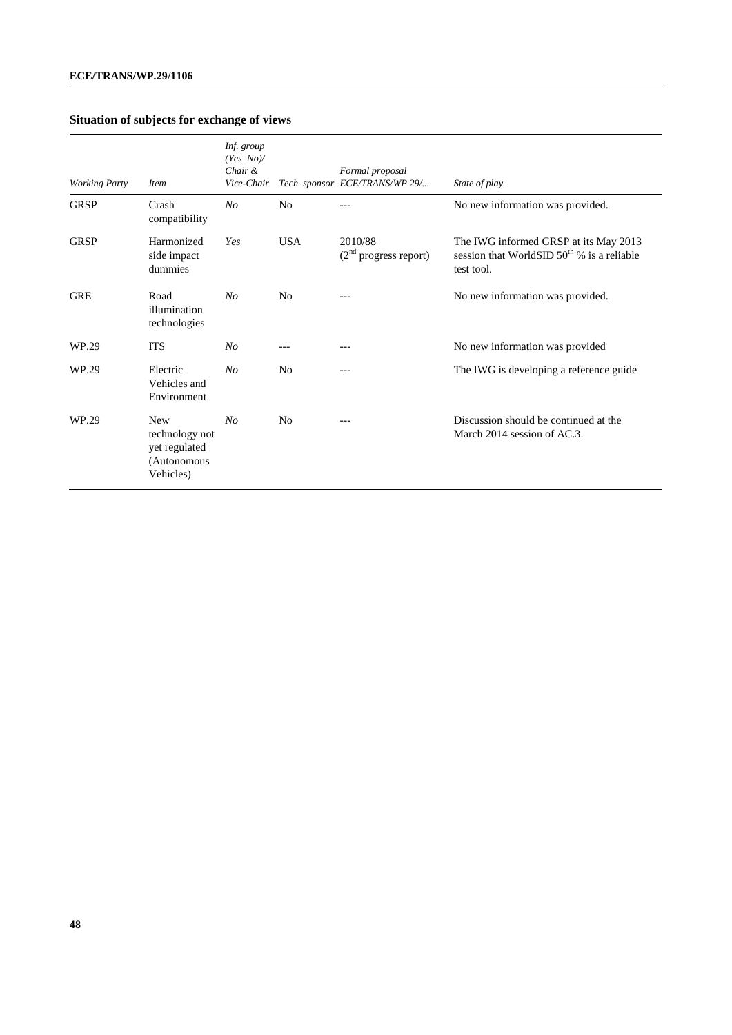## Situation of subjects for exchange of views

| *Working Party* | *Item* | *Inf. group (Yes–No)/ Chair & Vice-Chair* | *Tech. sponsor* | *Formal proposal ECE/TRANS/WP.29/...* | *State of play.* |
|---|---|---|---|---|---|
| GRSP | Crash compatibility | *No* | No | --- | No new information was provided. |
| GRSP | Harmonized side impact dummies | *Yes* | USA | 2010/88 (2nd progress report) | The IWG informed GRSP at its May 2013 session that WorldSID 50th % is a reliable test tool. |
| GRE | Road illumination technologies | *No* | No | --- | No new information was provided. |
| WP.29 | ITS | *No* | --- | --- | No new information was provided |
| WP.29 | Electric Vehicles and Environment | *No* | No | --- | The IWG is developing a reference guide |
| WP.29 | New technology not yet regulated (Autonomous Vehicles) | *No* | No | --- | Discussion should be continued at the March 2014 session of AC.3. |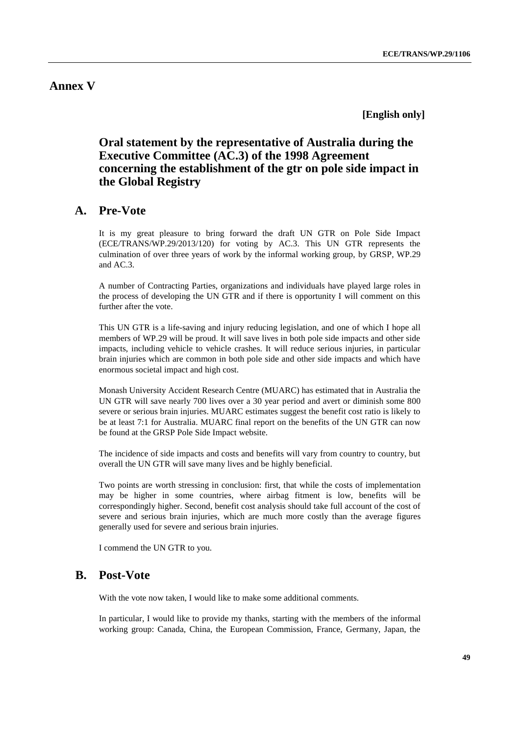# Annex V

**[English only]**

## Oral statement by the representative of Australia during the Executive Committee (AC.3) of the 1998 Agreement concerning the establishment of the gtr on pole side impact in the Global Registry

## A. Pre-Vote

It is my great pleasure to bring forward the draft UN GTR on Pole Side Impact (ECE/TRANS/WP.29/2013/120) for voting by AC.3. This UN GTR represents the culmination of over three years of work by the informal working group, by GRSP, WP.29 and AC.3.

A number of Contracting Parties, organizations and individuals have played large roles in the process of developing the UN GTR and if there is opportunity I will comment on this further after the vote.

This UN GTR is a life-saving and injury reducing legislation, and one of which I hope all members of WP.29 will be proud. It will save lives in both pole side impacts and other side impacts, including vehicle to vehicle crashes. It will reduce serious injuries, in particular brain injuries which are common in both pole side and other side impacts and which have enormous societal impact and high cost.

Monash University Accident Research Centre (MUARC) has estimated that in Australia the UN GTR will save nearly 700 lives over a 30 year period and avert or diminish some 800 severe or serious brain injuries. MUARC estimates suggest the benefit cost ratio is likely to be at least 7:1 for Australia. MUARC final report on the benefits of the UN GTR can now be found at the GRSP Pole Side Impact website.

The incidence of side impacts and costs and benefits will vary from country to country, but overall the UN GTR will save many lives and be highly beneficial.

Two points are worth stressing in conclusion: first, that while the costs of implementation may be higher in some countries, where airbag fitment is low, benefits will be correspondingly higher. Second, benefit cost analysis should take full account of the cost of severe and serious brain injuries, which are much more costly than the average figures generally used for severe and serious brain injuries.

I commend the UN GTR to you.

## B. Post-Vote

With the vote now taken, I would like to make some additional comments.

In particular, I would like to provide my thanks, starting with the members of the informal working group: Canada, China, the European Commission, France, Germany, Japan, the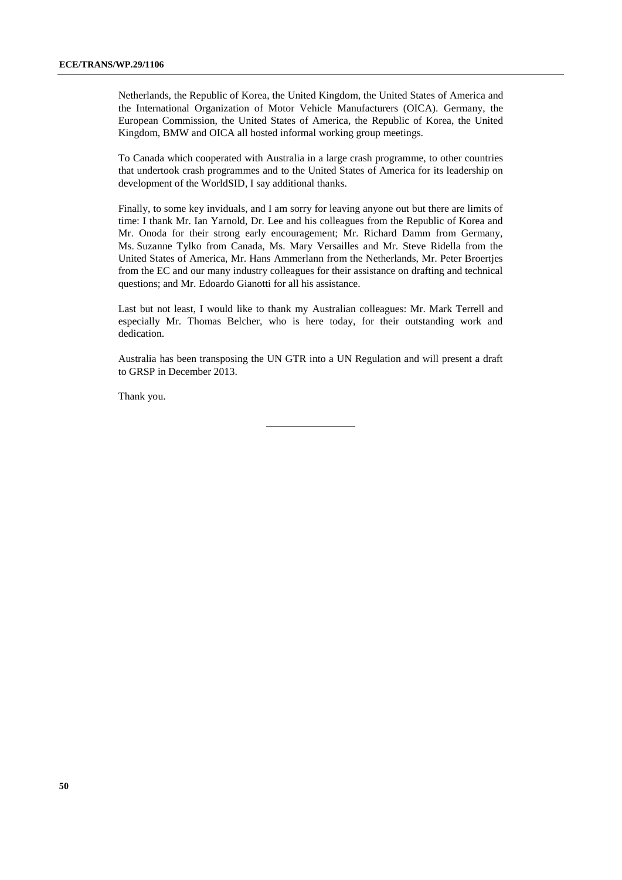Netherlands, the Republic of Korea, the United Kingdom, the United States of America and the International Organization of Motor Vehicle Manufacturers (OICA). Germany, the European Commission, the United States of America, the Republic of Korea, the United Kingdom, BMW and OICA all hosted informal working group meetings.

To Canada which cooperated with Australia in a large crash programme, to other countries that undertook crash programmes and to the United States of America for its leadership on development of the WorldSID, I say additional thanks.

Finally, to some key inviduals, and I am sorry for leaving anyone out but there are limits of time: I thank Mr. Ian Yarnold, Dr. Lee and his colleagues from the Republic of Korea and Mr. Onoda for their strong early encouragement; Mr. Richard Damm from Germany, Ms. Suzanne Tylko from Canada, Ms. Mary Versailles and Mr. Steve Ridella from the United States of America, Mr. Hans Ammerlann from the Netherlands, Mr. Peter Broertjes from the EC and our many industry colleagues for their assistance on drafting and technical questions; and Mr. Edoardo Gianotti for all his assistance.

Last but not least, I would like to thank my Australian colleagues: Mr. Mark Terrell and especially Mr. Thomas Belcher, who is here today, for their outstanding work and dedication.

Australia has been transposing the UN GTR into a UN Regulation and will present a draft to GRSP in December 2013.

Thank you.

---